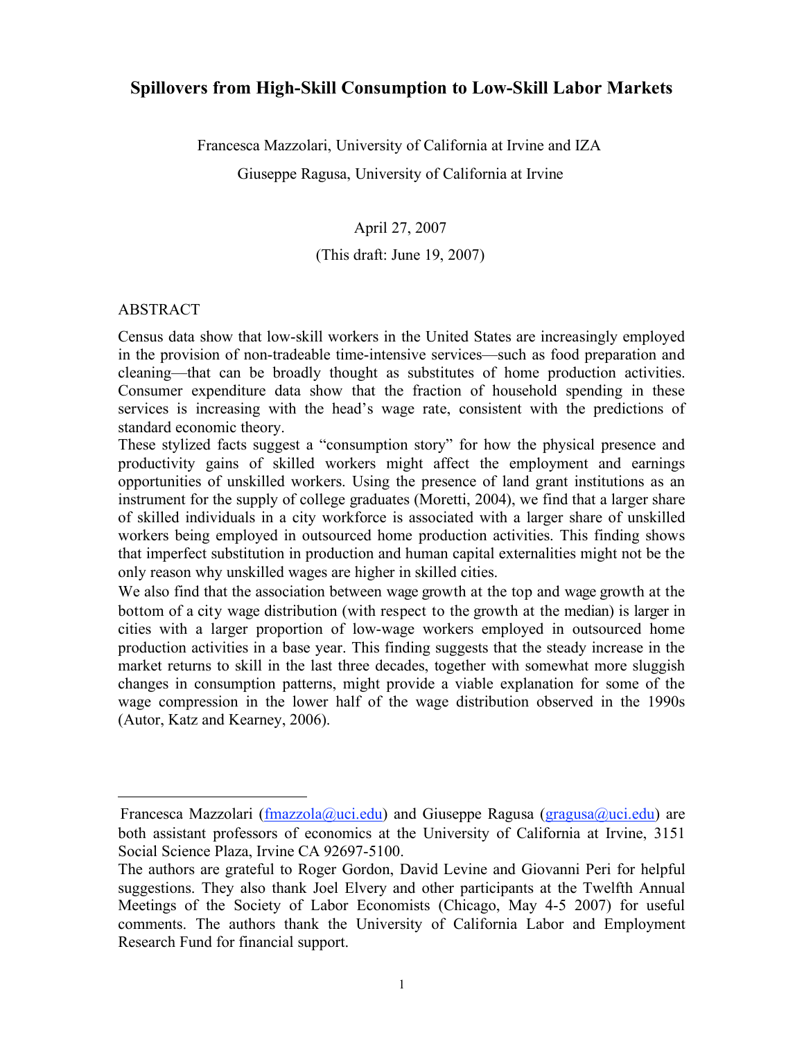# Spillovers from High-Skill Consumption to Low-Skill Labor Markets

Francesca Mazzolari, University of California at Irvine and IZA

Giuseppe Ragusa, University of California at Irvine

April 27, 2007

(This draft: June 19, 2007)

ABSTRACT

Census data show that low-skill workers in the United States are increasingly employed in the provision of non-tradeable time-intensive services—such as food preparation and cleaning—that can be broadly thought as substitutes of home production activities. Consumer expenditure data show that the fraction of household spending in these services is increasing with the head's wage rate, consistent with the predictions of standard economic theory.

These stylized facts suggest a "consumption story" for how the physical presence and productivity gains of skilled workers might affect the employment and earnings opportunities of unskilled workers. Using the presence of land grant institutions as an instrument for the supply of college graduates (Moretti, 2004), we find that a larger share of skilled individuals in a city workforce is associated with a larger share of unskilled workers being employed in outsourced home production activities. This finding shows that imperfect substitution in production and human capital externalities might not be the only reason why unskilled wages are higher in skilled cities.

We also find that the association between wage growth at the top and wage growth at the bottom of a city wage distribution (with respect to the growth at the median) is larger in cities with a larger proportion of low-wage workers employed in outsourced home production activities in a base year. This finding suggests that the steady increase in the market returns to skill in the last three decades, together with somewhat more sluggish changes in consumption patterns, might provide a viable explanation for some of the wage compression in the lower half of the wage distribution observed in the 1990s (Autor, Katz and Kearney, 2006).

---

Francesca Mazzolari (fmazzola@uci.edu) and Giuseppe Ragusa (gragusa@uci.edu) are both assistant professors of economics at the University of California at Irvine, 3151 Social Science Plaza, Irvine CA 92697-5100.

The authors are grateful to Roger Gordon, David Levine and Giovanni Peri for helpful suggestions. They also thank Joel Elvery and other participants at the Twelfth Annual Meetings of the Society of Labor Economists (Chicago, May 4-5 2007) for useful comments. The authors thank the University of California Labor and Employment Research Fund for financial support.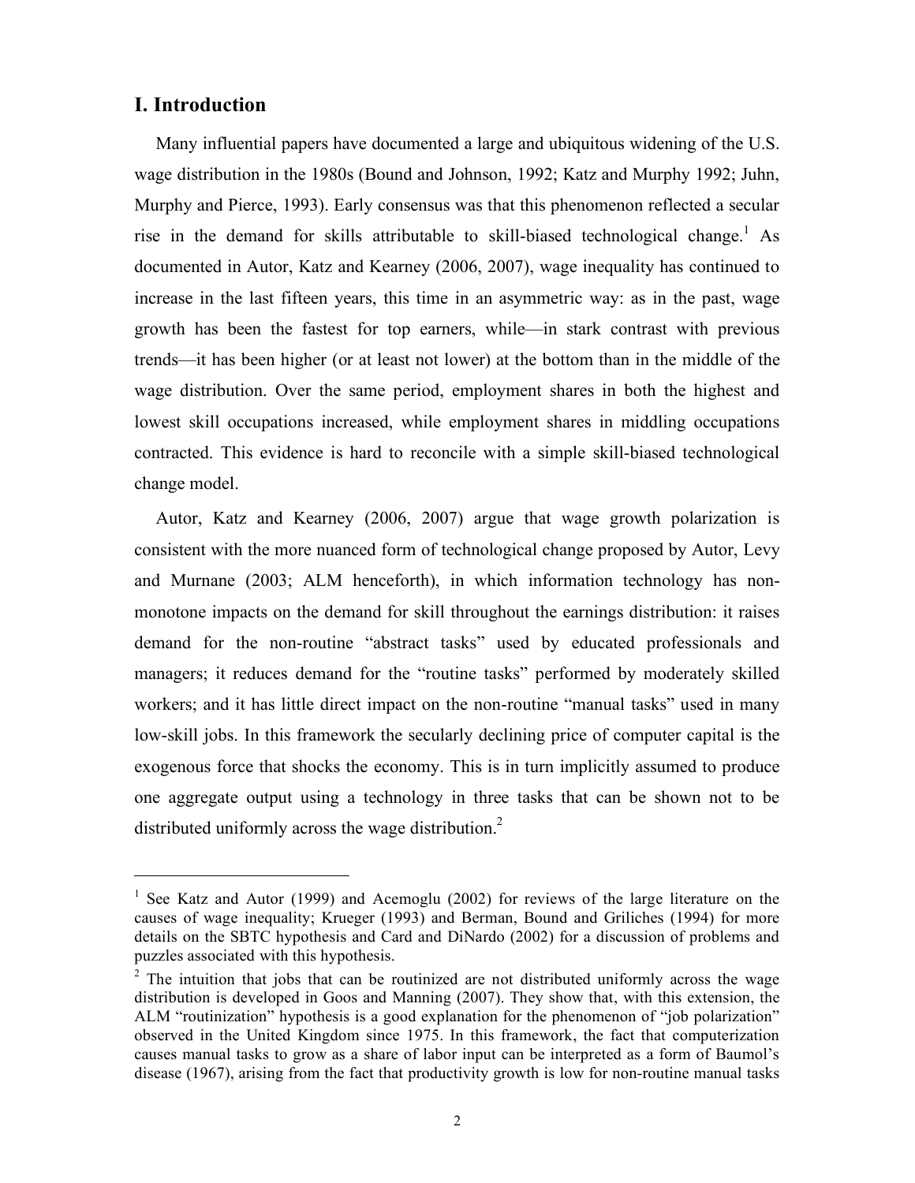## I. Introduction

Many influential papers have documented a large and ubiquitous widening of the U.S. wage distribution in the 1980s (Bound and Johnson, 1992; Katz and Murphy 1992; Juhn, Murphy and Pierce, 1993). Early consensus was that this phenomenon reflected a secular rise in the demand for skills attributable to skill-biased technological change.[1] As documented in Autor, Katz and Kearney (2006, 2007), wage inequality has continued to increase in the last fifteen years, this time in an asymmetric way: as in the past, wage growth has been the fastest for top earners, while—in stark contrast with previous trends—it has been higher (or at least not lower) at the bottom than in the middle of the wage distribution. Over the same period, employment shares in both the highest and lowest skill occupations increased, while employment shares in middling occupations contracted. This evidence is hard to reconcile with a simple skill-biased technological change model.

Autor, Katz and Kearney (2006, 2007) argue that wage growth polarization is consistent with the more nuanced form of technological change proposed by Autor, Levy and Murnane (2003; ALM henceforth), in which information technology has non-monotone impacts on the demand for skill throughout the earnings distribution: it raises demand for the non-routine "abstract tasks" used by educated professionals and managers; it reduces demand for the "routine tasks" performed by moderately skilled workers; and it has little direct impact on the non-routine "manual tasks" used in many low-skill jobs. In this framework the secularly declining price of computer capital is the exogenous force that shocks the economy. This is in turn implicitly assumed to produce one aggregate output using a technology in three tasks that can be shown not to be distributed uniformly across the wage distribution.[2]

---

[1] See Katz and Autor (1999) and Acemoglu (2002) for reviews of the large literature on the causes of wage inequality; Krueger (1993) and Berman, Bound and Griliches (1994) for more details on the SBTC hypothesis and Card and DiNardo (2002) for a discussion of problems and puzzles associated with this hypothesis.

[2] The intuition that jobs that can be routinized are not distributed uniformly across the wage distribution is developed in Goos and Manning (2007). They show that, with this extension, the ALM "routinization" hypothesis is a good explanation for the phenomenon of "job polarization" observed in the United Kingdom since 1975. In this framework, the fact that computerization causes manual tasks to grow as a share of labor input can be interpreted as a form of Baumol's disease (1967), arising from the fact that productivity growth is low for non-routine manual tasks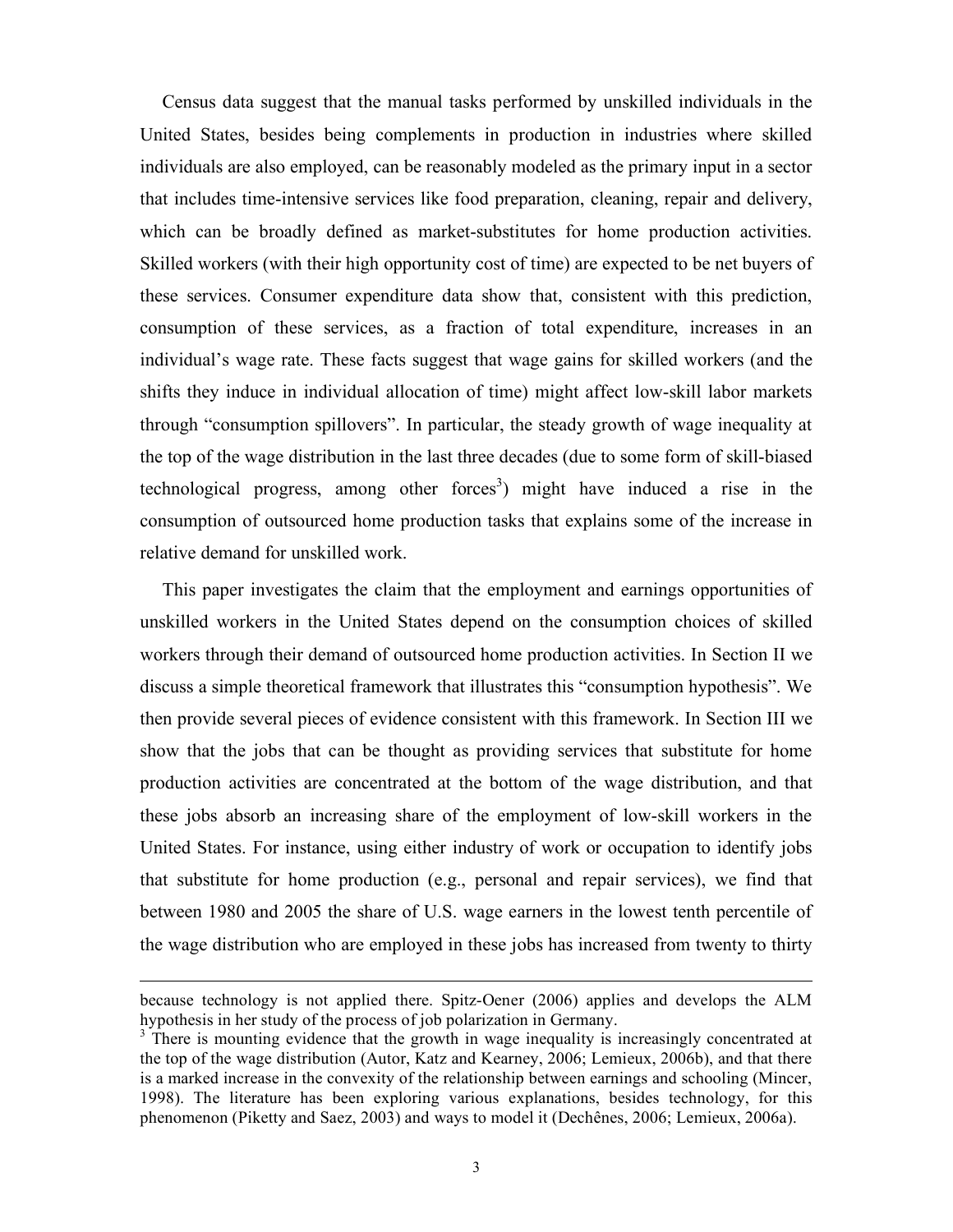Census data suggest that the manual tasks performed by unskilled individuals in the United States, besides being complements in production in industries where skilled individuals are also employed, can be reasonably modeled as the primary input in a sector that includes time-intensive services like food preparation, cleaning, repair and delivery, which can be broadly defined as market-substitutes for home production activities. Skilled workers (with their high opportunity cost of time) are expected to be net buyers of these services. Consumer expenditure data show that, consistent with this prediction, consumption of these services, as a fraction of total expenditure, increases in an individual's wage rate. These facts suggest that wage gains for skilled workers (and the shifts they induce in individual allocation of time) might affect low-skill labor markets through "consumption spillovers". In particular, the steady growth of wage inequality at the top of the wage distribution in the last three decades (due to some form of skill-biased technological progress, among other forces[3]) might have induced a rise in the consumption of outsourced home production tasks that explains some of the increase in relative demand for unskilled work.

This paper investigates the claim that the employment and earnings opportunities of unskilled workers in the United States depend on the consumption choices of skilled workers through their demand of outsourced home production activities. In Section II we discuss a simple theoretical framework that illustrates this "consumption hypothesis". We then provide several pieces of evidence consistent with this framework. In Section III we show that the jobs that can be thought as providing services that substitute for home production activities are concentrated at the bottom of the wage distribution, and that these jobs absorb an increasing share of the employment of low-skill workers in the United States. For instance, using either industry of work or occupation to identify jobs that substitute for home production (e.g., personal and repair services), we find that between 1980 and 2005 the share of U.S. wage earners in the lowest tenth percentile of the wage distribution who are employed in these jobs has increased from twenty to thirty

---

because technology is not applied there. Spitz-Oener (2006) applies and develops the ALM hypothesis in her study of the process of job polarization in Germany.

[3] There is mounting evidence that the growth in wage inequality is increasingly concentrated at the top of the wage distribution (Autor, Katz and Kearney, 2006; Lemieux, 2006b), and that there is a marked increase in the convexity of the relationship between earnings and schooling (Mincer, 1998). The literature has been exploring various explanations, besides technology, for this phenomenon (Piketty and Saez, 2003) and ways to model it (Dechênes, 2006; Lemieux, 2006a).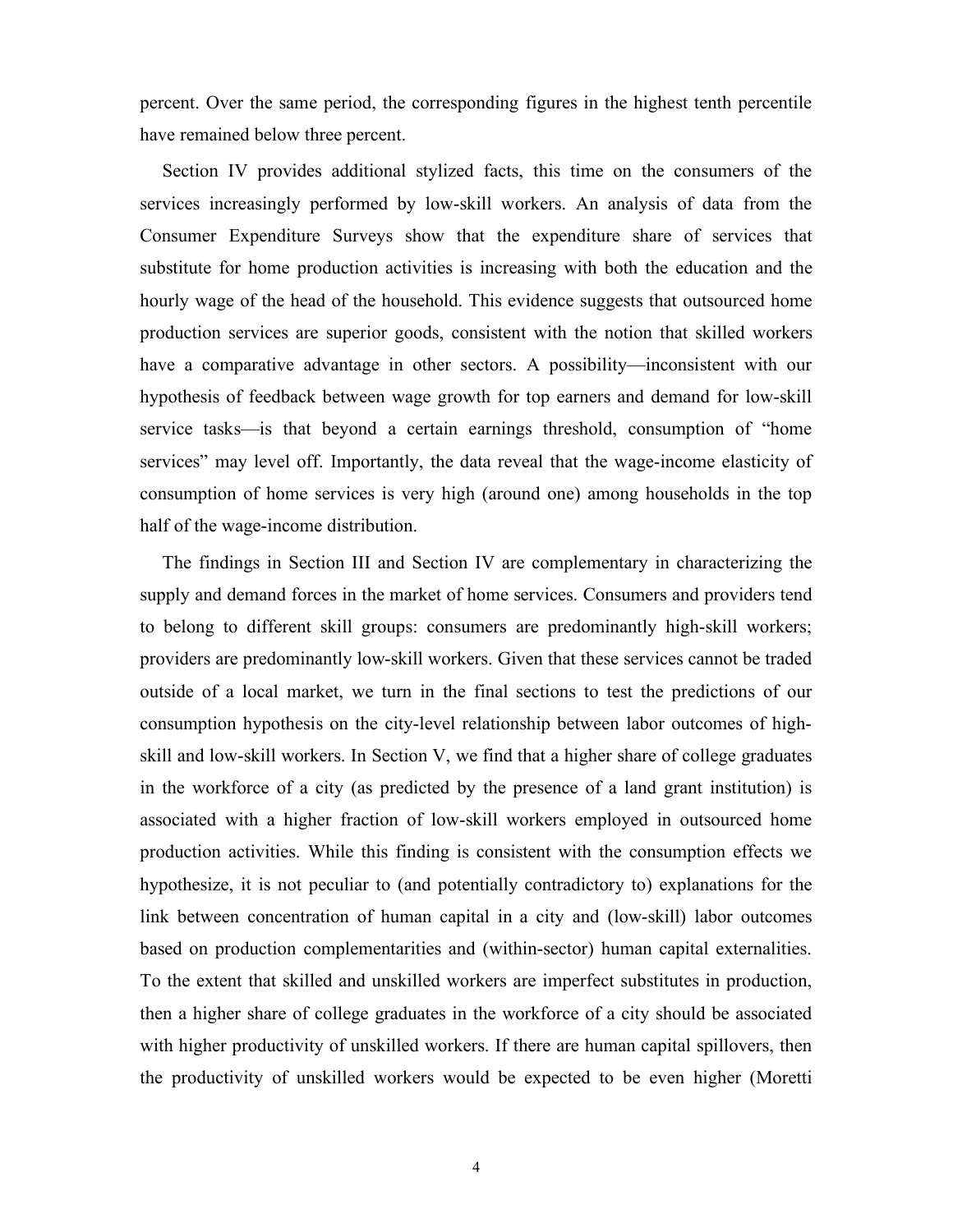percent. Over the same period, the corresponding figures in the highest tenth percentile have remained below three percent.

Section IV provides additional stylized facts, this time on the consumers of the services increasingly performed by low-skill workers. An analysis of data from the Consumer Expenditure Surveys show that the expenditure share of services that substitute for home production activities is increasing with both the education and the hourly wage of the head of the household. This evidence suggests that outsourced home production services are superior goods, consistent with the notion that skilled workers have a comparative advantage in other sectors. A possibility—inconsistent with our hypothesis of feedback between wage growth for top earners and demand for low-skill service tasks—is that beyond a certain earnings threshold, consumption of "home services" may level off. Importantly, the data reveal that the wage-income elasticity of consumption of home services is very high (around one) among households in the top half of the wage-income distribution.

The findings in Section III and Section IV are complementary in characterizing the supply and demand forces in the market of home services. Consumers and providers tend to belong to different skill groups: consumers are predominantly high-skill workers; providers are predominantly low-skill workers. Given that these services cannot be traded outside of a local market, we turn in the final sections to test the predictions of our consumption hypothesis on the city-level relationship between labor outcomes of high-skill and low-skill workers. In Section V, we find that a higher share of college graduates in the workforce of a city (as predicted by the presence of a land grant institution) is associated with a higher fraction of low-skill workers employed in outsourced home production activities. While this finding is consistent with the consumption effects we hypothesize, it is not peculiar to (and potentially contradictory to) explanations for the link between concentration of human capital in a city and (low-skill) labor outcomes based on production complementarities and (within-sector) human capital externalities. To the extent that skilled and unskilled workers are imperfect substitutes in production, then a higher share of college graduates in the workforce of a city should be associated with higher productivity of unskilled workers. If there are human capital spillovers, then the productivity of unskilled workers would be expected to be even higher (Moretti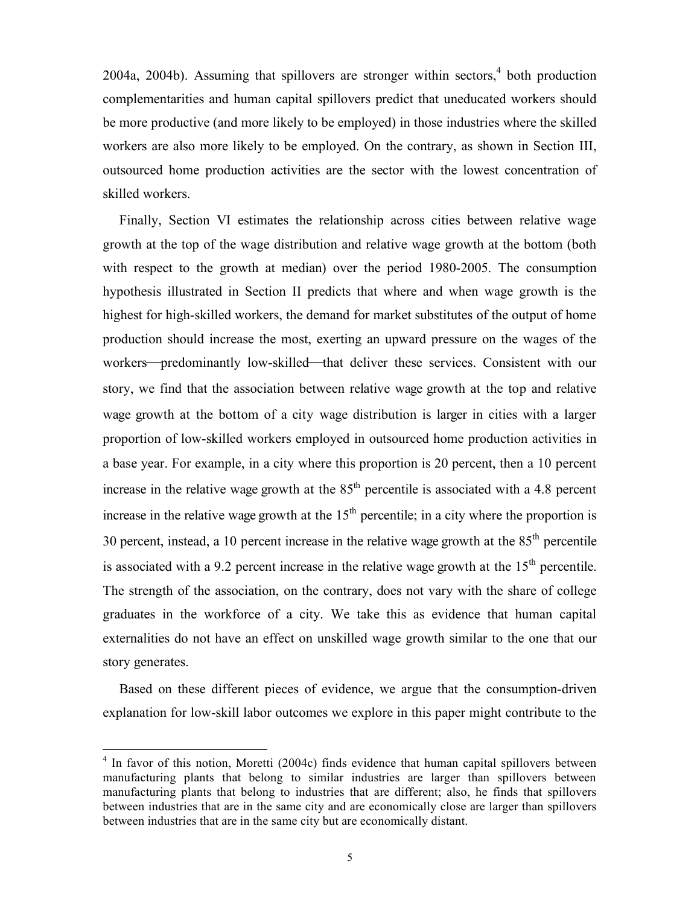2004a, 2004b). Assuming that spillovers are stronger within sectors,[4] both production complementarities and human capital spillovers predict that uneducated workers should be more productive (and more likely to be employed) in those industries where the skilled workers are also more likely to be employed. On the contrary, as shown in Section III, outsourced home production activities are the sector with the lowest concentration of skilled workers.

Finally, Section VI estimates the relationship across cities between relative wage growth at the top of the wage distribution and relative wage growth at the bottom (both with respect to the growth at median) over the period 1980-2005. The consumption hypothesis illustrated in Section II predicts that where and when wage growth is the highest for high-skilled workers, the demand for market substitutes of the output of home production should increase the most, exerting an upward pressure on the wages of the workers—predominantly low-skilled—that deliver these services. Consistent with our story, we find that the association between relative wage growth at the top and relative wage growth at the bottom of a city wage distribution is larger in cities with a larger proportion of low-skilled workers employed in outsourced home production activities in a base year. For example, in a city where this proportion is 20 percent, then a 10 percent increase in the relative wage growth at the 85th percentile is associated with a 4.8 percent increase in the relative wage growth at the 15th percentile; in a city where the proportion is 30 percent, instead, a 10 percent increase in the relative wage growth at the 85th percentile is associated with a 9.2 percent increase in the relative wage growth at the 15th percentile. The strength of the association, on the contrary, does not vary with the share of college graduates in the workforce of a city. We take this as evidence that human capital externalities do not have an effect on unskilled wage growth similar to the one that our story generates.

Based on these different pieces of evidence, we argue that the consumption-driven explanation for low-skill labor outcomes we explore in this paper might contribute to the

[4] In favor of this notion, Moretti (2004c) finds evidence that human capital spillovers between manufacturing plants that belong to similar industries are larger than spillovers between manufacturing plants that belong to industries that are different; also, he finds that spillovers between industries that are in the same city and are economically close are larger than spillovers between industries that are in the same city but are economically distant.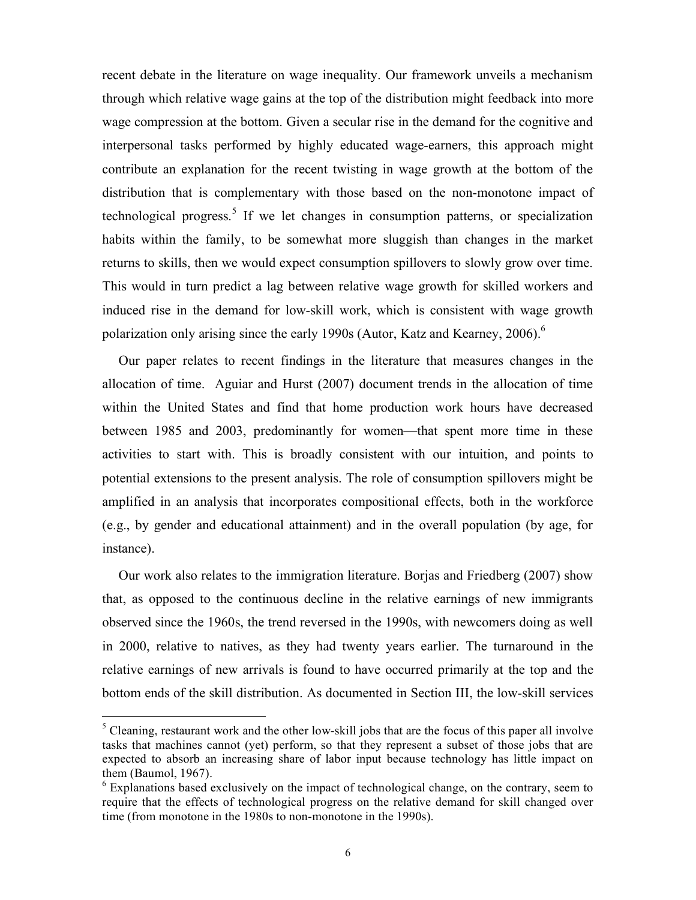recent debate in the literature on wage inequality. Our framework unveils a mechanism through which relative wage gains at the top of the distribution might feedback into more wage compression at the bottom. Given a secular rise in the demand for the cognitive and interpersonal tasks performed by highly educated wage-earners, this approach might contribute an explanation for the recent twisting in wage growth at the bottom of the distribution that is complementary with those based on the non-monotone impact of technological progress.[5] If we let changes in consumption patterns, or specialization habits within the family, to be somewhat more sluggish than changes in the market returns to skills, then we would expect consumption spillovers to slowly grow over time. This would in turn predict a lag between relative wage growth for skilled workers and induced rise in the demand for low-skill work, which is consistent with wage growth polarization only arising since the early 1990s (Autor, Katz and Kearney, 2006).[6]

Our paper relates to recent findings in the literature that measures changes in the allocation of time. Aguiar and Hurst (2007) document trends in the allocation of time within the United States and find that home production work hours have decreased between 1985 and 2003, predominantly for women—that spent more time in these activities to start with. This is broadly consistent with our intuition, and points to potential extensions to the present analysis. The role of consumption spillovers might be amplified in an analysis that incorporates compositional effects, both in the workforce (e.g., by gender and educational attainment) and in the overall population (by age, for instance).

Our work also relates to the immigration literature. Borjas and Friedberg (2007) show that, as opposed to the continuous decline in the relative earnings of new immigrants observed since the 1960s, the trend reversed in the 1990s, with newcomers doing as well in 2000, relative to natives, as they had twenty years earlier. The turnaround in the relative earnings of new arrivals is found to have occurred primarily at the top and the bottom ends of the skill distribution. As documented in Section III, the low-skill services

[5] Cleaning, restaurant work and the other low-skill jobs that are the focus of this paper all involve tasks that machines cannot (yet) perform, so that they represent a subset of those jobs that are expected to absorb an increasing share of labor input because technology has little impact on them (Baumol, 1967).

[6] Explanations based exclusively on the impact of technological change, on the contrary, seem to require that the effects of technological progress on the relative demand for skill changed over time (from monotone in the 1980s to non-monotone in the 1990s).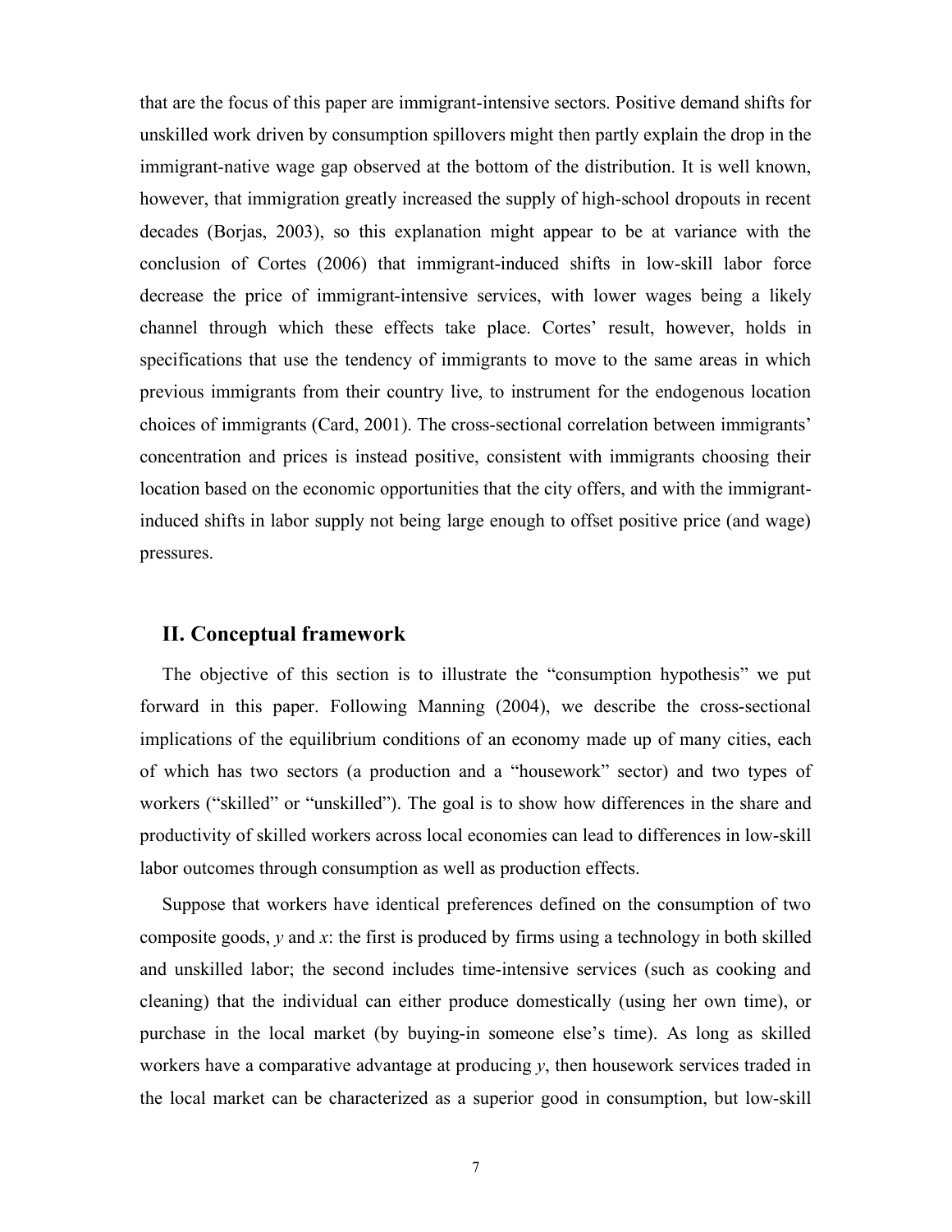that are the focus of this paper are immigrant-intensive sectors. Positive demand shifts for unskilled work driven by consumption spillovers might then partly explain the drop in the immigrant-native wage gap observed at the bottom of the distribution. It is well known, however, that immigration greatly increased the supply of high-school dropouts in recent decades (Borjas, 2003), so this explanation might appear to be at variance with the conclusion of Cortes (2006) that immigrant-induced shifts in low-skill labor force decrease the price of immigrant-intensive services, with lower wages being a likely channel through which these effects take place. Cortes' result, however, holds in specifications that use the tendency of immigrants to move to the same areas in which previous immigrants from their country live, to instrument for the endogenous location choices of immigrants (Card, 2001). The cross-sectional correlation between immigrants' concentration and prices is instead positive, consistent with immigrants choosing their location based on the economic opportunities that the city offers, and with the immigrant-induced shifts in labor supply not being large enough to offset positive price (and wage) pressures.

## II. Conceptual framework

The objective of this section is to illustrate the "consumption hypothesis" we put forward in this paper. Following Manning (2004), we describe the cross-sectional implications of the equilibrium conditions of an economy made up of many cities, each of which has two sectors (a production and a "housework" sector) and two types of workers ("skilled" or "unskilled"). The goal is to show how differences in the share and productivity of skilled workers across local economies can lead to differences in low-skill labor outcomes through consumption as well as production effects.

Suppose that workers have identical preferences defined on the consumption of two composite goods, $y$ and $x$: the first is produced by firms using a technology in both skilled and unskilled labor; the second includes time-intensive services (such as cooking and cleaning) that the individual can either produce domestically (using her own time), or purchase in the local market (by buying-in someone else's time). As long as skilled workers have a comparative advantage at producing $y$, then housework services traded in the local market can be characterized as a superior good in consumption, but low-skill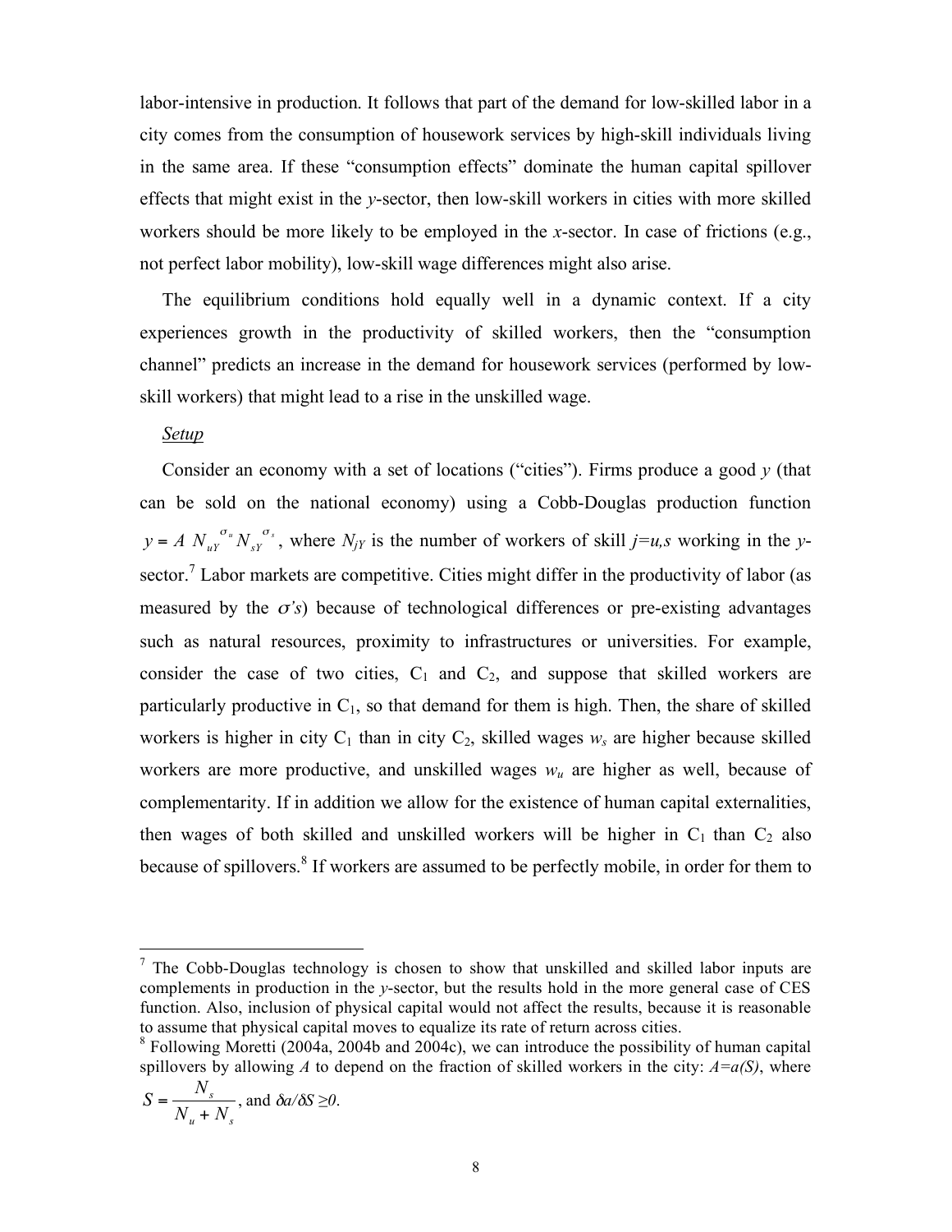labor-intensive in production. It follows that part of the demand for low-skilled labor in a city comes from the consumption of housework services by high-skill individuals living in the same area. If these "consumption effects" dominate the human capital spillover effects that might exist in the *y*-sector, then low-skill workers in cities with more skilled workers should be more likely to be employed in the *x*-sector. In case of frictions (e.g., not perfect labor mobility), low-skill wage differences might also arise.

The equilibrium conditions hold equally well in a dynamic context. If a city experiences growth in the productivity of skilled workers, then the "consumption channel" predicts an increase in the demand for housework services (performed by low-skill workers) that might lead to a rise in the unskilled wage.

*Setup*

Consider an economy with a set of locations ("cities"). Firms produce a good *y* (that can be sold on the national economy) using a Cobb-Douglas production function $y = A\, N_{uY}^{\sigma_u} N_{sY}^{\sigma_s}$, where $N_{jY}$ is the number of workers of skill $j=u,s$ working in the *y*-sector.[7] Labor markets are competitive. Cities might differ in the productivity of labor (as measured by the $\sigma$'s) because of technological differences or pre-existing advantages such as natural resources, proximity to infrastructures or universities. For example, consider the case of two cities, $C_1$ and $C_2$, and suppose that skilled workers are particularly productive in $C_1$, so that demand for them is high. Then, the share of skilled workers is higher in city $C_1$ than in city $C_2$, skilled wages $w_s$ are higher because skilled workers are more productive, and unskilled wages $w_u$ are higher as well, because of complementarity. If in addition we allow for the existence of human capital externalities, then wages of both skilled and unskilled workers will be higher in $C_1$ than $C_2$ also because of spillovers.[8] If workers are assumed to be perfectly mobile, in order for them to

---

[7] The Cobb-Douglas technology is chosen to show that unskilled and skilled labor inputs are complements in production in the *y*-sector, but the results hold in the more general case of CES function. Also, inclusion of physical capital would not affect the results, because it is reasonable to assume that physical capital moves to equalize its rate of return across cities.

[8] Following Moretti (2004a, 2004b and 2004c), we can introduce the possibility of human capital spillovers by allowing *A* to depend on the fraction of skilled workers in the city: $A=a(S)$, where $S = \dfrac{N_s}{N_u + N_s}$, and $\delta a/\delta S \geq 0$.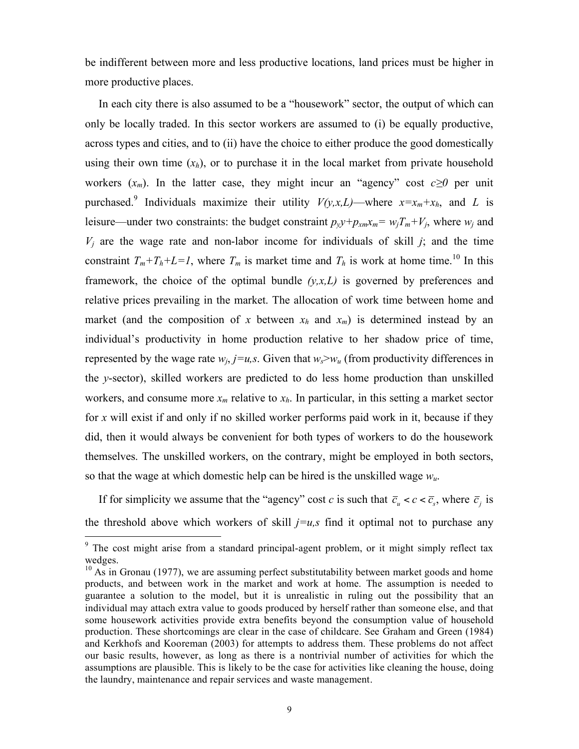be indifferent between more and less productive locations, land prices must be higher in more productive places.

In each city there is also assumed to be a "housework" sector, the output of which can only be locally traded. In this sector workers are assumed to (i) be equally productive, across types and cities, and to (ii) have the choice to either produce the good domestically using their own time ($x_h$), or to purchase it in the local market from private household workers ($x_m$). In the latter case, they might incur an "agency" cost $c \geq 0$ per unit purchased.[9] Individuals maximize their utility $V(y,x,L)$—where $x=x_m+x_h$, and $L$ is leisure—under two constraints: the budget constraint $p_y y + p_{xm} x_m = w_j T_m + V_j$, where $w_j$ and $V_j$ are the wage rate and non-labor income for individuals of skill $j$; and the time constraint $T_m+T_h+L=1$, where $T_m$ is market time and $T_h$ is work at home time.[10] In this framework, the choice of the optimal bundle $(y,x,L)$ is governed by preferences and relative prices prevailing in the market. The allocation of work time between home and market (and the composition of $x$ between $x_h$ and $x_m$) is determined instead by an individual's productivity in home production relative to her shadow price of time, represented by the wage rate $w_j$, $j=u,s$. Given that $w_s > w_u$ (from productivity differences in the $y$-sector), skilled workers are predicted to do less home production than unskilled workers, and consume more $x_m$ relative to $x_h$. In particular, in this setting a market sector for $x$ will exist if and only if no skilled worker performs paid work in it, because if they did, then it would always be convenient for both types of workers to do the housework themselves. The unskilled workers, on the contrary, might be employed in both sectors, so that the wage at which domestic help can be hired is the unskilled wage $w_u$.

If for simplicity we assume that the "agency" cost $c$ is such that $\bar{c}_u < c < \bar{c}_s$, where $\bar{c}_j$ is the threshold above which workers of skill $j=u,s$ find it optimal not to purchase any

---

[9] The cost might arise from a standard principal-agent problem, or it might simply reflect tax wedges.

[10] As in Gronau (1977), we are assuming perfect substitutability between market goods and home products, and between work in the market and work at home. The assumption is needed to guarantee a solution to the model, but it is unrealistic in ruling out the possibility that an individual may attach extra value to goods produced by herself rather than someone else, and that some housework activities provide extra benefits beyond the consumption value of household production. These shortcomings are clear in the case of childcare. See Graham and Green (1984) and Kerkhofs and Kooreman (2003) for attempts to address them. These problems do not affect our basic results, however, as long as there is a nontrivial number of activities for which the assumptions are plausible. This is likely to be the case for activities like cleaning the house, doing the laundry, maintenance and repair services and waste management.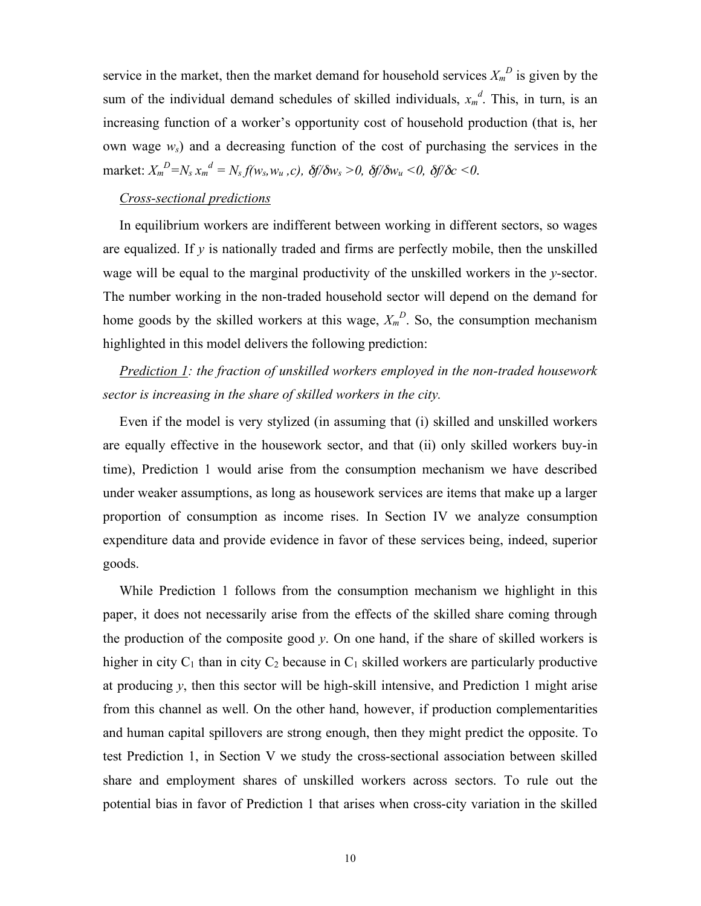service in the market, then the market demand for household services $X_m^D$ is given by the sum of the individual demand schedules of skilled individuals, $x_m^d$. This, in turn, is an increasing function of a worker's opportunity cost of household production (that is, her own wage $w_s$) and a decreasing function of the cost of purchasing the services in the market: $X_m^D = N_s x_m^d = N_s f(w_s, w_u, c)$, $\delta f/\delta w_s > 0$, $\delta f/\delta w_u < 0$, $\delta f/\delta c < 0$.

*Cross-sectional predictions*

In equilibrium workers are indifferent between working in different sectors, so wages are equalized. If $y$ is nationally traded and firms are perfectly mobile, then the unskilled wage will be equal to the marginal productivity of the unskilled workers in the $y$-sector. The number working in the non-traded household sector will depend on the demand for home goods by the skilled workers at this wage, $X_m^D$. So, the consumption mechanism highlighted in this model delivers the following prediction:

*Prediction 1: the fraction of unskilled workers employed in the non-traded housework sector is increasing in the share of skilled workers in the city.*

Even if the model is very stylized (in assuming that (i) skilled and unskilled workers are equally effective in the housework sector, and that (ii) only skilled workers buy-in time), Prediction 1 would arise from the consumption mechanism we have described under weaker assumptions, as long as housework services are items that make up a larger proportion of consumption as income rises. In Section IV we analyze consumption expenditure data and provide evidence in favor of these services being, indeed, superior goods.

While Prediction 1 follows from the consumption mechanism we highlight in this paper, it does not necessarily arise from the effects of the skilled share coming through the production of the composite good $y$. On one hand, if the share of skilled workers is higher in city $C_1$ than in city $C_2$ because in $C_1$ skilled workers are particularly productive at producing $y$, then this sector will be high-skill intensive, and Prediction 1 might arise from this channel as well. On the other hand, however, if production complementarities and human capital spillovers are strong enough, then they might predict the opposite. To test Prediction 1, in Section V we study the cross-sectional association between skilled share and employment shares of unskilled workers across sectors. To rule out the potential bias in favor of Prediction 1 that arises when cross-city variation in the skilled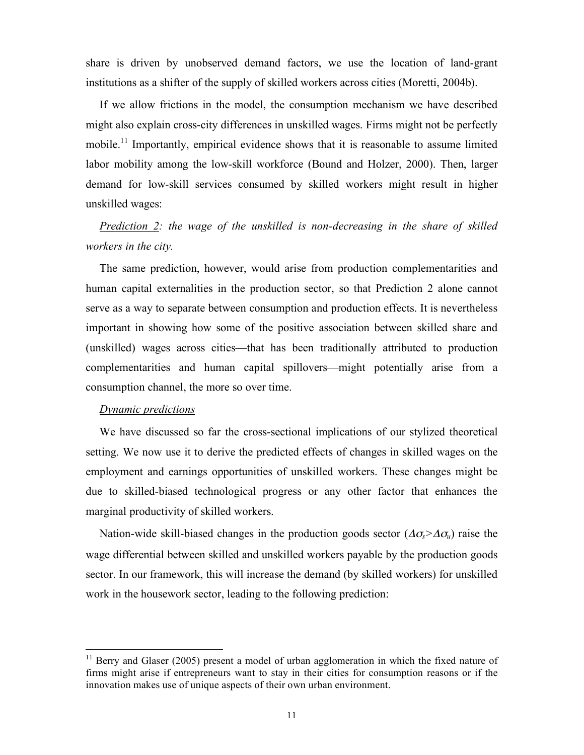share is driven by unobserved demand factors, we use the location of land-grant institutions as a shifter of the supply of skilled workers across cities (Moretti, 2004b).

If we allow frictions in the model, the consumption mechanism we have described might also explain cross-city differences in unskilled wages. Firms might not be perfectly mobile.[11] Importantly, empirical evidence shows that it is reasonable to assume limited labor mobility among the low-skill workforce (Bound and Holzer, 2000). Then, larger demand for low-skill services consumed by skilled workers might result in higher unskilled wages:

*Prediction 2: the wage of the unskilled is non-decreasing in the share of skilled workers in the city.*

The same prediction, however, would arise from production complementarities and human capital externalities in the production sector, so that Prediction 2 alone cannot serve as a way to separate between consumption and production effects. It is nevertheless important in showing how some of the positive association between skilled share and (unskilled) wages across cities—that has been traditionally attributed to production complementarities and human capital spillovers—might potentially arise from a consumption channel, the more so over time.

*Dynamic predictions*

We have discussed so far the cross-sectional implications of our stylized theoretical setting. We now use it to derive the predicted effects of changes in skilled wages on the employment and earnings opportunities of unskilled workers. These changes might be due to skilled-biased technological progress or any other factor that enhances the marginal productivity of skilled workers.

Nation-wide skill-biased changes in the production goods sector ($\Delta\sigma_s > \Delta\sigma_u$) raise the wage differential between skilled and unskilled workers payable by the production goods sector. In our framework, this will increase the demand (by skilled workers) for unskilled work in the housework sector, leading to the following prediction:

---

[11] Berry and Glaser (2005) present a model of urban agglomeration in which the fixed nature of firms might arise if entrepreneurs want to stay in their cities for consumption reasons or if the innovation makes use of unique aspects of their own urban environment.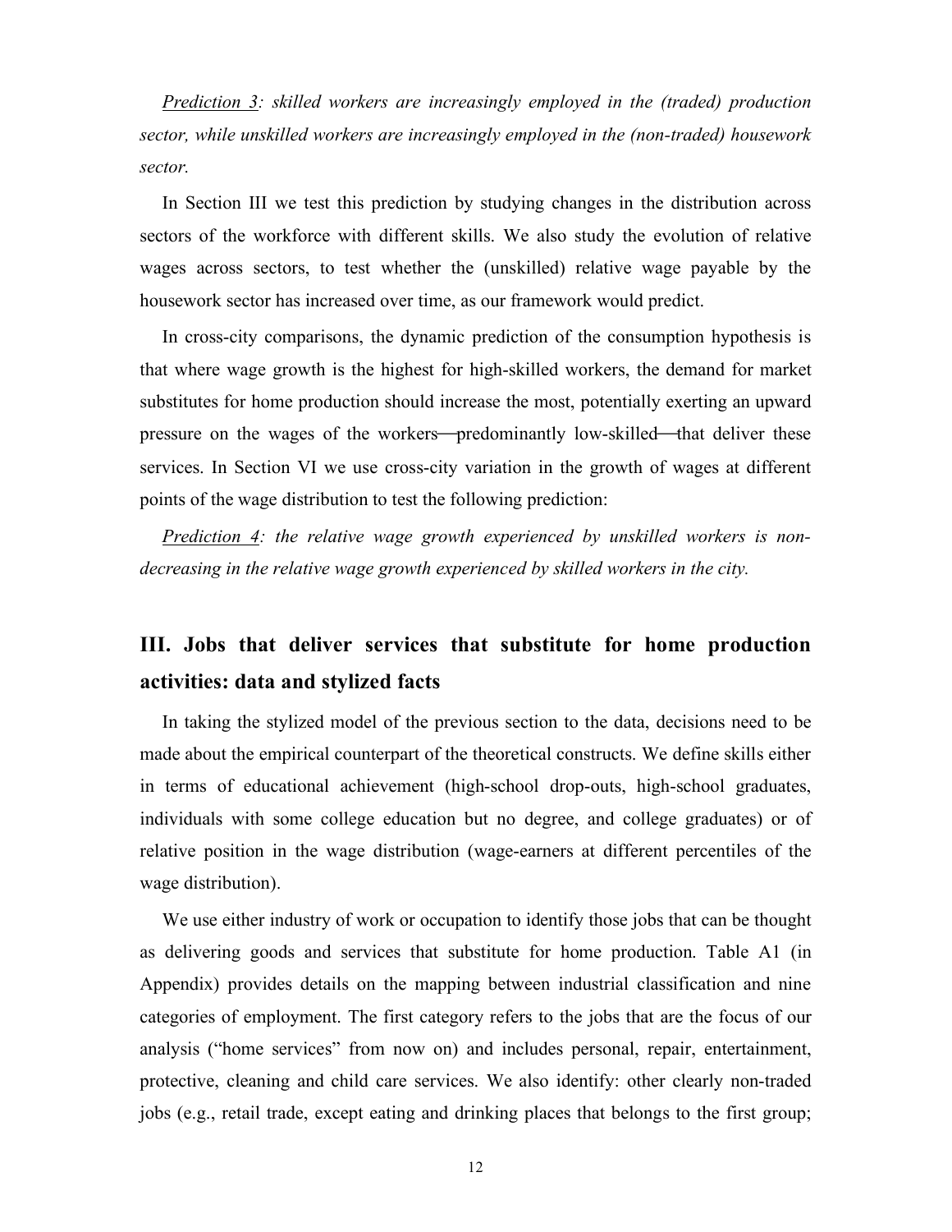*Prediction 3: skilled workers are increasingly employed in the (traded) production sector, while unskilled workers are increasingly employed in the (non-traded) housework sector.*

In Section III we test this prediction by studying changes in the distribution across sectors of the workforce with different skills. We also study the evolution of relative wages across sectors, to test whether the (unskilled) relative wage payable by the housework sector has increased over time, as our framework would predict.

In cross-city comparisons, the dynamic prediction of the consumption hypothesis is that where wage growth is the highest for high-skilled workers, the demand for market substitutes for home production should increase the most, potentially exerting an upward pressure on the wages of the workers—predominantly low-skilled—that deliver these services. In Section VI we use cross-city variation in the growth of wages at different points of the wage distribution to test the following prediction:

*Prediction 4: the relative wage growth experienced by unskilled workers is non-decreasing in the relative wage growth experienced by skilled workers in the city.*

## III. Jobs that deliver services that substitute for home production activities: data and stylized facts

In taking the stylized model of the previous section to the data, decisions need to be made about the empirical counterpart of the theoretical constructs. We define skills either in terms of educational achievement (high-school drop-outs, high-school graduates, individuals with some college education but no degree, and college graduates) or of relative position in the wage distribution (wage-earners at different percentiles of the wage distribution).

We use either industry of work or occupation to identify those jobs that can be thought as delivering goods and services that substitute for home production. Table A1 (in Appendix) provides details on the mapping between industrial classification and nine categories of employment. The first category refers to the jobs that are the focus of our analysis ("home services" from now on) and includes personal, repair, entertainment, protective, cleaning and child care services. We also identify: other clearly non-traded jobs (e.g., retail trade, except eating and drinking places that belongs to the first group;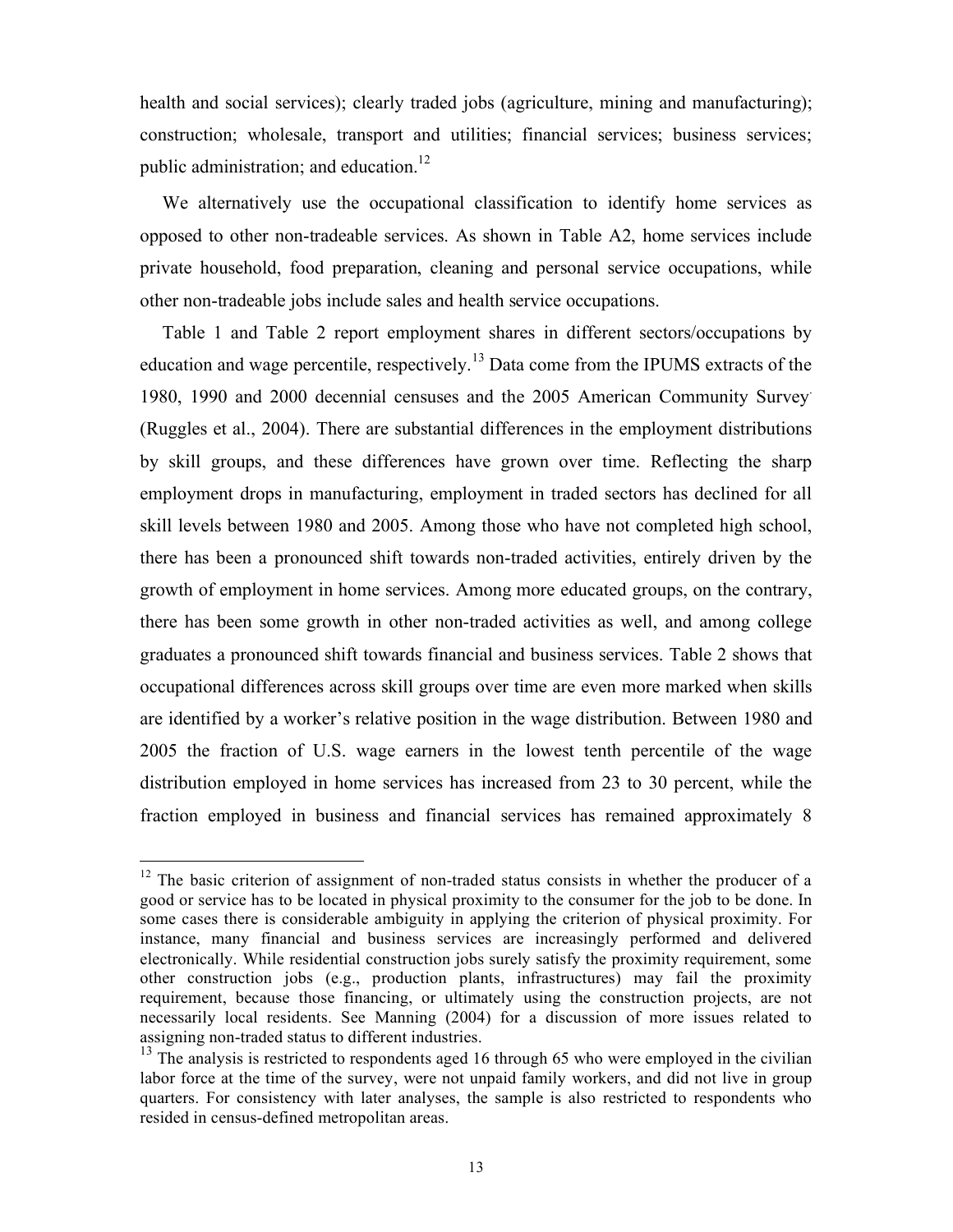health and social services); clearly traded jobs (agriculture, mining and manufacturing); construction; wholesale, transport and utilities; financial services; business services; public administration; and education.[12]

We alternatively use the occupational classification to identify home services as opposed to other non-tradeable services. As shown in Table A2, home services include private household, food preparation, cleaning and personal service occupations, while other non-tradeable jobs include sales and health service occupations.

Table 1 and Table 2 report employment shares in different sectors/occupations by education and wage percentile, respectively.[13] Data come from the IPUMS extracts of the 1980, 1990 and 2000 decennial censuses and the 2005 American Community Survey (Ruggles et al., 2004). There are substantial differences in the employment distributions by skill groups, and these differences have grown over time. Reflecting the sharp employment drops in manufacturing, employment in traded sectors has declined for all skill levels between 1980 and 2005. Among those who have not completed high school, there has been a pronounced shift towards non-traded activities, entirely driven by the growth of employment in home services. Among more educated groups, on the contrary, there has been some growth in other non-traded activities as well, and among college graduates a pronounced shift towards financial and business services. Table 2 shows that occupational differences across skill groups over time are even more marked when skills are identified by a worker's relative position in the wage distribution. Between 1980 and 2005 the fraction of U.S. wage earners in the lowest tenth percentile of the wage distribution employed in home services has increased from 23 to 30 percent, while the fraction employed in business and financial services has remained approximately 8

---

[12] The basic criterion of assignment of non-traded status consists in whether the producer of a good or service has to be located in physical proximity to the consumer for the job to be done. In some cases there is considerable ambiguity in applying the criterion of physical proximity. For instance, many financial and business services are increasingly performed and delivered electronically. While residential construction jobs surely satisfy the proximity requirement, some other construction jobs (e.g., production plants, infrastructures) may fail the proximity requirement, because those financing, or ultimately using the construction projects, are not necessarily local residents. See Manning (2004) for a discussion of more issues related to assigning non-traded status to different industries.

[13] The analysis is restricted to respondents aged 16 through 65 who were employed in the civilian labor force at the time of the survey, were not unpaid family workers, and did not live in group quarters. For consistency with later analyses, the sample is also restricted to respondents who resided in census-defined metropolitan areas.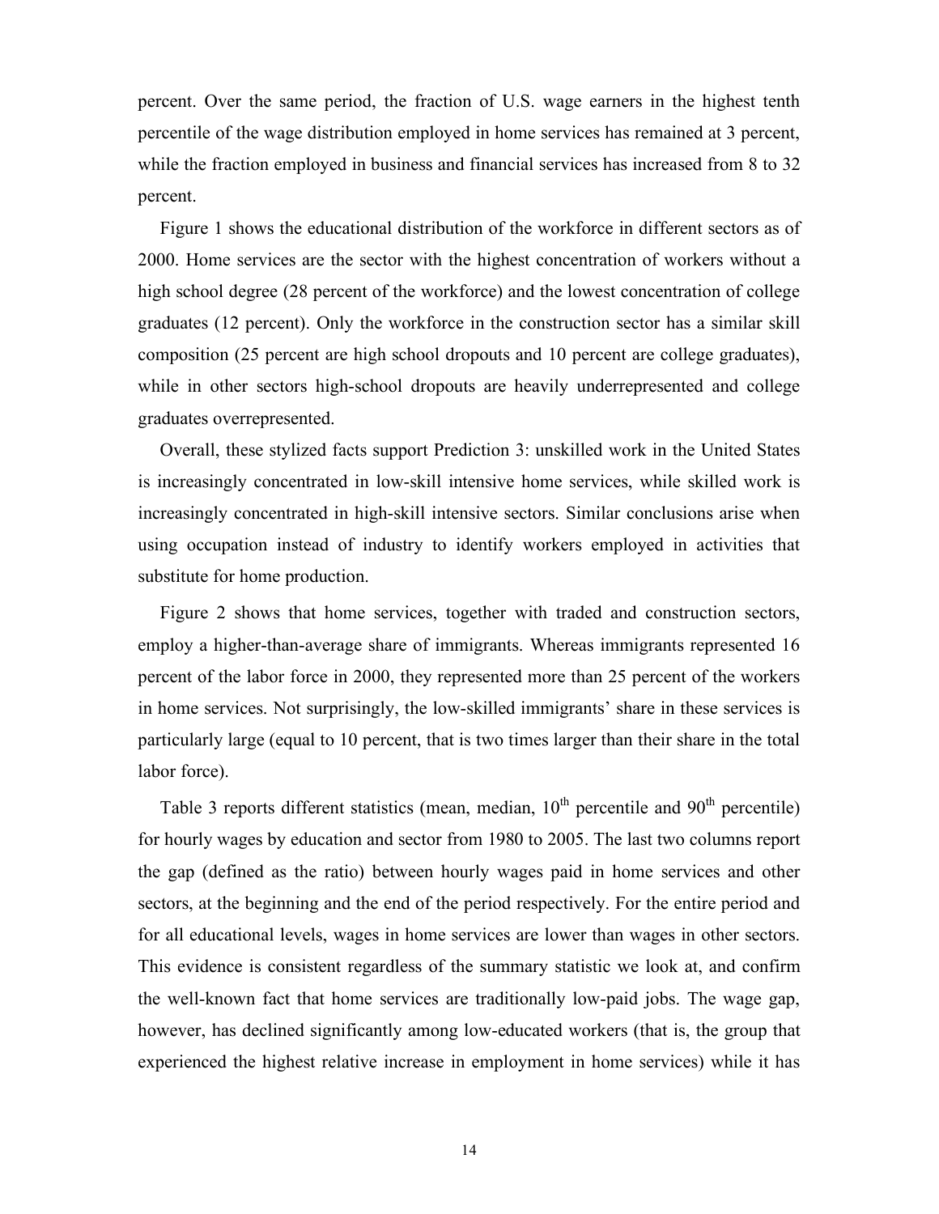percent. Over the same period, the fraction of U.S. wage earners in the highest tenth percentile of the wage distribution employed in home services has remained at 3 percent, while the fraction employed in business and financial services has increased from 8 to 32 percent.

Figure 1 shows the educational distribution of the workforce in different sectors as of 2000. Home services are the sector with the highest concentration of workers without a high school degree (28 percent of the workforce) and the lowest concentration of college graduates (12 percent). Only the workforce in the construction sector has a similar skill composition (25 percent are high school dropouts and 10 percent are college graduates), while in other sectors high-school dropouts are heavily underrepresented and college graduates overrepresented.

Overall, these stylized facts support Prediction 3: unskilled work in the United States is increasingly concentrated in low-skill intensive home services, while skilled work is increasingly concentrated in high-skill intensive sectors. Similar conclusions arise when using occupation instead of industry to identify workers employed in activities that substitute for home production.

Figure 2 shows that home services, together with traded and construction sectors, employ a higher-than-average share of immigrants. Whereas immigrants represented 16 percent of the labor force in 2000, they represented more than 25 percent of the workers in home services. Not surprisingly, the low-skilled immigrants' share in these services is particularly large (equal to 10 percent, that is two times larger than their share in the total labor force).

Table 3 reports different statistics (mean, median, 10th percentile and 90th percentile) for hourly wages by education and sector from 1980 to 2005. The last two columns report the gap (defined as the ratio) between hourly wages paid in home services and other sectors, at the beginning and the end of the period respectively. For the entire period and for all educational levels, wages in home services are lower than wages in other sectors. This evidence is consistent regardless of the summary statistic we look at, and confirm the well-known fact that home services are traditionally low-paid jobs. The wage gap, however, has declined significantly among low-educated workers (that is, the group that experienced the highest relative increase in employment in home services) while it has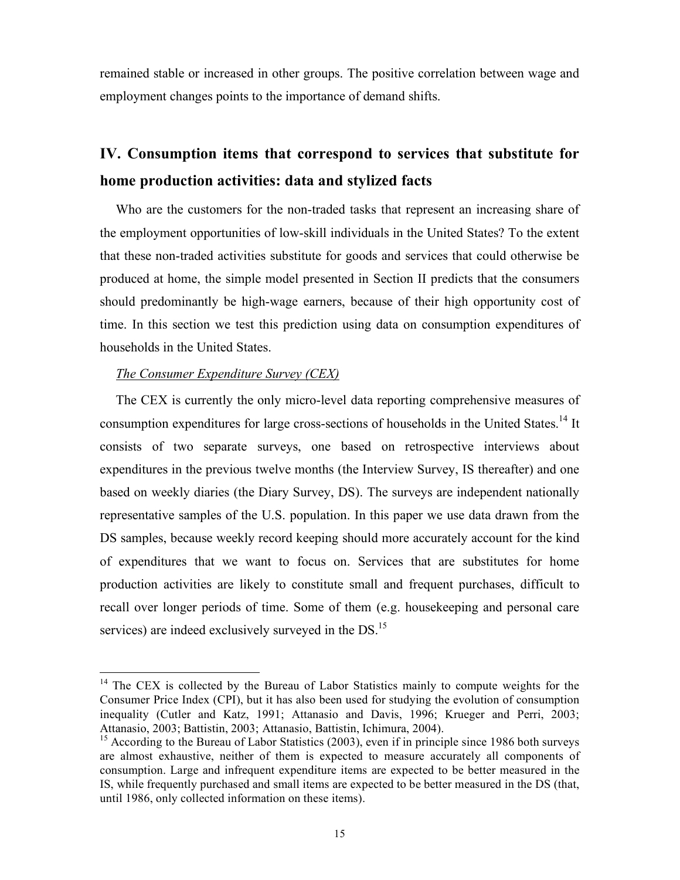remained stable or increased in other groups. The positive correlation between wage and employment changes points to the importance of demand shifts.

## IV. Consumption items that correspond to services that substitute for home production activities: data and stylized facts

Who are the customers for the non-traded tasks that represent an increasing share of the employment opportunities of low-skill individuals in the United States? To the extent that these non-traded activities substitute for goods and services that could otherwise be produced at home, the simple model presented in Section II predicts that the consumers should predominantly be high-wage earners, because of their high opportunity cost of time. In this section we test this prediction using data on consumption expenditures of households in the United States.

*The Consumer Expenditure Survey (CEX)*

The CEX is currently the only micro-level data reporting comprehensive measures of consumption expenditures for large cross-sections of households in the United States.[14] It consists of two separate surveys, one based on retrospective interviews about expenditures in the previous twelve months (the Interview Survey, IS thereafter) and one based on weekly diaries (the Diary Survey, DS). The surveys are independent nationally representative samples of the U.S. population. In this paper we use data drawn from the DS samples, because weekly record keeping should more accurately account for the kind of expenditures that we want to focus on. Services that are substitutes for home production activities are likely to constitute small and frequent purchases, difficult to recall over longer periods of time. Some of them (e.g. housekeeping and personal care services) are indeed exclusively surveyed in the DS.[15]

---

[14] The CEX is collected by the Bureau of Labor Statistics mainly to compute weights for the Consumer Price Index (CPI), but it has also been used for studying the evolution of consumption inequality (Cutler and Katz, 1991; Attanasio and Davis, 1996; Krueger and Perri, 2003; Attanasio, 2003; Battistin, 2003; Attanasio, Battistin, Ichimura, 2004).

[15] According to the Bureau of Labor Statistics (2003), even if in principle since 1986 both surveys are almost exhaustive, neither of them is expected to measure accurately all components of consumption. Large and infrequent expenditure items are expected to be better measured in the IS, while frequently purchased and small items are expected to be better measured in the DS (that, until 1986, only collected information on these items).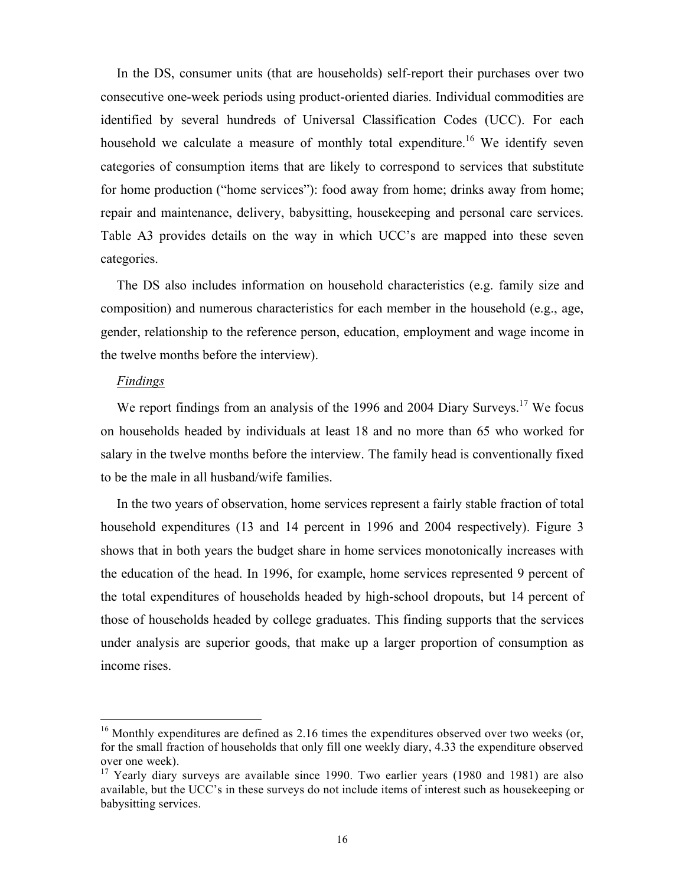In the DS, consumer units (that are households) self-report their purchases over two consecutive one-week periods using product-oriented diaries. Individual commodities are identified by several hundreds of Universal Classification Codes (UCC). For each household we calculate a measure of monthly total expenditure.[16] We identify seven categories of consumption items that are likely to correspond to services that substitute for home production ("home services"): food away from home; drinks away from home; repair and maintenance, delivery, babysitting, housekeeping and personal care services. Table A3 provides details on the way in which UCC's are mapped into these seven categories.

The DS also includes information on household characteristics (e.g. family size and composition) and numerous characteristics for each member in the household (e.g., age, gender, relationship to the reference person, education, employment and wage income in the twelve months before the interview).

*Findings*

We report findings from an analysis of the 1996 and 2004 Diary Surveys.[17] We focus on households headed by individuals at least 18 and no more than 65 who worked for salary in the twelve months before the interview. The family head is conventionally fixed to be the male in all husband/wife families.

In the two years of observation, home services represent a fairly stable fraction of total household expenditures (13 and 14 percent in 1996 and 2004 respectively). Figure 3 shows that in both years the budget share in home services monotonically increases with the education of the head. In 1996, for example, home services represented 9 percent of the total expenditures of households headed by high-school dropouts, but 14 percent of those of households headed by college graduates. This finding supports that the services under analysis are superior goods, that make up a larger proportion of consumption as income rises.

---

[16] Monthly expenditures are defined as 2.16 times the expenditures observed over two weeks (or, for the small fraction of households that only fill one weekly diary, 4.33 the expenditure observed over one week).

[17] Yearly diary surveys are available since 1990. Two earlier years (1980 and 1981) are also available, but the UCC's in these surveys do not include items of interest such as housekeeping or babysitting services.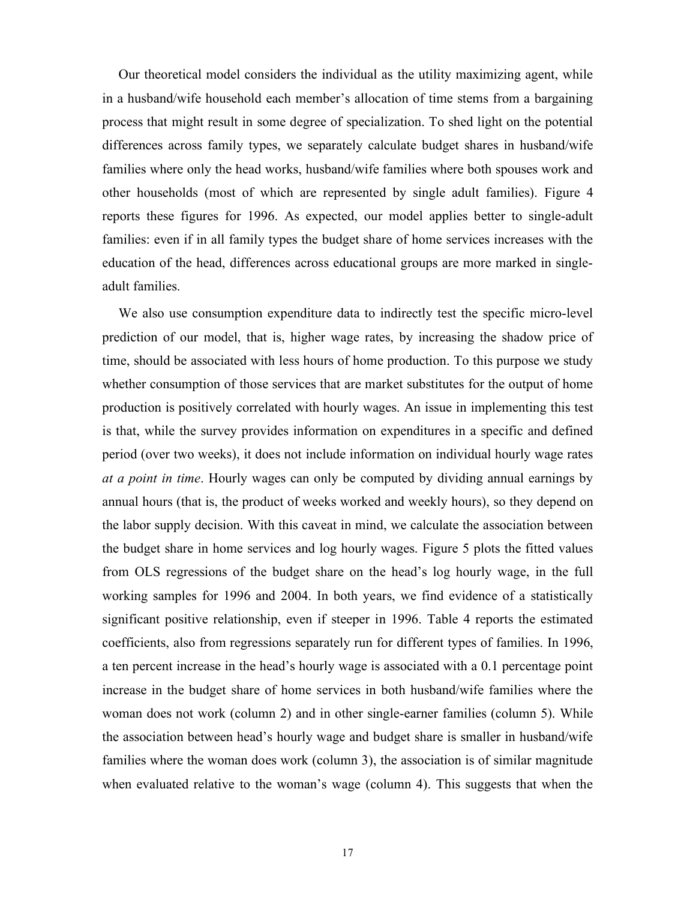Our theoretical model considers the individual as the utility maximizing agent, while in a husband/wife household each member's allocation of time stems from a bargaining process that might result in some degree of specialization. To shed light on the potential differences across family types, we separately calculate budget shares in husband/wife families where only the head works, husband/wife families where both spouses work and other households (most of which are represented by single adult families). Figure 4 reports these figures for 1996. As expected, our model applies better to single-adult families: even if in all family types the budget share of home services increases with the education of the head, differences across educational groups are more marked in single-adult families.

We also use consumption expenditure data to indirectly test the specific micro-level prediction of our model, that is, higher wage rates, by increasing the shadow price of time, should be associated with less hours of home production. To this purpose we study whether consumption of those services that are market substitutes for the output of home production is positively correlated with hourly wages. An issue in implementing this test is that, while the survey provides information on expenditures in a specific and defined period (over two weeks), it does not include information on individual hourly wage rates *at a point in time*. Hourly wages can only be computed by dividing annual earnings by annual hours (that is, the product of weeks worked and weekly hours), so they depend on the labor supply decision. With this caveat in mind, we calculate the association between the budget share in home services and log hourly wages. Figure 5 plots the fitted values from OLS regressions of the budget share on the head's log hourly wage, in the full working samples for 1996 and 2004. In both years, we find evidence of a statistically significant positive relationship, even if steeper in 1996. Table 4 reports the estimated coefficients, also from regressions separately run for different types of families. In 1996, a ten percent increase in the head's hourly wage is associated with a 0.1 percentage point increase in the budget share of home services in both husband/wife families where the woman does not work (column 2) and in other single-earner families (column 5). While the association between head's hourly wage and budget share is smaller in husband/wife families where the woman does work (column 3), the association is of similar magnitude when evaluated relative to the woman's wage (column 4). This suggests that when the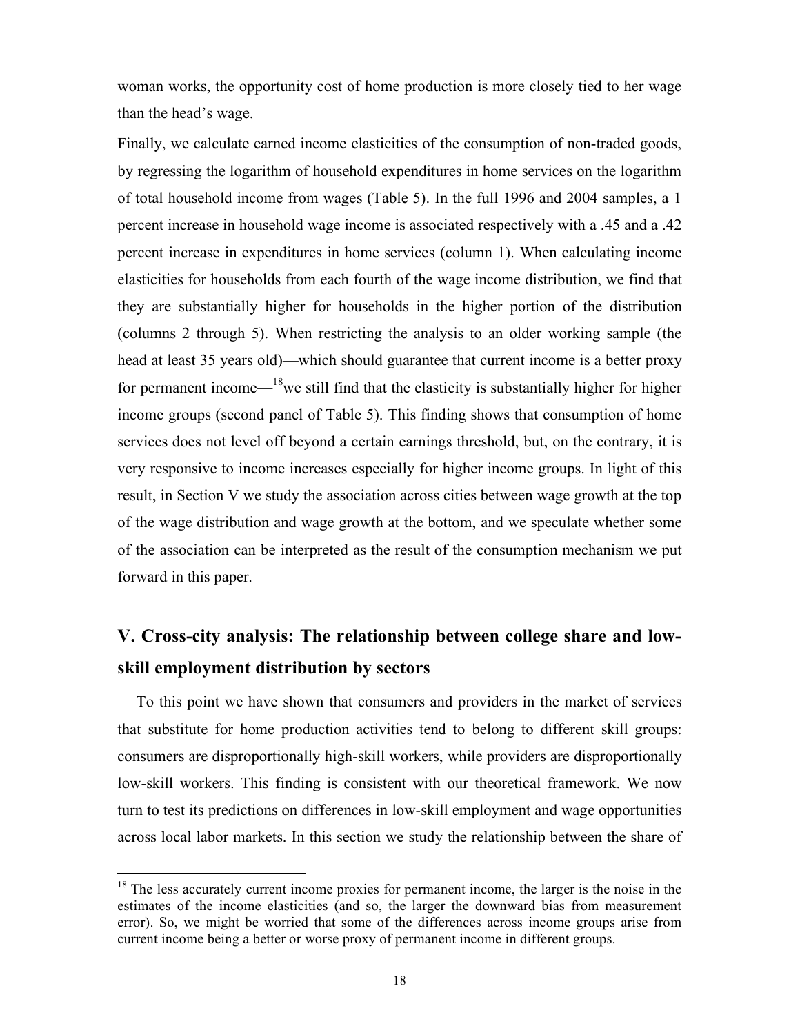woman works, the opportunity cost of home production is more closely tied to her wage than the head's wage.

Finally, we calculate earned income elasticities of the consumption of non-traded goods, by regressing the logarithm of household expenditures in home services on the logarithm of total household income from wages (Table 5). In the full 1996 and 2004 samples, a 1 percent increase in household wage income is associated respectively with a .45 and a .42 percent increase in expenditures in home services (column 1). When calculating income elasticities for households from each fourth of the wage income distribution, we find that they are substantially higher for households in the higher portion of the distribution (columns 2 through 5). When restricting the analysis to an older working sample (the head at least 35 years old)—which should guarantee that current income is a better proxy for permanent income—[18]we still find that the elasticity is substantially higher for higher income groups (second panel of Table 5). This finding shows that consumption of home services does not level off beyond a certain earnings threshold, but, on the contrary, it is very responsive to income increases especially for higher income groups. In light of this result, in Section V we study the association across cities between wage growth at the top of the wage distribution and wage growth at the bottom, and we speculate whether some of the association can be interpreted as the result of the consumption mechanism we put forward in this paper.

## V. Cross-city analysis: The relationship between college share and low-skill employment distribution by sectors

To this point we have shown that consumers and providers in the market of services that substitute for home production activities tend to belong to different skill groups: consumers are disproportionally high-skill workers, while providers are disproportionally low-skill workers. This finding is consistent with our theoretical framework. We now turn to test its predictions on differences in low-skill employment and wage opportunities across local labor markets. In this section we study the relationship between the share of

[18] The less accurately current income proxies for permanent income, the larger is the noise in the estimates of the income elasticities (and so, the larger the downward bias from measurement error). So, we might be worried that some of the differences across income groups arise from current income being a better or worse proxy of permanent income in different groups.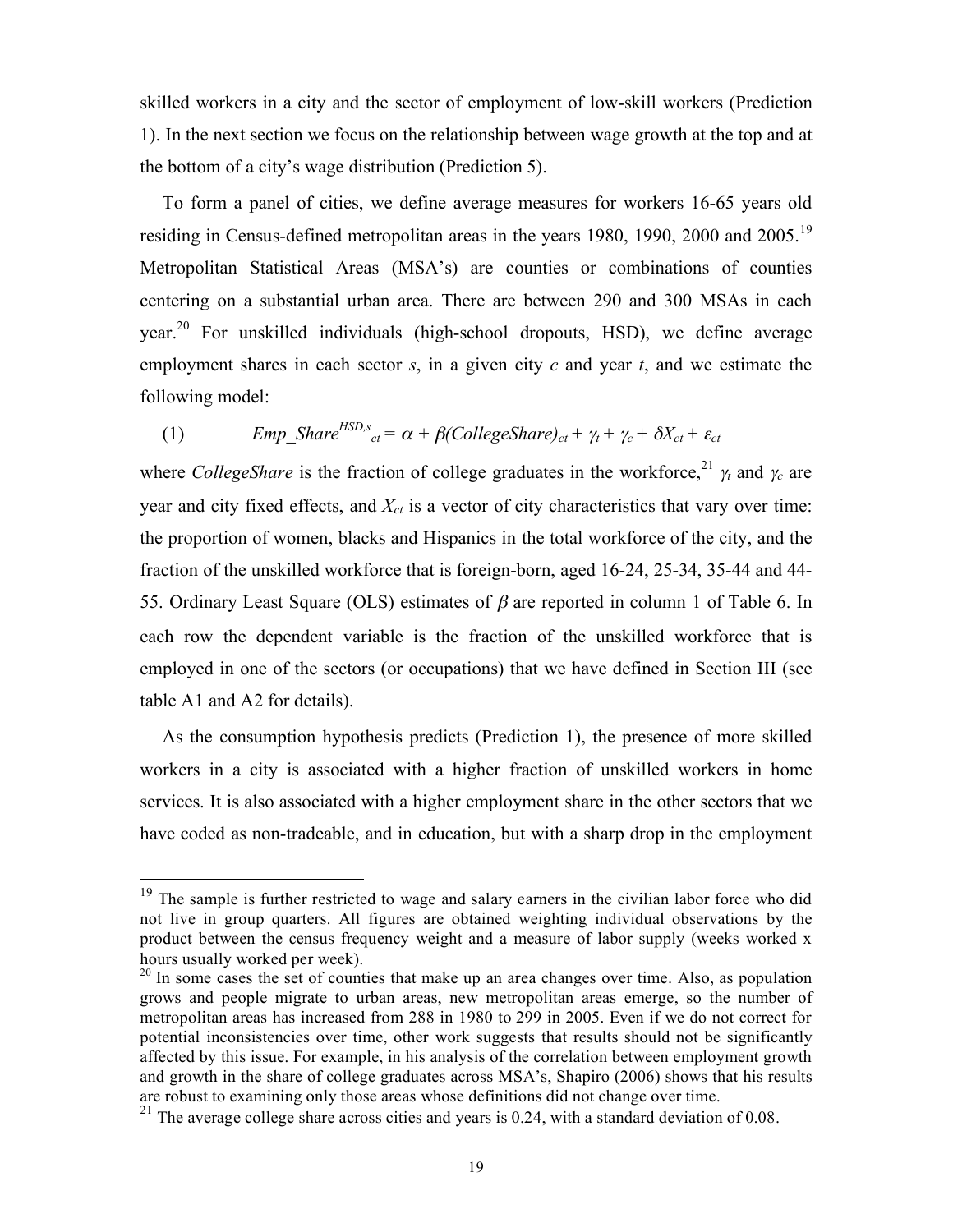skilled workers in a city and the sector of employment of low-skill workers (Prediction 1). In the next section we focus on the relationship between wage growth at the top and at the bottom of a city's wage distribution (Prediction 5).

To form a panel of cities, we define average measures for workers 16-65 years old residing in Census-defined metropolitan areas in the years 1980, 1990, 2000 and 2005.[19] Metropolitan Statistical Areas (MSA's) are counties or combinations of counties centering on a substantial urban area. There are between 290 and 300 MSAs in each year.[20] For unskilled individuals (high-school dropouts, HSD), we define average employment shares in each sector *s*, in a given city *c* and year *t*, and we estimate the following model:

$$(1) \qquad Emp\_Share^{HSD,s}_{ct} = \alpha + \beta(CollegeShare)_{ct} + \gamma_t + \gamma_c + \delta X_{ct} + \varepsilon_{ct}$$

where *CollegeShare* is the fraction of college graduates in the workforce,[21] $\gamma_t$ and $\gamma_c$ are year and city fixed effects, and $X_{ct}$ is a vector of city characteristics that vary over time: the proportion of women, blacks and Hispanics in the total workforce of the city, and the fraction of the unskilled workforce that is foreign-born, aged 16-24, 25-34, 35-44 and 44-55. Ordinary Least Square (OLS) estimates of $\beta$ are reported in column 1 of Table 6. In each row the dependent variable is the fraction of the unskilled workforce that is employed in one of the sectors (or occupations) that we have defined in Section III (see table A1 and A2 for details).

As the consumption hypothesis predicts (Prediction 1), the presence of more skilled workers in a city is associated with a higher fraction of unskilled workers in home services. It is also associated with a higher employment share in the other sectors that we have coded as non-tradeable, and in education, but with a sharp drop in the employment

[19] The sample is further restricted to wage and salary earners in the civilian labor force who did not live in group quarters. All figures are obtained weighting individual observations by the product between the census frequency weight and a measure of labor supply (weeks worked x hours usually worked per week).

[20] In some cases the set of counties that make up an area changes over time. Also, as population grows and people migrate to urban areas, new metropolitan areas emerge, so the number of metropolitan areas has increased from 288 in 1980 to 299 in 2005. Even if we do not correct for potential inconsistencies over time, other work suggests that results should not be significantly affected by this issue. For example, in his analysis of the correlation between employment growth and growth in the share of college graduates across MSA's, Shapiro (2006) shows that his results are robust to examining only those areas whose definitions did not change over time.

[21] The average college share across cities and years is 0.24, with a standard deviation of 0.08.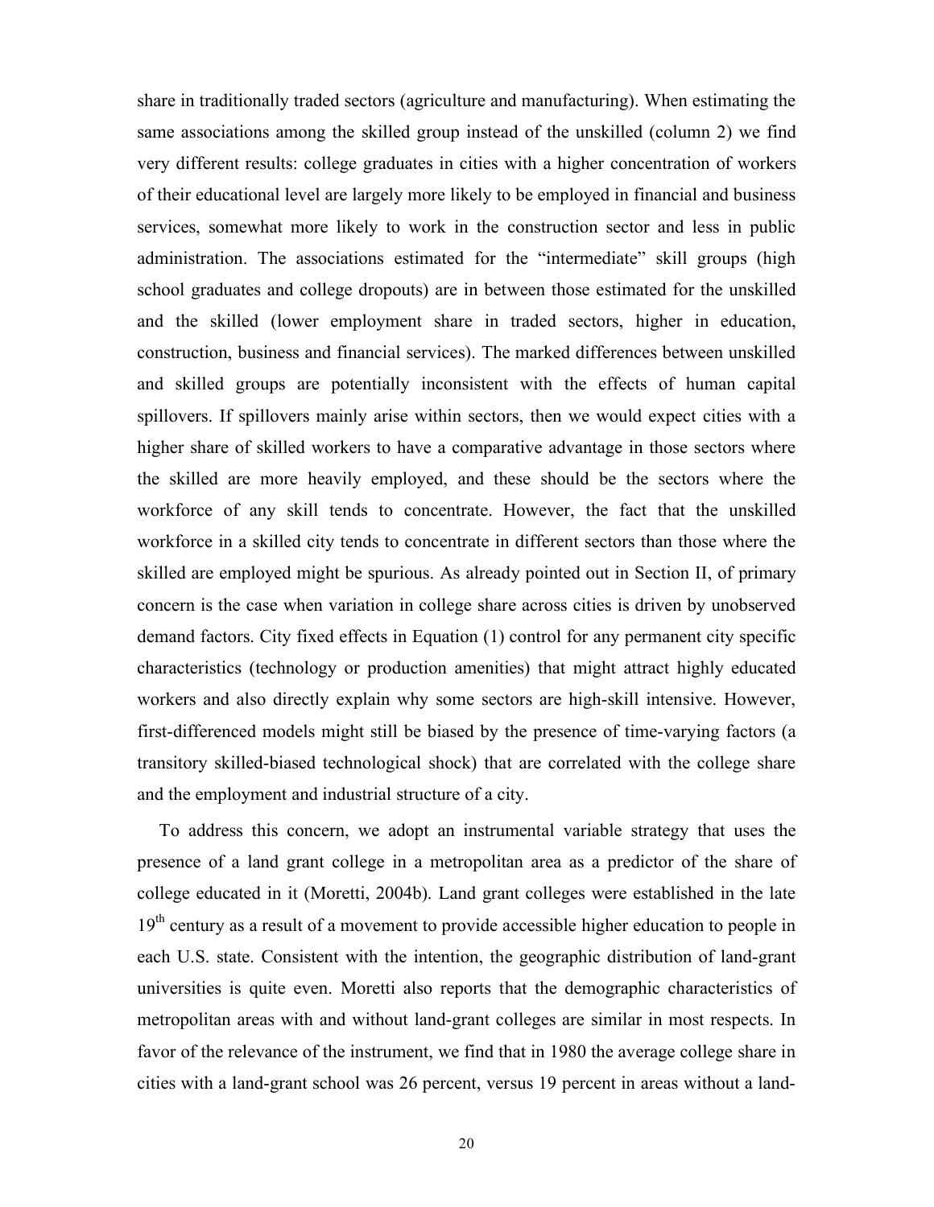share in traditionally traded sectors (agriculture and manufacturing). When estimating the same associations among the skilled group instead of the unskilled (column 2) we find very different results: college graduates in cities with a higher concentration of workers of their educational level are largely more likely to be employed in financial and business services, somewhat more likely to work in the construction sector and less in public administration. The associations estimated for the "intermediate" skill groups (high school graduates and college dropouts) are in between those estimated for the unskilled and the skilled (lower employment share in traded sectors, higher in education, construction, business and financial services). The marked differences between unskilled and skilled groups are potentially inconsistent with the effects of human capital spillovers. If spillovers mainly arise within sectors, then we would expect cities with a higher share of skilled workers to have a comparative advantage in those sectors where the skilled are more heavily employed, and these should be the sectors where the workforce of any skill tends to concentrate. However, the fact that the unskilled workforce in a skilled city tends to concentrate in different sectors than those where the skilled are employed might be spurious. As already pointed out in Section II, of primary concern is the case when variation in college share across cities is driven by unobserved demand factors. City fixed effects in Equation (1) control for any permanent city specific characteristics (technology or production amenities) that might attract highly educated workers and also directly explain why some sectors are high-skill intensive. However, first-differenced models might still be biased by the presence of time-varying factors (a transitory skilled-biased technological shock) that are correlated with the college share and the employment and industrial structure of a city.

To address this concern, we adopt an instrumental variable strategy that uses the presence of a land grant college in a metropolitan area as a predictor of the share of college educated in it (Moretti, 2004b). Land grant colleges were established in the late 19th century as a result of a movement to provide accessible higher education to people in each U.S. state. Consistent with the intention, the geographic distribution of land-grant universities is quite even. Moretti also reports that the demographic characteristics of metropolitan areas with and without land-grant colleges are similar in most respects. In favor of the relevance of the instrument, we find that in 1980 the average college share in cities with a land-grant school was 26 percent, versus 19 percent in areas without a land-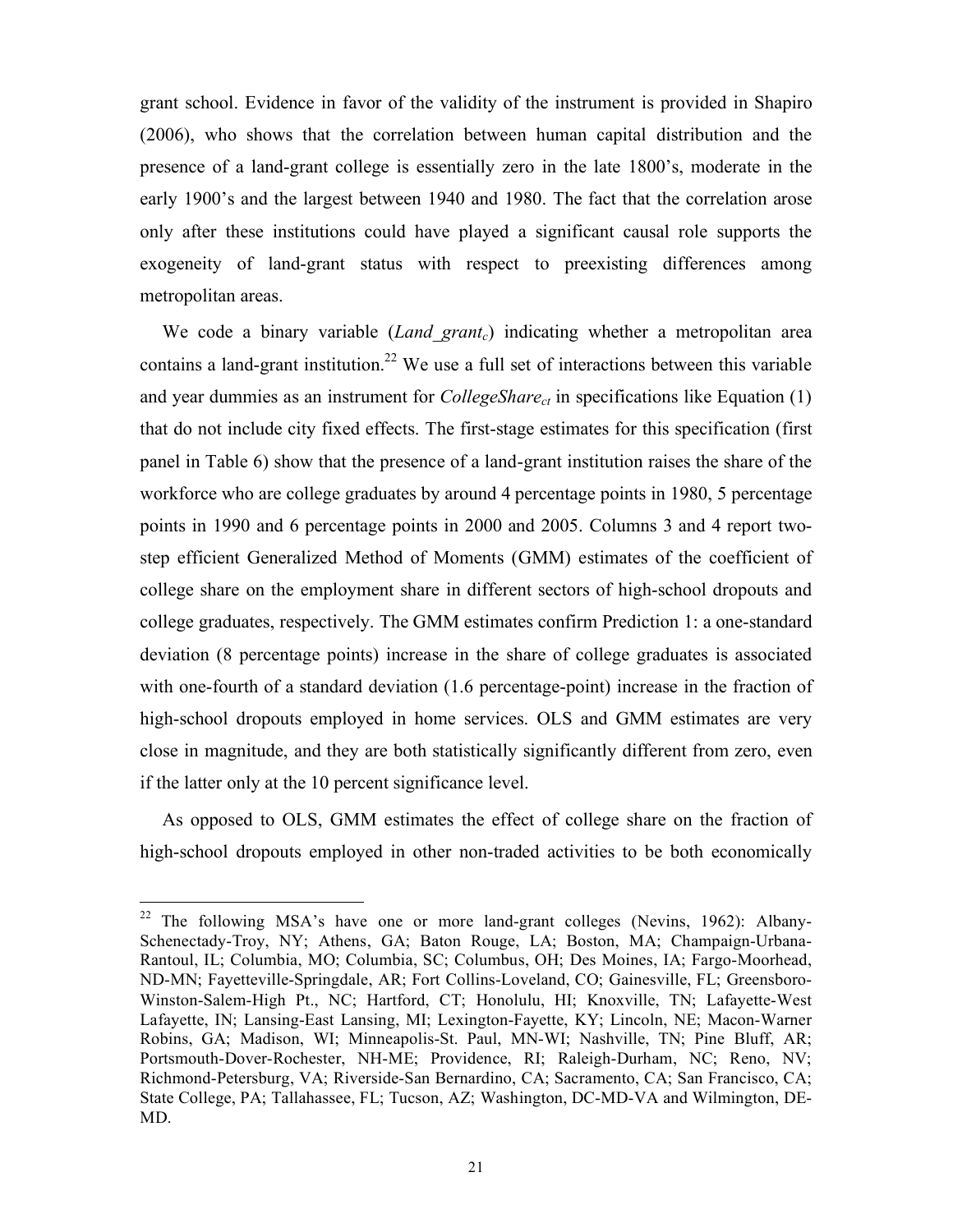grant school. Evidence in favor of the validity of the instrument is provided in Shapiro (2006), who shows that the correlation between human capital distribution and the presence of a land-grant college is essentially zero in the late 1800's, moderate in the early 1900's and the largest between 1940 and 1980. The fact that the correlation arose only after these institutions could have played a significant causal role supports the exogeneity of land-grant status with respect to preexisting differences among metropolitan areas.

We code a binary variable ($Land\_grant_c$) indicating whether a metropolitan area contains a land-grant institution.[22] We use a full set of interactions between this variable and year dummies as an instrument for $CollegeShare_{ct}$ in specifications like Equation (1) that do not include city fixed effects. The first-stage estimates for this specification (first panel in Table 6) show that the presence of a land-grant institution raises the share of the workforce who are college graduates by around 4 percentage points in 1980, 5 percentage points in 1990 and 6 percentage points in 2000 and 2005. Columns 3 and 4 report two-step efficient Generalized Method of Moments (GMM) estimates of the coefficient of college share on the employment share in different sectors of high-school dropouts and college graduates, respectively. The GMM estimates confirm Prediction 1: a one-standard deviation (8 percentage points) increase in the share of college graduates is associated with one-fourth of a standard deviation (1.6 percentage-point) increase in the fraction of high-school dropouts employed in home services. OLS and GMM estimates are very close in magnitude, and they are both statistically significantly different from zero, even if the latter only at the 10 percent significance level.

As opposed to OLS, GMM estimates the effect of college share on the fraction of high-school dropouts employed in other non-traded activities to be both economically

[22] The following MSA's have one or more land-grant colleges (Nevins, 1962): Albany-Schenectady-Troy, NY; Athens, GA; Baton Rouge, LA; Boston, MA; Champaign-Urbana-Rantoul, IL; Columbia, MO; Columbia, SC; Columbus, OH; Des Moines, IA; Fargo-Moorhead, ND-MN; Fayetteville-Springdale, AR; Fort Collins-Loveland, CO; Gainesville, FL; Greensboro-Winston-Salem-High Pt., NC; Hartford, CT; Honolulu, HI; Knoxville, TN; Lafayette-West Lafayette, IN; Lansing-East Lansing, MI; Lexington-Fayette, KY; Lincoln, NE; Macon-Warner Robins, GA; Madison, WI; Minneapolis-St. Paul, MN-WI; Nashville, TN; Pine Bluff, AR; Portsmouth-Dover-Rochester, NH-ME; Providence, RI; Raleigh-Durham, NC; Reno, NV; Richmond-Petersburg, VA; Riverside-San Bernardino, CA; Sacramento, CA; San Francisco, CA; State College, PA; Tallahassee, FL; Tucson, AZ; Washington, DC-MD-VA and Wilmington, DE-MD.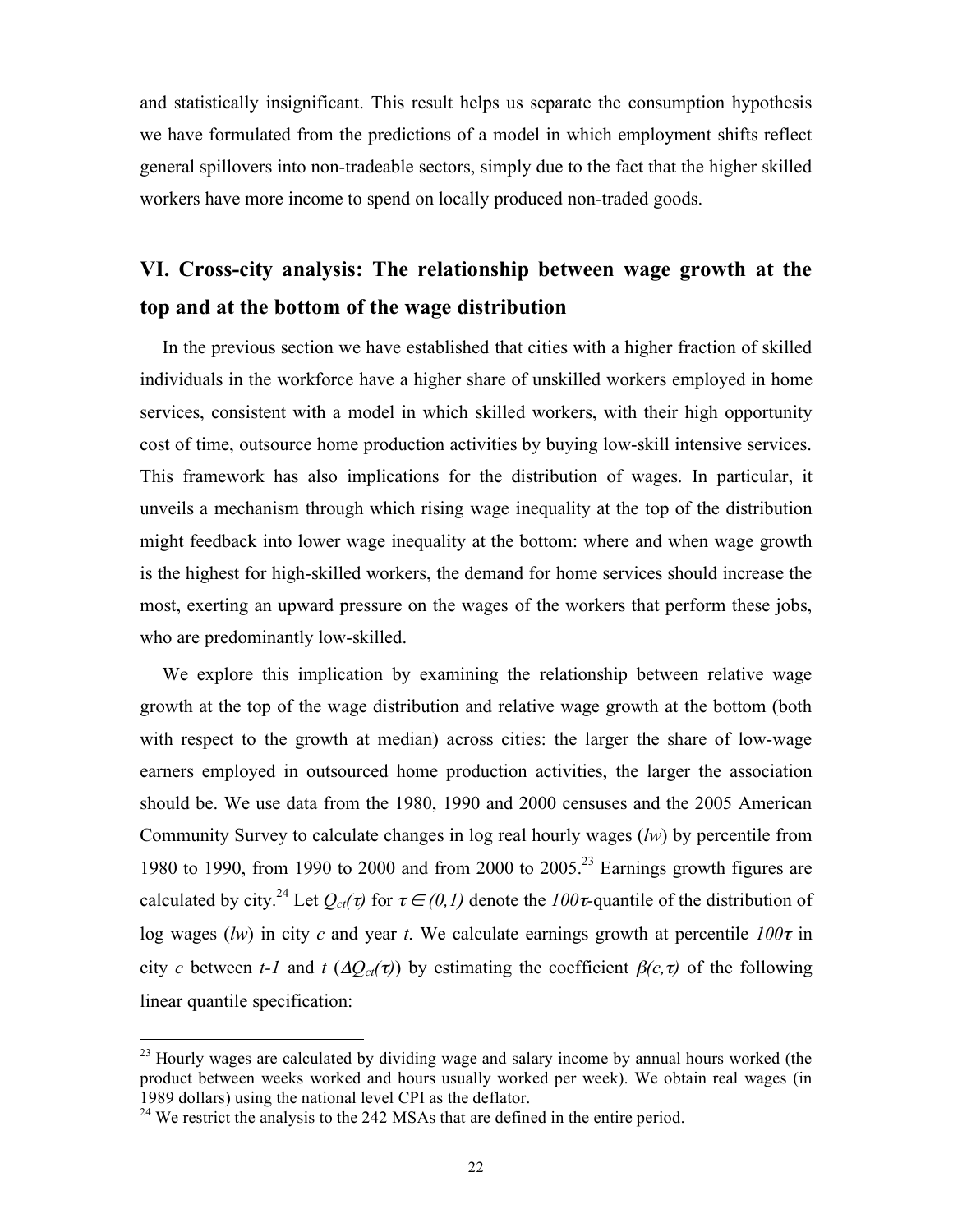and statistically insignificant. This result helps us separate the consumption hypothesis we have formulated from the predictions of a model in which employment shifts reflect general spillovers into non-tradeable sectors, simply due to the fact that the higher skilled workers have more income to spend on locally produced non-traded goods.

## VI. Cross-city analysis: The relationship between wage growth at the top and at the bottom of the wage distribution

In the previous section we have established that cities with a higher fraction of skilled individuals in the workforce have a higher share of unskilled workers employed in home services, consistent with a model in which skilled workers, with their high opportunity cost of time, outsource home production activities by buying low-skill intensive services. This framework has also implications for the distribution of wages. In particular, it unveils a mechanism through which rising wage inequality at the top of the distribution might feedback into lower wage inequality at the bottom: where and when wage growth is the highest for high-skilled workers, the demand for home services should increase the most, exerting an upward pressure on the wages of the workers that perform these jobs, who are predominantly low-skilled.

We explore this implication by examining the relationship between relative wage growth at the top of the wage distribution and relative wage growth at the bottom (both with respect to the growth at median) across cities: the larger the share of low-wage earners employed in outsourced home production activities, the larger the association should be. We use data from the 1980, 1990 and 2000 censuses and the 2005 American Community Survey to calculate changes in log real hourly wages (*lw*) by percentile from 1980 to 1990, from 1990 to 2000 and from 2000 to 2005.[23] Earnings growth figures are calculated by city.[24] Let $Q_{ct}(\tau)$ for $\tau \in (0,1)$ denote the $100\tau$-quantile of the distribution of log wages (*lw*) in city *c* and year *t*. We calculate earnings growth at percentile $100\tau$ in city *c* between *t-1* and *t* ($\Delta Q_{ct}(\tau)$) by estimating the coefficient $\beta(c,\tau)$ of the following linear quantile specification:

[23] Hourly wages are calculated by dividing wage and salary income by annual hours worked (the product between weeks worked and hours usually worked per week). We obtain real wages (in 1989 dollars) using the national level CPI as the deflator.

[24] We restrict the analysis to the 242 MSAs that are defined in the entire period.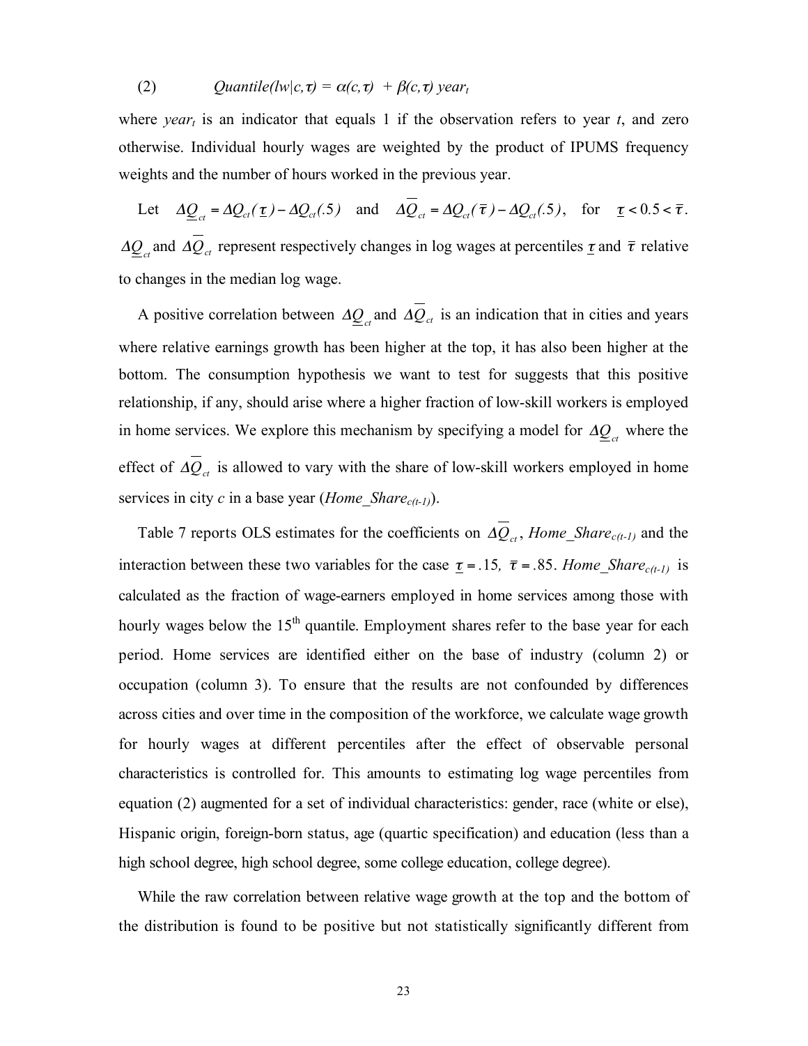(2) $\quad Quantile(lw|c,\tau) = \alpha(c,\tau) + \beta(c,\tau)\, year_t$

where $year_t$ is an indicator that equals 1 if the observation refers to year $t$, and zero otherwise. Individual hourly wages are weighted by the product of IPUMS frequency weights and the number of hours worked in the previous year.

Let $\Delta\underline{Q}_{ct} = \Delta Q_{ct}(\underline{\tau}) - \Delta Q_{ct}(.5)$ and $\Delta\overline{Q}_{ct} = \Delta Q_{ct}(\overline{\tau}) - \Delta Q_{ct}(.5)$, for $\underline{\tau} < 0.5 < \overline{\tau}$. $\Delta\underline{Q}_{ct}$ and $\Delta\overline{Q}_{ct}$ represent respectively changes in log wages at percentiles $\underline{\tau}$ and $\overline{\tau}$ relative to changes in the median log wage.

A positive correlation between $\Delta\underline{Q}_{ct}$ and $\Delta\overline{Q}_{ct}$ is an indication that in cities and years where relative earnings growth has been higher at the top, it has also been higher at the bottom. The consumption hypothesis we want to test for suggests that this positive relationship, if any, should arise where a higher fraction of low-skill workers is employed in home services. We explore this mechanism by specifying a model for $\Delta\underline{Q}_{ct}$ where the effect of $\Delta\overline{Q}_{ct}$ is allowed to vary with the share of low-skill workers employed in home services in city $c$ in a base year ($Home\_Share_{c(t-1)}$).

Table 7 reports OLS estimates for the coefficients on $\Delta\overline{Q}_{ct}$, $Home\_Share_{c(t-1)}$ and the interaction between these two variables for the case $\underline{\tau} = .15$, $\overline{\tau} = .85$. $Home\_Share_{c(t-1)}$ is calculated as the fraction of wage-earners employed in home services among those with hourly wages below the 15th quantile. Employment shares refer to the base year for each period. Home services are identified either on the base of industry (column 2) or occupation (column 3). To ensure that the results are not confounded by differences across cities and over time in the composition of the workforce, we calculate wage growth for hourly wages at different percentiles after the effect of observable personal characteristics is controlled for. This amounts to estimating log wage percentiles from equation (2) augmented for a set of individual characteristics: gender, race (white or else), Hispanic origin, foreign-born status, age (quartic specification) and education (less than a high school degree, high school degree, some college education, college degree).

While the raw correlation between relative wage growth at the top and the bottom of the distribution is found to be positive but not statistically significantly different from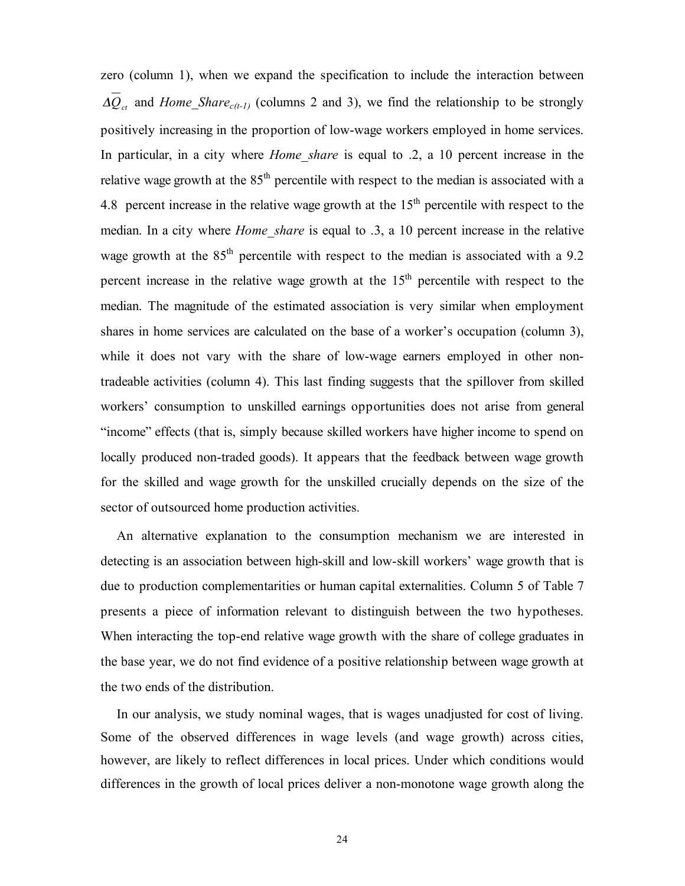zero (column 1), when we expand the specification to include the interaction between $\Delta\overline{Q}_{ct}$ and $Home\_Share_{c(t-1)}$ (columns 2 and 3), we find the relationship to be strongly positively increasing in the proportion of low-wage workers employed in home services. In particular, in a city where *Home_share* is equal to .2, a 10 percent increase in the relative wage growth at the 85th percentile with respect to the median is associated with a 4.8 percent increase in the relative wage growth at the 15th percentile with respect to the median. In a city where *Home_share* is equal to .3, a 10 percent increase in the relative wage growth at the 85th percentile with respect to the median is associated with a 9.2 percent increase in the relative wage growth at the 15th percentile with respect to the median. The magnitude of the estimated association is very similar when employment shares in home services are calculated on the base of a worker's occupation (column 3), while it does not vary with the share of low-wage earners employed in other non-tradeable activities (column 4). This last finding suggests that the spillover from skilled workers' consumption to unskilled earnings opportunities does not arise from general "income" effects (that is, simply because skilled workers have higher income to spend on locally produced non-traded goods). It appears that the feedback between wage growth for the skilled and wage growth for the unskilled crucially depends on the size of the sector of outsourced home production activities.

An alternative explanation to the consumption mechanism we are interested in detecting is an association between high-skill and low-skill workers' wage growth that is due to production complementarities or human capital externalities. Column 5 of Table 7 presents a piece of information relevant to distinguish between the two hypotheses. When interacting the top-end relative wage growth with the share of college graduates in the base year, we do not find evidence of a positive relationship between wage growth at the two ends of the distribution.

In our analysis, we study nominal wages, that is wages unadjusted for cost of living. Some of the observed differences in wage levels (and wage growth) across cities, however, are likely to reflect differences in local prices. Under which conditions would differences in the growth of local prices deliver a non-monotone wage growth along the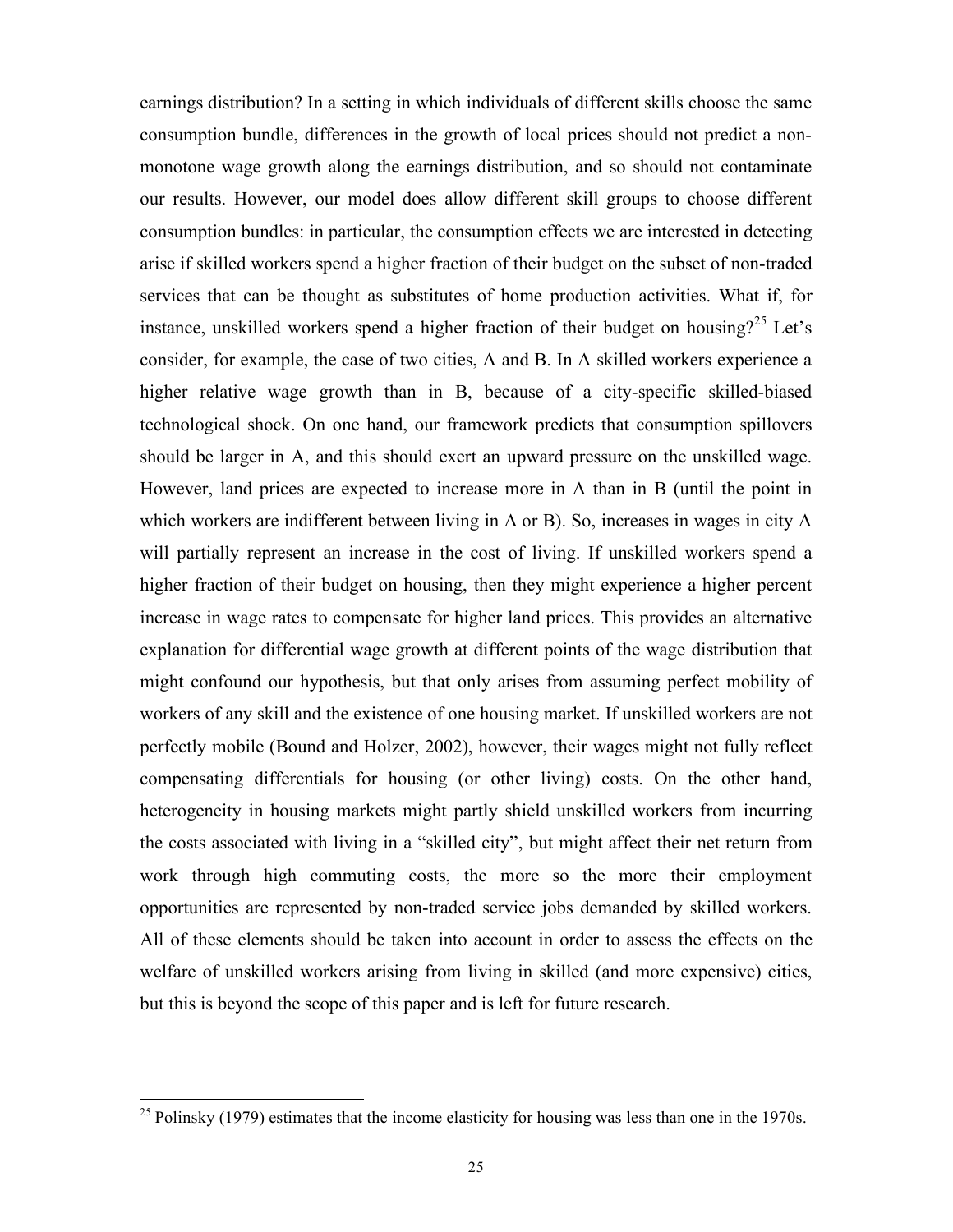earnings distribution? In a setting in which individuals of different skills choose the same consumption bundle, differences in the growth of local prices should not predict a non-monotone wage growth along the earnings distribution, and so should not contaminate our results. However, our model does allow different skill groups to choose different consumption bundles: in particular, the consumption effects we are interested in detecting arise if skilled workers spend a higher fraction of their budget on the subset of non-traded services that can be thought as substitutes of home production activities. What if, for instance, unskilled workers spend a higher fraction of their budget on housing?[25] Let's consider, for example, the case of two cities, A and B. In A skilled workers experience a higher relative wage growth than in B, because of a city-specific skilled-biased technological shock. On one hand, our framework predicts that consumption spillovers should be larger in A, and this should exert an upward pressure on the unskilled wage. However, land prices are expected to increase more in A than in B (until the point in which workers are indifferent between living in A or B). So, increases in wages in city A will partially represent an increase in the cost of living. If unskilled workers spend a higher fraction of their budget on housing, then they might experience a higher percent increase in wage rates to compensate for higher land prices. This provides an alternative explanation for differential wage growth at different points of the wage distribution that might confound our hypothesis, but that only arises from assuming perfect mobility of workers of any skill and the existence of one housing market. If unskilled workers are not perfectly mobile (Bound and Holzer, 2002), however, their wages might not fully reflect compensating differentials for housing (or other living) costs. On the other hand, heterogeneity in housing markets might partly shield unskilled workers from incurring the costs associated with living in a "skilled city", but might affect their net return from work through high commuting costs, the more so the more their employment opportunities are represented by non-traded service jobs demanded by skilled workers. All of these elements should be taken into account in order to assess the effects on the welfare of unskilled workers arising from living in skilled (and more expensive) cities, but this is beyond the scope of this paper and is left for future research.

[25] Polinsky (1979) estimates that the income elasticity for housing was less than one in the 1970s.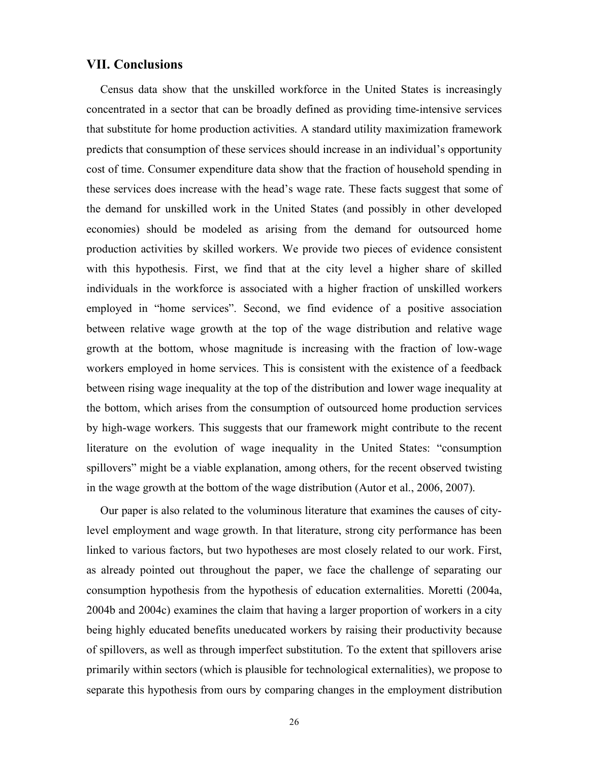## VII. Conclusions

Census data show that the unskilled workforce in the United States is increasingly concentrated in a sector that can be broadly defined as providing time-intensive services that substitute for home production activities. A standard utility maximization framework predicts that consumption of these services should increase in an individual's opportunity cost of time. Consumer expenditure data show that the fraction of household spending in these services does increase with the head's wage rate. These facts suggest that some of the demand for unskilled work in the United States (and possibly in other developed economies) should be modeled as arising from the demand for outsourced home production activities by skilled workers. We provide two pieces of evidence consistent with this hypothesis. First, we find that at the city level a higher share of skilled individuals in the workforce is associated with a higher fraction of unskilled workers employed in "home services". Second, we find evidence of a positive association between relative wage growth at the top of the wage distribution and relative wage growth at the bottom, whose magnitude is increasing with the fraction of low-wage workers employed in home services. This is consistent with the existence of a feedback between rising wage inequality at the top of the distribution and lower wage inequality at the bottom, which arises from the consumption of outsourced home production services by high-wage workers. This suggests that our framework might contribute to the recent literature on the evolution of wage inequality in the United States: "consumption spillovers" might be a viable explanation, among others, for the recent observed twisting in the wage growth at the bottom of the wage distribution (Autor et al., 2006, 2007).

Our paper is also related to the voluminous literature that examines the causes of city-level employment and wage growth. In that literature, strong city performance has been linked to various factors, but two hypotheses are most closely related to our work. First, as already pointed out throughout the paper, we face the challenge of separating our consumption hypothesis from the hypothesis of education externalities. Moretti (2004a, 2004b and 2004c) examines the claim that having a larger proportion of workers in a city being highly educated benefits uneducated workers by raising their productivity because of spillovers, as well as through imperfect substitution. To the extent that spillovers arise primarily within sectors (which is plausible for technological externalities), we propose to separate this hypothesis from ours by comparing changes in the employment distribution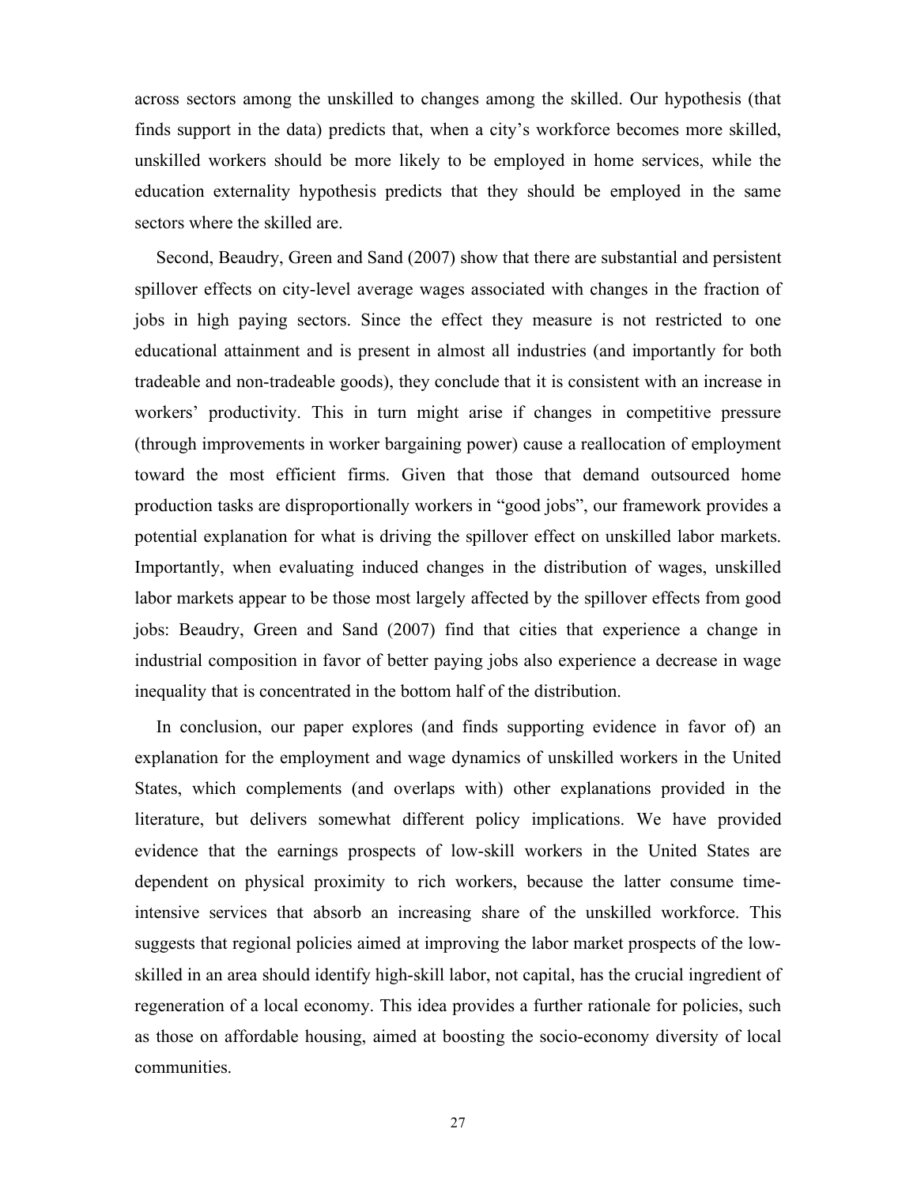across sectors among the unskilled to changes among the skilled. Our hypothesis (that finds support in the data) predicts that, when a city's workforce becomes more skilled, unskilled workers should be more likely to be employed in home services, while the education externality hypothesis predicts that they should be employed in the same sectors where the skilled are.

Second, Beaudry, Green and Sand (2007) show that there are substantial and persistent spillover effects on city-level average wages associated with changes in the fraction of jobs in high paying sectors. Since the effect they measure is not restricted to one educational attainment and is present in almost all industries (and importantly for both tradeable and non-tradeable goods), they conclude that it is consistent with an increase in workers' productivity. This in turn might arise if changes in competitive pressure (through improvements in worker bargaining power) cause a reallocation of employment toward the most efficient firms. Given that those that demand outsourced home production tasks are disproportionally workers in "good jobs", our framework provides a potential explanation for what is driving the spillover effect on unskilled labor markets. Importantly, when evaluating induced changes in the distribution of wages, unskilled labor markets appear to be those most largely affected by the spillover effects from good jobs: Beaudry, Green and Sand (2007) find that cities that experience a change in industrial composition in favor of better paying jobs also experience a decrease in wage inequality that is concentrated in the bottom half of the distribution.

In conclusion, our paper explores (and finds supporting evidence in favor of) an explanation for the employment and wage dynamics of unskilled workers in the United States, which complements (and overlaps with) other explanations provided in the literature, but delivers somewhat different policy implications. We have provided evidence that the earnings prospects of low-skill workers in the United States are dependent on physical proximity to rich workers, because the latter consume time-intensive services that absorb an increasing share of the unskilled workforce. This suggests that regional policies aimed at improving the labor market prospects of the low-skilled in an area should identify high-skill labor, not capital, has the crucial ingredient of regeneration of a local economy. This idea provides a further rationale for policies, such as those on affordable housing, aimed at boosting the socio-economy diversity of local communities.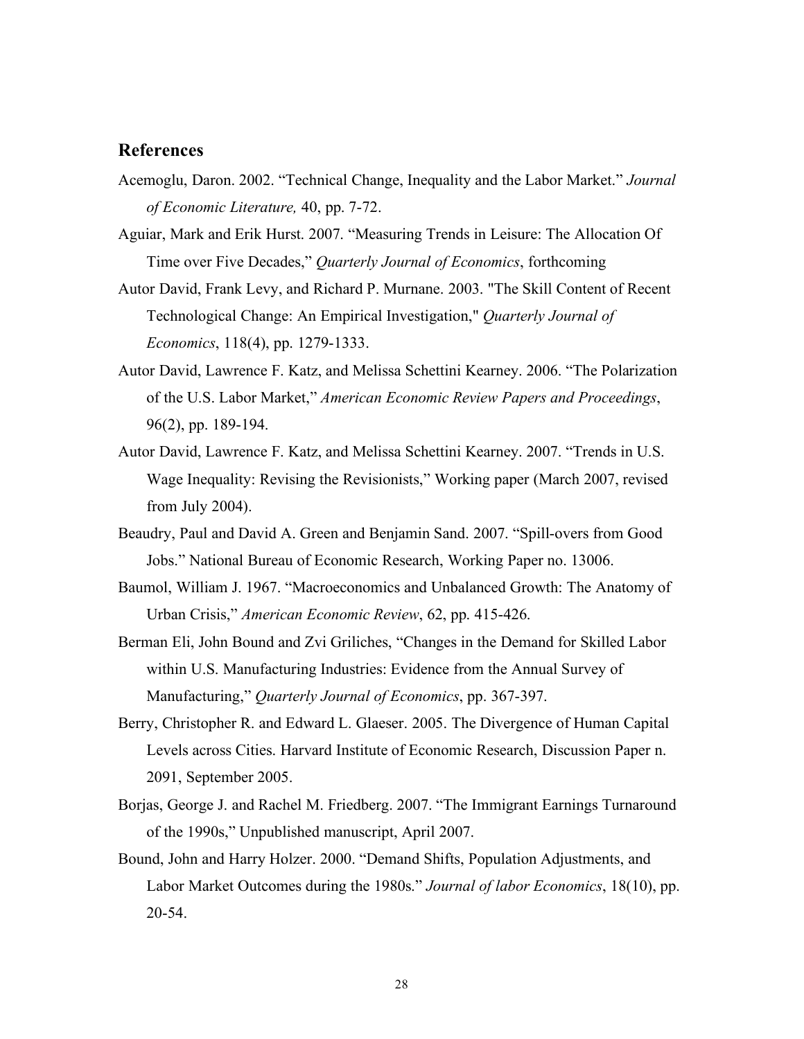## References

Acemoglu, Daron. 2002. "Technical Change, Inequality and the Labor Market." *Journal of Economic Literature,* 40, pp. 7-72.

Aguiar, Mark and Erik Hurst. 2007. "Measuring Trends in Leisure: The Allocation Of Time over Five Decades," *Quarterly Journal of Economics*, forthcoming

Autor David, Frank Levy, and Richard P. Murnane. 2003. "The Skill Content of Recent Technological Change: An Empirical Investigation," *Quarterly Journal of Economics*, 118(4), pp. 1279-1333.

Autor David, Lawrence F. Katz, and Melissa Schettini Kearney. 2006. "The Polarization of the U.S. Labor Market," *American Economic Review Papers and Proceedings*, 96(2), pp. 189-194.

Autor David, Lawrence F. Katz, and Melissa Schettini Kearney. 2007. "Trends in U.S. Wage Inequality: Revising the Revisionists," Working paper (March 2007, revised from July 2004).

Beaudry, Paul and David A. Green and Benjamin Sand. 2007. "Spill-overs from Good Jobs." National Bureau of Economic Research, Working Paper no. 13006.

Baumol, William J. 1967. "Macroeconomics and Unbalanced Growth: The Anatomy of Urban Crisis," *American Economic Review*, 62, pp. 415-426.

Berman Eli, John Bound and Zvi Griliches, "Changes in the Demand for Skilled Labor within U.S. Manufacturing Industries: Evidence from the Annual Survey of Manufacturing," *Quarterly Journal of Economics*, pp. 367-397.

Berry, Christopher R. and Edward L. Glaeser. 2005. The Divergence of Human Capital Levels across Cities. Harvard Institute of Economic Research, Discussion Paper n. 2091, September 2005.

Borjas, George J. and Rachel M. Friedberg. 2007. "The Immigrant Earnings Turnaround of the 1990s," Unpublished manuscript, April 2007.

Bound, John and Harry Holzer. 2000. "Demand Shifts, Population Adjustments, and Labor Market Outcomes during the 1980s." *Journal of labor Economics*, 18(10), pp. 20-54.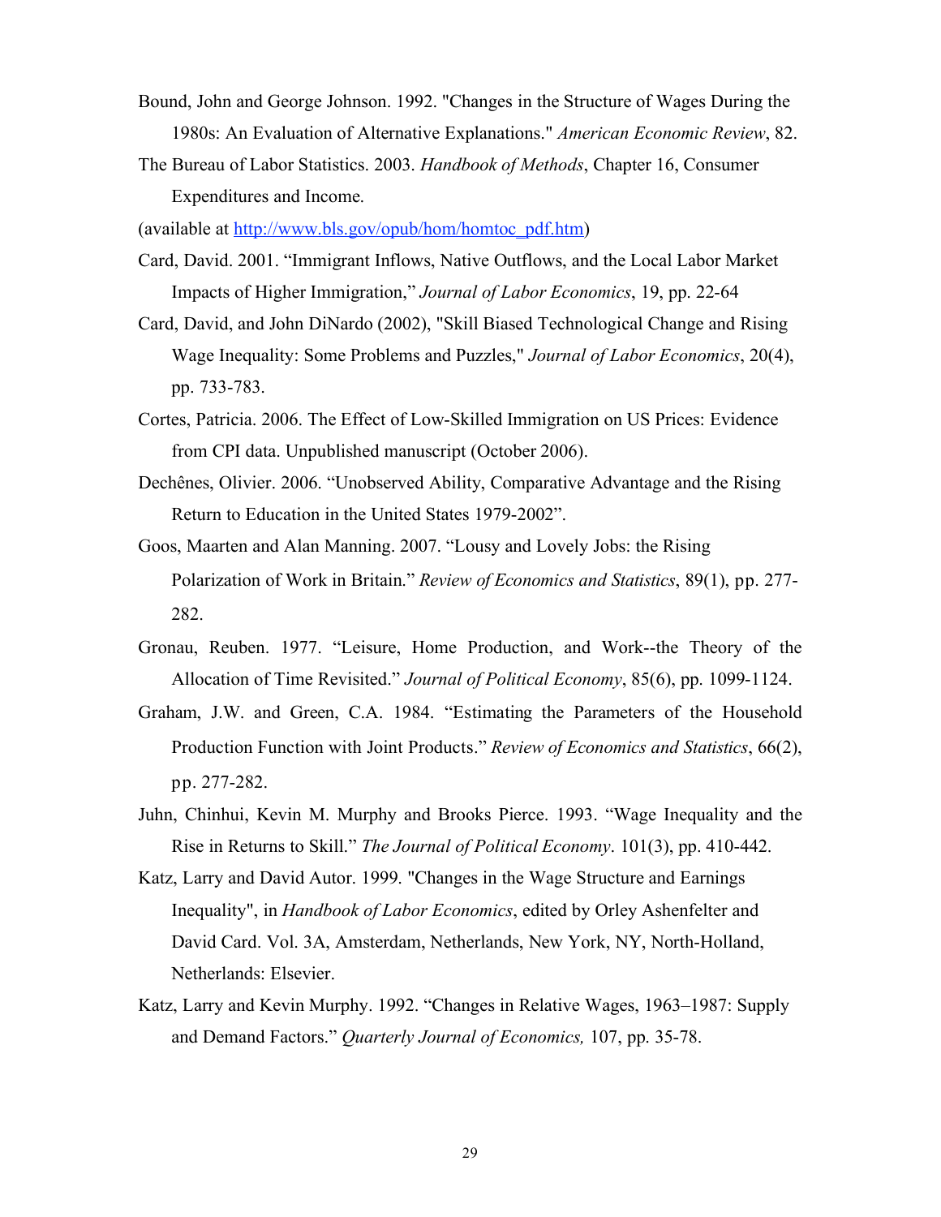Bound, John and George Johnson. 1992. "Changes in the Structure of Wages During the 1980s: An Evaluation of Alternative Explanations." *American Economic Review*, 82.

The Bureau of Labor Statistics. 2003. *Handbook of Methods*, Chapter 16, Consumer Expenditures and Income.

(available at [http://www.bls.gov/opub/hom/homtoc_pdf.htm](http://www.bls.gov/opub/hom/homtoc_pdf.htm))

Card, David. 2001. "Immigrant Inflows, Native Outflows, and the Local Labor Market Impacts of Higher Immigration," *Journal of Labor Economics*, 19, pp. 22-64

Card, David, and John DiNardo (2002), "Skill Biased Technological Change and Rising Wage Inequality: Some Problems and Puzzles," *Journal of Labor Economics*, 20(4), pp. 733-783.

Cortes, Patricia. 2006. The Effect of Low-Skilled Immigration on US Prices: Evidence from CPI data. Unpublished manuscript (October 2006).

Dechênes, Olivier. 2006. "Unobserved Ability, Comparative Advantage and the Rising Return to Education in the United States 1979-2002".

Goos, Maarten and Alan Manning. 2007. "Lousy and Lovely Jobs: the Rising Polarization of Work in Britain." *Review of Economics and Statistics*, 89(1), pp. 277-282.

Gronau, Reuben. 1977. "Leisure, Home Production, and Work--the Theory of the Allocation of Time Revisited." *Journal of Political Economy*, 85(6), pp. 1099-1124.

Graham, J.W. and Green, C.A. 1984. "Estimating the Parameters of the Household Production Function with Joint Products." *Review of Economics and Statistics*, 66(2), pp. 277-282.

Juhn, Chinhui, Kevin M. Murphy and Brooks Pierce. 1993. "Wage Inequality and the Rise in Returns to Skill." *The Journal of Political Economy*. 101(3), pp. 410-442.

Katz, Larry and David Autor. 1999. "Changes in the Wage Structure and Earnings Inequality", in *Handbook of Labor Economics*, edited by Orley Ashenfelter and David Card. Vol. 3A, Amsterdam, Netherlands, New York, NY, North-Holland, Netherlands: Elsevier.

Katz, Larry and Kevin Murphy. 1992. "Changes in Relative Wages, 1963–1987: Supply and Demand Factors." *Quarterly Journal of Economics,* 107, pp. 35-78.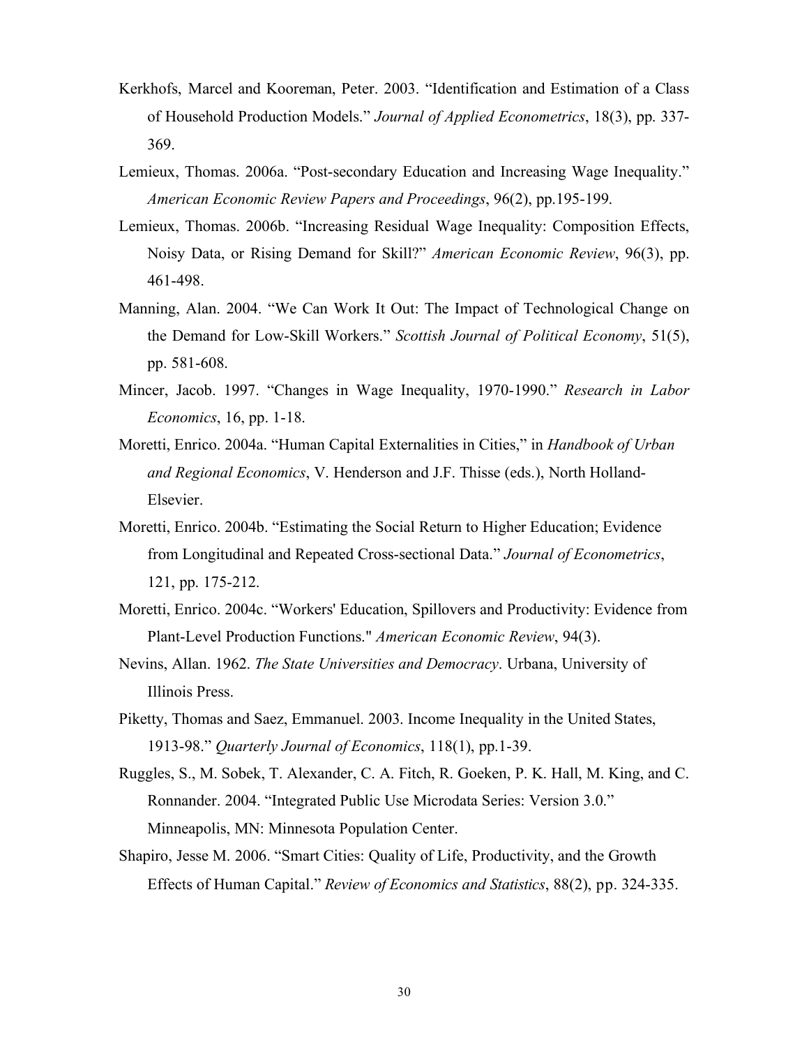Kerkhofs, Marcel and Kooreman, Peter. 2003. “Identification and Estimation of a Class of Household Production Models.” *Journal of Applied Econometrics*, 18(3), pp. 337-369.

Lemieux, Thomas. 2006a. “Post-secondary Education and Increasing Wage Inequality.” *American Economic Review Papers and Proceedings*, 96(2), pp.195-199.

Lemieux, Thomas. 2006b. “Increasing Residual Wage Inequality: Composition Effects, Noisy Data, or Rising Demand for Skill?” *American Economic Review*, 96(3), pp. 461-498.

Manning, Alan. 2004. “We Can Work It Out: The Impact of Technological Change on the Demand for Low-Skill Workers.” *Scottish Journal of Political Economy*, 51(5), pp. 581-608.

Mincer, Jacob. 1997. “Changes in Wage Inequality, 1970-1990.” *Research in Labor Economics*, 16, pp. 1-18.

Moretti, Enrico. 2004a. “Human Capital Externalities in Cities,” in *Handbook of Urban and Regional Economics*, V. Henderson and J.F. Thisse (eds.), North Holland-Elsevier.

Moretti, Enrico. 2004b. “Estimating the Social Return to Higher Education; Evidence from Longitudinal and Repeated Cross-sectional Data.” *Journal of Econometrics*, 121, pp. 175-212.

Moretti, Enrico. 2004c. “Workers' Education, Spillovers and Productivity: Evidence from Plant-Level Production Functions." *American Economic Review*, 94(3).

Nevins, Allan. 1962. *The State Universities and Democracy*. Urbana, University of Illinois Press.

Piketty, Thomas and Saez, Emmanuel. 2003. Income Inequality in the United States, 1913-98.” *Quarterly Journal of Economics*, 118(1), pp.1-39.

Ruggles, S., M. Sobek, T. Alexander, C. A. Fitch, R. Goeken, P. K. Hall, M. King, and C. Ronnander. 2004. “Integrated Public Use Microdata Series: Version 3.0.” Minneapolis, MN: Minnesota Population Center.

Shapiro, Jesse M. 2006. “Smart Cities: Quality of Life, Productivity, and the Growth Effects of Human Capital.” *Review of Economics and Statistics*, 88(2), pp. 324-335.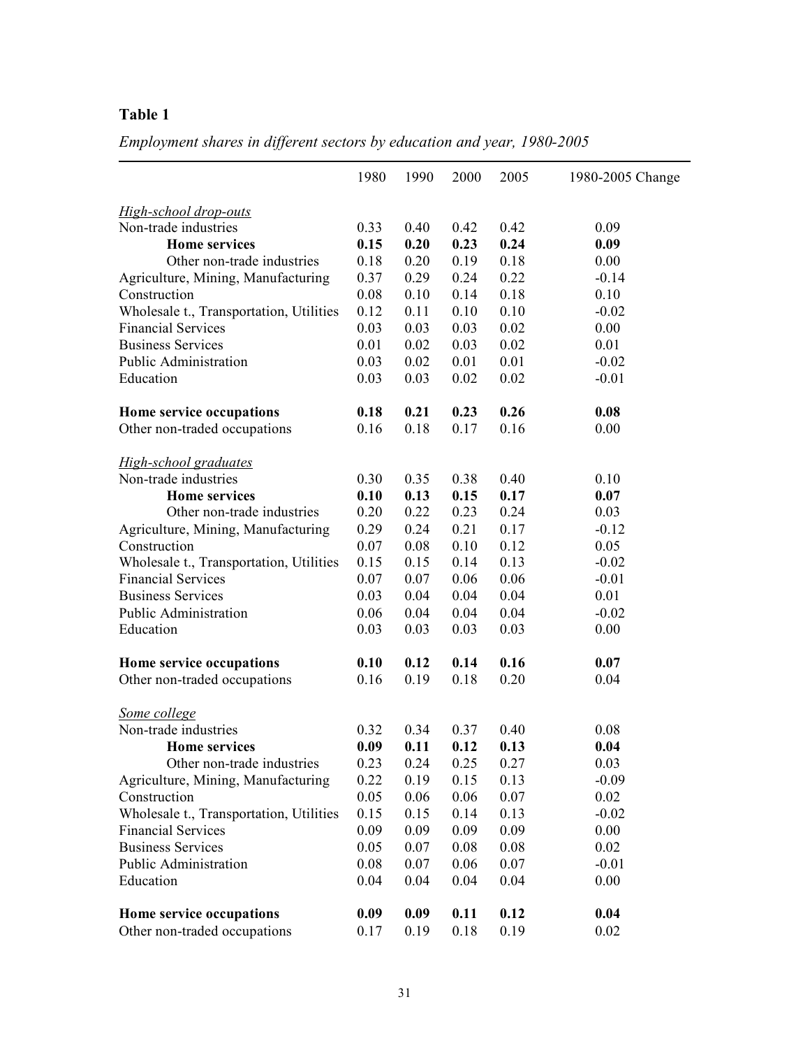## Table 1

*Employment shares in different sectors by education and year, 1980-2005*

| | 1980 | 1990 | 2000 | 2005 | 1980-2005 Change |
|---|---|---|---|---|---|
| *High-school drop-outs* | | | | | |
| Non-trade industries | 0.33 | 0.40 | 0.42 | 0.42 | 0.09 |
| **Home services** | **0.15** | **0.20** | **0.23** | **0.24** | **0.09** |
| Other non-trade industries | 0.18 | 0.20 | 0.19 | 0.18 | 0.00 |
| Agriculture, Mining, Manufacturing | 0.37 | 0.29 | 0.24 | 0.22 | -0.14 |
| Construction | 0.08 | 0.10 | 0.14 | 0.18 | 0.10 |
| Wholesale t., Transportation, Utilities | 0.12 | 0.11 | 0.10 | 0.10 | -0.02 |
| Financial Services | 0.03 | 0.03 | 0.03 | 0.02 | 0.00 |
| Business Services | 0.01 | 0.02 | 0.03 | 0.02 | 0.01 |
| Public Administration | 0.03 | 0.02 | 0.01 | 0.01 | -0.02 |
| Education | 0.03 | 0.03 | 0.02 | 0.02 | -0.01 |
| **Home service occupations** | **0.18** | **0.21** | **0.23** | **0.26** | **0.08** |
| Other non-traded occupations | 0.16 | 0.18 | 0.17 | 0.16 | 0.00 |
| *High-school graduates* | | | | | |
| Non-trade industries | 0.30 | 0.35 | 0.38 | 0.40 | 0.10 |
| **Home services** | **0.10** | **0.13** | **0.15** | **0.17** | **0.07** |
| Other non-trade industries | 0.20 | 0.22 | 0.23 | 0.24 | 0.03 |
| Agriculture, Mining, Manufacturing | 0.29 | 0.24 | 0.21 | 0.17 | -0.12 |
| Construction | 0.07 | 0.08 | 0.10 | 0.12 | 0.05 |
| Wholesale t., Transportation, Utilities | 0.15 | 0.15 | 0.14 | 0.13 | -0.02 |
| Financial Services | 0.07 | 0.07 | 0.06 | 0.06 | -0.01 |
| Business Services | 0.03 | 0.04 | 0.04 | 0.04 | 0.01 |
| Public Administration | 0.06 | 0.04 | 0.04 | 0.04 | -0.02 |
| Education | 0.03 | 0.03 | 0.03 | 0.03 | 0.00 |
| **Home service occupations** | **0.10** | **0.12** | **0.14** | **0.16** | **0.07** |
| Other non-traded occupations | 0.16 | 0.19 | 0.18 | 0.20 | 0.04 |
| *Some college* | | | | | |
| Non-trade industries | 0.32 | 0.34 | 0.37 | 0.40 | 0.08 |
| **Home services** | **0.09** | **0.11** | **0.12** | **0.13** | **0.04** |
| Other non-trade industries | 0.23 | 0.24 | 0.25 | 0.27 | 0.03 |
| Agriculture, Mining, Manufacturing | 0.22 | 0.19 | 0.15 | 0.13 | -0.09 |
| Construction | 0.05 | 0.06 | 0.06 | 0.07 | 0.02 |
| Wholesale t., Transportation, Utilities | 0.15 | 0.15 | 0.14 | 0.13 | -0.02 |
| Financial Services | 0.09 | 0.09 | 0.09 | 0.09 | 0.00 |
| Business Services | 0.05 | 0.07 | 0.08 | 0.08 | 0.02 |
| Public Administration | 0.08 | 0.07 | 0.06 | 0.07 | -0.01 |
| Education | 0.04 | 0.04 | 0.04 | 0.04 | 0.00 |
| **Home service occupations** | **0.09** | **0.09** | **0.11** | **0.12** | **0.04** |
| Other non-traded occupations | 0.17 | 0.19 | 0.18 | 0.19 | 0.02 |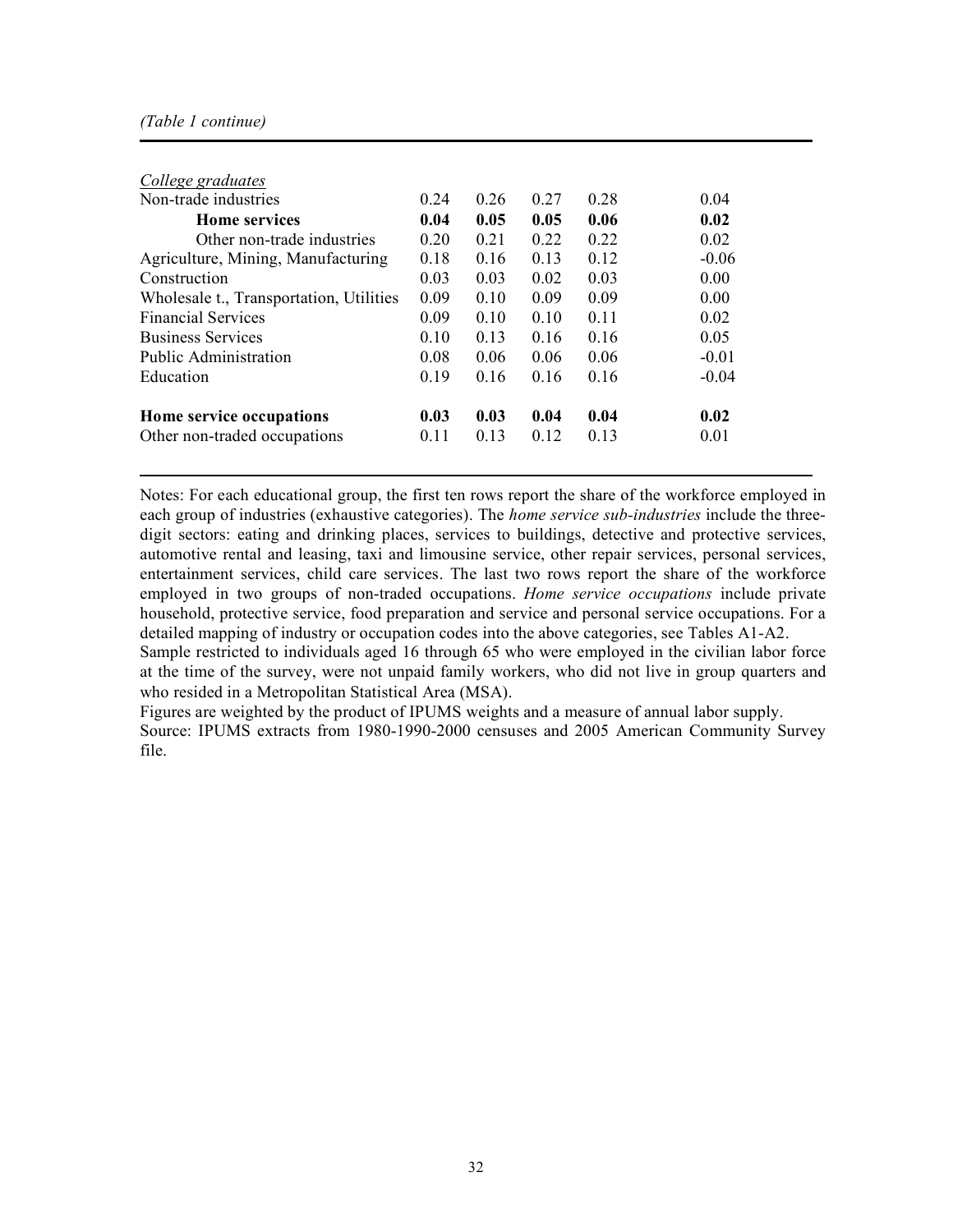*(Table 1 continue)*

| | | | | | |
|---|---|---|---|---|---|
| *College graduates* | | | | | |
| Non-trade industries | 0.24 | 0.26 | 0.27 | 0.28 | 0.04 |
| **Home services** | **0.04** | **0.05** | **0.05** | **0.06** | **0.02** |
| Other non-trade industries | 0.20 | 0.21 | 0.22 | 0.22 | 0.02 |
| Agriculture, Mining, Manufacturing | 0.18 | 0.16 | 0.13 | 0.12 | -0.06 |
| Construction | 0.03 | 0.03 | 0.02 | 0.03 | 0.00 |
| Wholesale t., Transportation, Utilities | 0.09 | 0.10 | 0.09 | 0.09 | 0.00 |
| Financial Services | 0.09 | 0.10 | 0.10 | 0.11 | 0.02 |
| Business Services | 0.10 | 0.13 | 0.16 | 0.16 | 0.05 |
| Public Administration | 0.08 | 0.06 | 0.06 | 0.06 | -0.01 |
| Education | 0.19 | 0.16 | 0.16 | 0.16 | -0.04 |
| | | | | | |
| **Home service occupations** | **0.03** | **0.03** | **0.04** | **0.04** | **0.02** |
| Other non-traded occupations | 0.11 | 0.13 | 0.12 | 0.13 | 0.01 |

Notes: For each educational group, the first ten rows report the share of the workforce employed in each group of industries (exhaustive categories). The *home service sub-industries* include the three-digit sectors: eating and drinking places, services to buildings, detective and protective services, automotive rental and leasing, taxi and limousine service, other repair services, personal services, entertainment services, child care services. The last two rows report the share of the workforce employed in two groups of non-traded occupations. *Home service occupations* include private household, protective service, food preparation and service and personal service occupations. For a detailed mapping of industry or occupation codes into the above categories, see Tables A1-A2.

Sample restricted to individuals aged 16 through 65 who were employed in the civilian labor force at the time of the survey, were not unpaid family workers, who did not live in group quarters and who resided in a Metropolitan Statistical Area (MSA).

Figures are weighted by the product of IPUMS weights and a measure of annual labor supply.

Source: IPUMS extracts from 1980-1990-2000 censuses and 2005 American Community Survey file.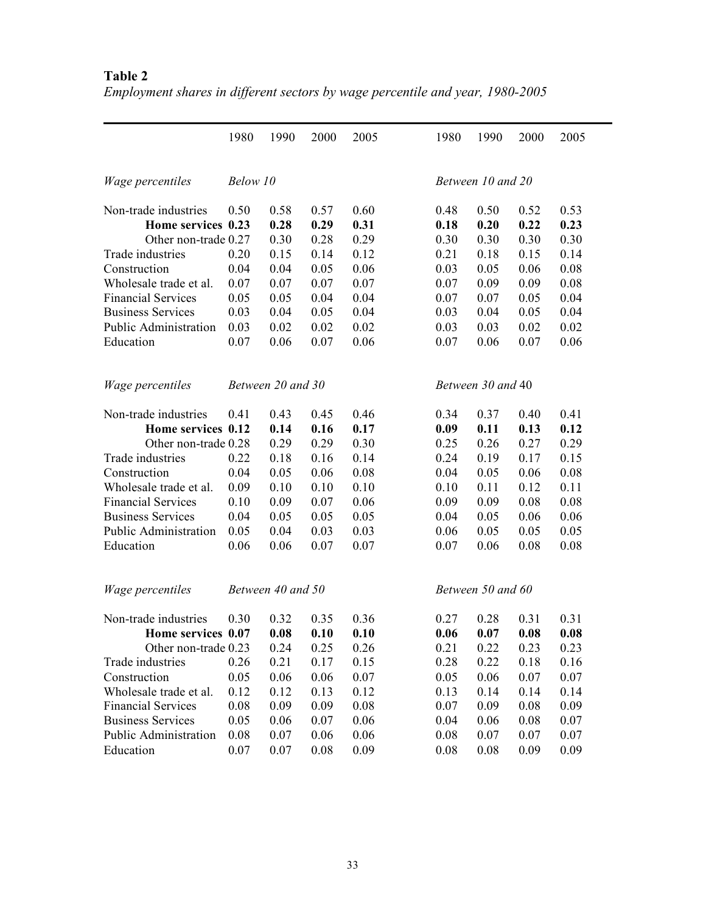**Table 2**

*Employment shares in different sectors by wage percentile and year, 1980-2005*

| | 1980 | 1990 | 2000 | 2005 | 1980 | 1990 | 2000 | 2005 |
|---|---|---|---|---|---|---|---|---|
| *Wage percentiles* | *Below 10* | | | | *Between 10 and 20* | | | |
| Non-trade industries | 0.50 | 0.58 | 0.57 | 0.60 | 0.48 | 0.50 | 0.52 | 0.53 |
| **Home services** | **0.23** | **0.28** | **0.29** | **0.31** | **0.18** | **0.20** | **0.22** | **0.23** |
| Other non-trade | 0.27 | 0.30 | 0.28 | 0.29 | 0.30 | 0.30 | 0.30 | 0.30 |
| Trade industries | 0.20 | 0.15 | 0.14 | 0.12 | 0.21 | 0.18 | 0.15 | 0.14 |
| Construction | 0.04 | 0.04 | 0.05 | 0.06 | 0.03 | 0.05 | 0.06 | 0.08 |
| Wholesale trade et al. | 0.07 | 0.07 | 0.07 | 0.07 | 0.07 | 0.09 | 0.09 | 0.08 |
| Financial Services | 0.05 | 0.05 | 0.04 | 0.04 | 0.07 | 0.07 | 0.05 | 0.04 |
| Business Services | 0.03 | 0.04 | 0.05 | 0.04 | 0.03 | 0.04 | 0.05 | 0.04 |
| Public Administration | 0.03 | 0.02 | 0.02 | 0.02 | 0.03 | 0.03 | 0.02 | 0.02 |
| Education | 0.07 | 0.06 | 0.07 | 0.06 | 0.07 | 0.06 | 0.07 | 0.06 |
| *Wage percentiles* | *Between 20 and 30* | | | | *Between 30 and 40* | | | |
| Non-trade industries | 0.41 | 0.43 | 0.45 | 0.46 | 0.34 | 0.37 | 0.40 | 0.41 |
| **Home services** | **0.12** | **0.14** | **0.16** | **0.17** | **0.09** | **0.11** | **0.13** | **0.12** |
| Other non-trade | 0.28 | 0.29 | 0.29 | 0.30 | 0.25 | 0.26 | 0.27 | 0.29 |
| Trade industries | 0.22 | 0.18 | 0.16 | 0.14 | 0.24 | 0.19 | 0.17 | 0.15 |
| Construction | 0.04 | 0.05 | 0.06 | 0.08 | 0.04 | 0.05 | 0.06 | 0.08 |
| Wholesale trade et al. | 0.09 | 0.10 | 0.10 | 0.10 | 0.10 | 0.11 | 0.12 | 0.11 |
| Financial Services | 0.10 | 0.09 | 0.07 | 0.06 | 0.09 | 0.09 | 0.08 | 0.08 |
| Business Services | 0.04 | 0.05 | 0.05 | 0.05 | 0.04 | 0.05 | 0.06 | 0.06 |
| Public Administration | 0.05 | 0.04 | 0.03 | 0.03 | 0.06 | 0.05 | 0.05 | 0.05 |
| Education | 0.06 | 0.06 | 0.07 | 0.07 | 0.07 | 0.06 | 0.08 | 0.08 |
| *Wage percentiles* | *Between 40 and 50* | | | | *Between 50 and 60* | | | |
| Non-trade industries | 0.30 | 0.32 | 0.35 | 0.36 | 0.27 | 0.28 | 0.31 | 0.31 |
| **Home services** | **0.07** | **0.08** | **0.10** | **0.10** | **0.06** | **0.07** | **0.08** | **0.08** |
| Other non-trade | 0.23 | 0.24 | 0.25 | 0.26 | 0.21 | 0.22 | 0.23 | 0.23 |
| Trade industries | 0.26 | 0.21 | 0.17 | 0.15 | 0.28 | 0.22 | 0.18 | 0.16 |
| Construction | 0.05 | 0.06 | 0.06 | 0.07 | 0.05 | 0.06 | 0.07 | 0.07 |
| Wholesale trade et al. | 0.12 | 0.12 | 0.13 | 0.12 | 0.13 | 0.14 | 0.14 | 0.14 |
| Financial Services | 0.08 | 0.09 | 0.09 | 0.08 | 0.07 | 0.09 | 0.08 | 0.09 |
| Business Services | 0.05 | 0.06 | 0.07 | 0.06 | 0.04 | 0.06 | 0.08 | 0.07 |
| Public Administration | 0.08 | 0.07 | 0.06 | 0.06 | 0.08 | 0.07 | 0.07 | 0.07 |
| Education | 0.07 | 0.07 | 0.08 | 0.09 | 0.08 | 0.08 | 0.09 | 0.09 |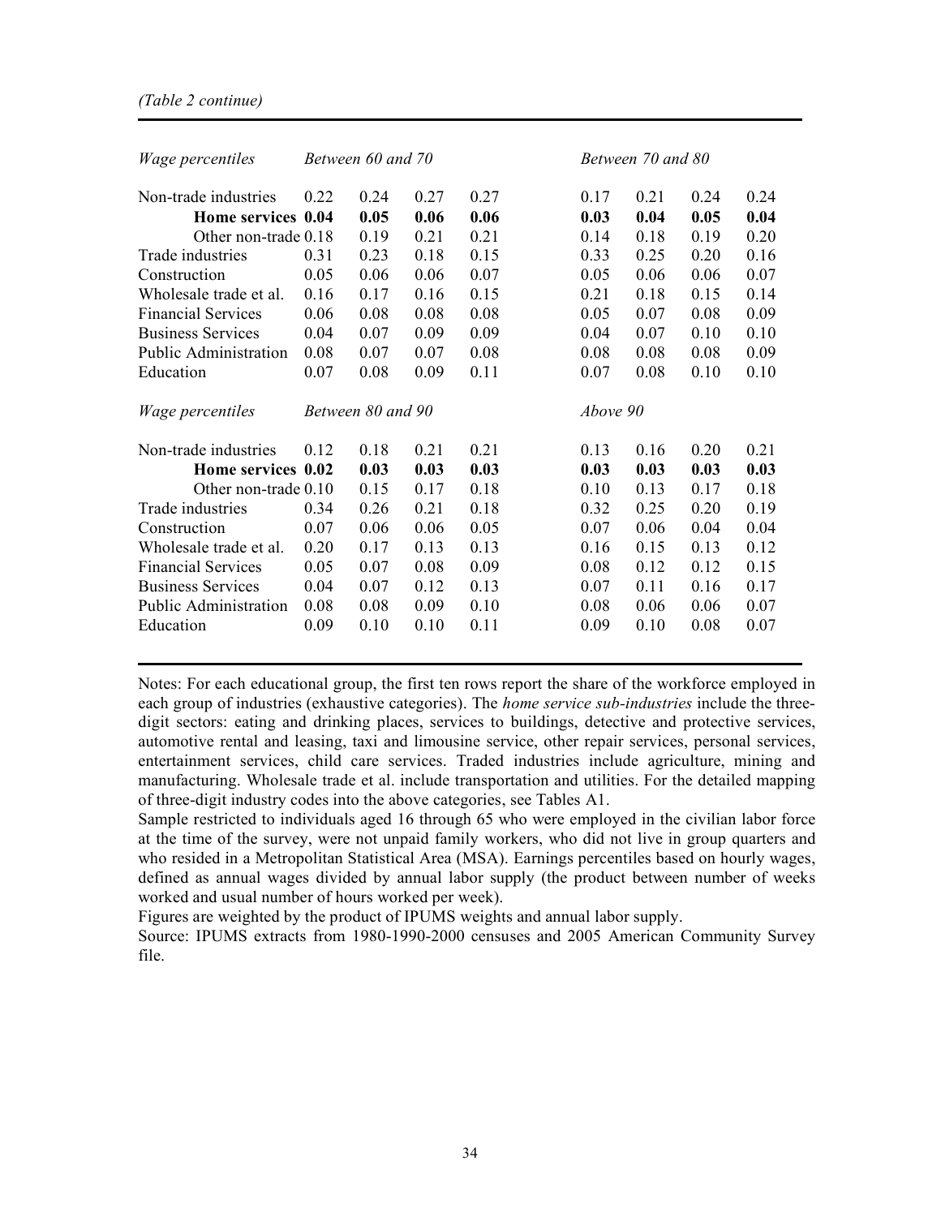*(Table 2 continue)*

| *Wage percentiles* | *Between 60 and 70* | | | | *Between 70 and 80* | | | |
|---|---|---|---|---|---|---|---|---|
| Non-trade industries | 0.22 | 0.24 | 0.27 | 0.27 | 0.17 | 0.21 | 0.24 | 0.24 |
| **Home services** | **0.04** | **0.05** | **0.06** | **0.06** | **0.03** | **0.04** | **0.05** | **0.04** |
| Other non-trade | 0.18 | 0.19 | 0.21 | 0.21 | 0.14 | 0.18 | 0.19 | 0.20 |
| Trade industries | 0.31 | 0.23 | 0.18 | 0.15 | 0.33 | 0.25 | 0.20 | 0.16 |
| Construction | 0.05 | 0.06 | 0.06 | 0.07 | 0.05 | 0.06 | 0.06 | 0.07 |
| Wholesale trade et al. | 0.16 | 0.17 | 0.16 | 0.15 | 0.21 | 0.18 | 0.15 | 0.14 |
| Financial Services | 0.06 | 0.08 | 0.08 | 0.08 | 0.05 | 0.07 | 0.08 | 0.09 |
| Business Services | 0.04 | 0.07 | 0.09 | 0.09 | 0.04 | 0.07 | 0.10 | 0.10 |
| Public Administration | 0.08 | 0.07 | 0.07 | 0.08 | 0.08 | 0.08 | 0.08 | 0.09 |
| Education | 0.07 | 0.08 | 0.09 | 0.11 | 0.07 | 0.08 | 0.10 | 0.10 |
| *Wage percentiles* | *Between 80 and 90* | | | | *Above 90* | | | |
| Non-trade industries | 0.12 | 0.18 | 0.21 | 0.21 | 0.13 | 0.16 | 0.20 | 0.21 |
| **Home services** | **0.02** | **0.03** | **0.03** | **0.03** | **0.03** | **0.03** | **0.03** | **0.03** |
| Other non-trade | 0.10 | 0.15 | 0.17 | 0.18 | 0.10 | 0.13 | 0.17 | 0.18 |
| Trade industries | 0.34 | 0.26 | 0.21 | 0.18 | 0.32 | 0.25 | 0.20 | 0.19 |
| Construction | 0.07 | 0.06 | 0.06 | 0.05 | 0.07 | 0.06 | 0.04 | 0.04 |
| Wholesale trade et al. | 0.20 | 0.17 | 0.13 | 0.13 | 0.16 | 0.15 | 0.13 | 0.12 |
| Financial Services | 0.05 | 0.07 | 0.08 | 0.09 | 0.08 | 0.12 | 0.12 | 0.15 |
| Business Services | 0.04 | 0.07 | 0.12 | 0.13 | 0.07 | 0.11 | 0.16 | 0.17 |
| Public Administration | 0.08 | 0.08 | 0.09 | 0.10 | 0.08 | 0.06 | 0.06 | 0.07 |
| Education | 0.09 | 0.10 | 0.10 | 0.11 | 0.09 | 0.10 | 0.08 | 0.07 |

Notes: For each educational group, the first ten rows report the share of the workforce employed in each group of industries (exhaustive categories). The *home service sub-industries* include the three-digit sectors: eating and drinking places, services to buildings, detective and protective services, automotive rental and leasing, taxi and limousine service, other repair services, personal services, entertainment services, child care services. Traded industries include agriculture, mining and manufacturing. Wholesale trade et al. include transportation and utilities. For the detailed mapping of three-digit industry codes into the above categories, see Tables A1.

Sample restricted to individuals aged 16 through 65 who were employed in the civilian labor force at the time of the survey, were not unpaid family workers, who did not live in group quarters and who resided in a Metropolitan Statistical Area (MSA). Earnings percentiles based on hourly wages, defined as annual wages divided by annual labor supply (the product between number of weeks worked and usual number of hours worked per week).

Figures are weighted by the product of IPUMS weights and annual labor supply.

Source: IPUMS extracts from 1980-1990-2000 censuses and 2005 American Community Survey file.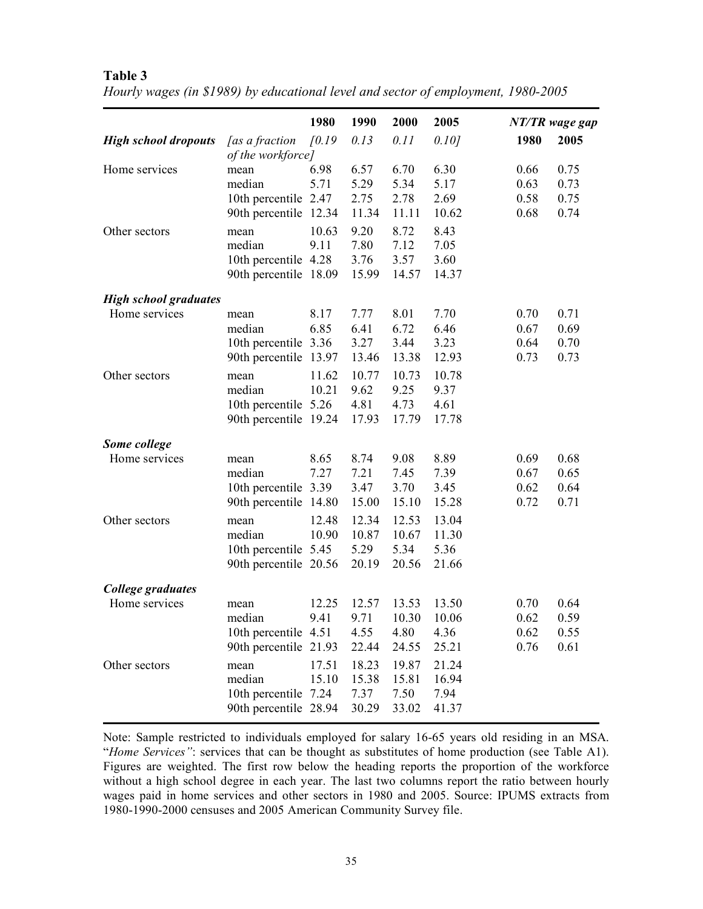**Table 3**

*Hourly wages (in \$1989) by educational level and sector of employment, 1980-2005*

| | | 1980 | 1990 | 2000 | 2005 | *NT/TR wage gap* | |
|---|---|---|---|---|---|---|---|
| ***High school dropouts*** | *[as a fraction of the workforce]* | *[0.19* | *0.13* | *0.11* | *0.10]* | **1980** | **2005** |
| Home services | mean | 6.98 | 6.57 | 6.70 | 6.30 | 0.66 | 0.75 |
| | median | 5.71 | 5.29 | 5.34 | 5.17 | 0.63 | 0.73 |
| | 10th percentile | 2.47 | 2.75 | 2.78 | 2.69 | 0.58 | 0.75 |
| | 90th percentile | 12.34 | 11.34 | 11.11 | 10.62 | 0.68 | 0.74 |
| Other sectors | mean | 10.63 | 9.20 | 8.72 | 8.43 | | |
| | median | 9.11 | 7.80 | 7.12 | 7.05 | | |
| | 10th percentile | 4.28 | 3.76 | 3.57 | 3.60 | | |
| | 90th percentile | 18.09 | 15.99 | 14.57 | 14.37 | | |
| ***High school graduates*** | | | | | | | |
| Home services | mean | 8.17 | 7.77 | 8.01 | 7.70 | 0.70 | 0.71 |
| | median | 6.85 | 6.41 | 6.72 | 6.46 | 0.67 | 0.69 |
| | 10th percentile | 3.36 | 3.27 | 3.44 | 3.23 | 0.64 | 0.70 |
| | 90th percentile | 13.97 | 13.46 | 13.38 | 12.93 | 0.73 | 0.73 |
| Other sectors | mean | 11.62 | 10.77 | 10.73 | 10.78 | | |
| | median | 10.21 | 9.62 | 9.25 | 9.37 | | |
| | 10th percentile | 5.26 | 4.81 | 4.73 | 4.61 | | |
| | 90th percentile | 19.24 | 17.93 | 17.79 | 17.78 | | |
| ***Some college*** | | | | | | | |
| Home services | mean | 8.65 | 8.74 | 9.08 | 8.89 | 0.69 | 0.68 |
| | median | 7.27 | 7.21 | 7.45 | 7.39 | 0.67 | 0.65 |
| | 10th percentile | 3.39 | 3.47 | 3.70 | 3.45 | 0.62 | 0.64 |
| | 90th percentile | 14.80 | 15.00 | 15.10 | 15.28 | 0.72 | 0.71 |
| Other sectors | mean | 12.48 | 12.34 | 12.53 | 13.04 | | |
| | median | 10.90 | 10.87 | 10.67 | 11.30 | | |
| | 10th percentile | 5.45 | 5.29 | 5.34 | 5.36 | | |
| | 90th percentile | 20.56 | 20.19 | 20.56 | 21.66 | | |
| ***College graduates*** | | | | | | | |
| Home services | mean | 12.25 | 12.57 | 13.53 | 13.50 | 0.70 | 0.64 |
| | median | 9.41 | 9.71 | 10.30 | 10.06 | 0.62 | 0.59 |
| | 10th percentile | 4.51 | 4.55 | 4.80 | 4.36 | 0.62 | 0.55 |
| | 90th percentile | 21.93 | 22.44 | 24.55 | 25.21 | 0.76 | 0.61 |
| Other sectors | mean | 17.51 | 18.23 | 19.87 | 21.24 | | |
| | median | 15.10 | 15.38 | 15.81 | 16.94 | | |
| | 10th percentile | 7.24 | 7.37 | 7.50 | 7.94 | | |
| | 90th percentile | 28.94 | 30.29 | 33.02 | 41.37 | | |

Note: Sample restricted to individuals employed for salary 16-65 years old residing in an MSA. "*Home Services"*: services that can be thought as substitutes of home production (see Table A1). Figures are weighted. The first row below the heading reports the proportion of the workforce without a high school degree in each year. The last two columns report the ratio between hourly wages paid in home services and other sectors in 1980 and 2005. Source: IPUMS extracts from 1980-1990-2000 censuses and 2005 American Community Survey file.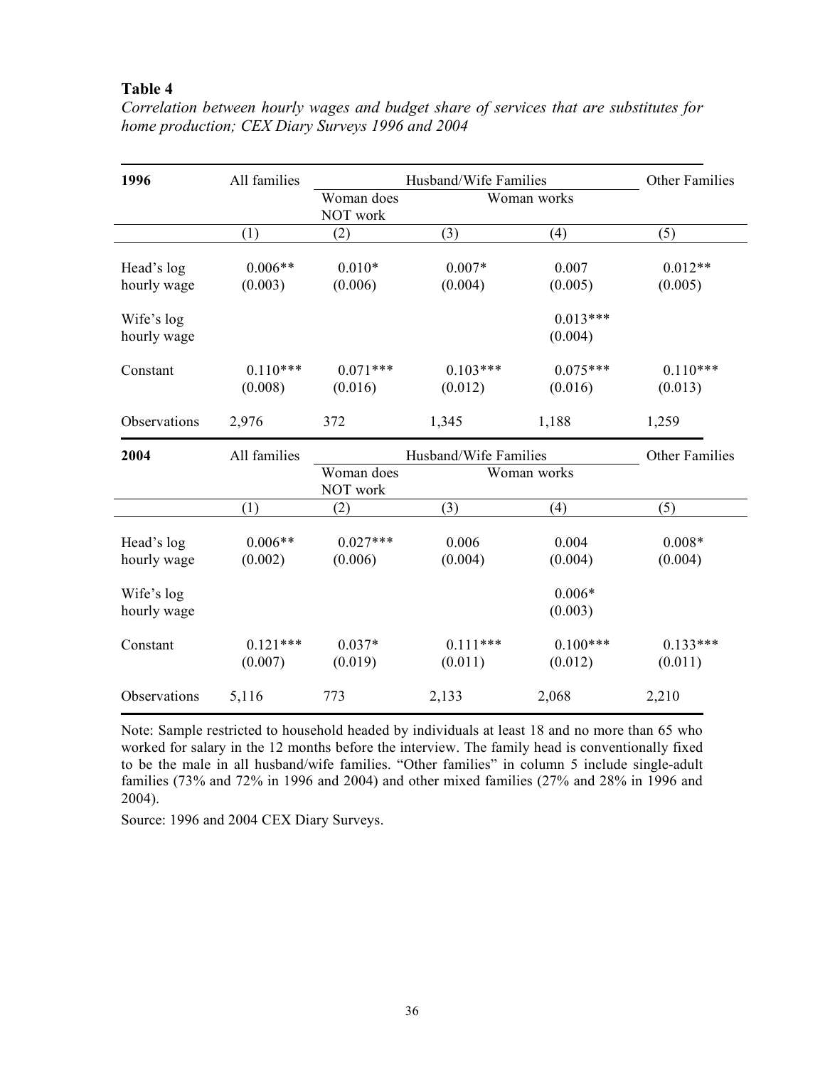**Table 4**

*Correlation between hourly wages and budget share of services that are substitutes for home production; CEX Diary Surveys 1996 and 2004*

| **1996** | All families | Husband/Wife Families | | | Other Families |
|---|---|---|---|---|---|
| | | Woman does NOT work | Woman works | | |
| | (1) | (2) | (3) | (4) | (5) |
| Head's log hourly wage | 0.006** | 0.010* | 0.007* | 0.007 | 0.012** |
| | (0.003) | (0.006) | (0.004) | (0.005) | (0.005) |
| Wife's log hourly wage | | | | 0.013*** | |
| | | | | (0.004) | |
| Constant | 0.110*** | 0.071*** | 0.103*** | 0.075*** | 0.110*** |
| | (0.008) | (0.016) | (0.012) | (0.016) | (0.013) |
| Observations | 2,976 | 372 | 1,345 | 1,188 | 1,259 |
| **2004** | All families | Husband/Wife Families | | | Other Families |
| | | Woman does NOT work | Woman works | | |
| | (1) | (2) | (3) | (4) | (5) |
| Head's log hourly wage | 0.006** | 0.027*** | 0.006 | 0.004 | 0.008* |
| | (0.002) | (0.006) | (0.004) | (0.004) | (0.004) |
| Wife's log hourly wage | | | | 0.006* | |
| | | | | (0.003) | |
| Constant | 0.121*** | 0.037* | 0.111*** | 0.100*** | 0.133*** |
| | (0.007) | (0.019) | (0.011) | (0.012) | (0.011) |
| Observations | 5,116 | 773 | 2,133 | 2,068 | 2,210 |

Note: Sample restricted to household headed by individuals at least 18 and no more than 65 who worked for salary in the 12 months before the interview. The family head is conventionally fixed to be the male in all husband/wife families. "Other families" in column 5 include single-adult families (73% and 72% in 1996 and 2004) and other mixed families (27% and 28% in 1996 and 2004).

Source: 1996 and 2004 CEX Diary Surveys.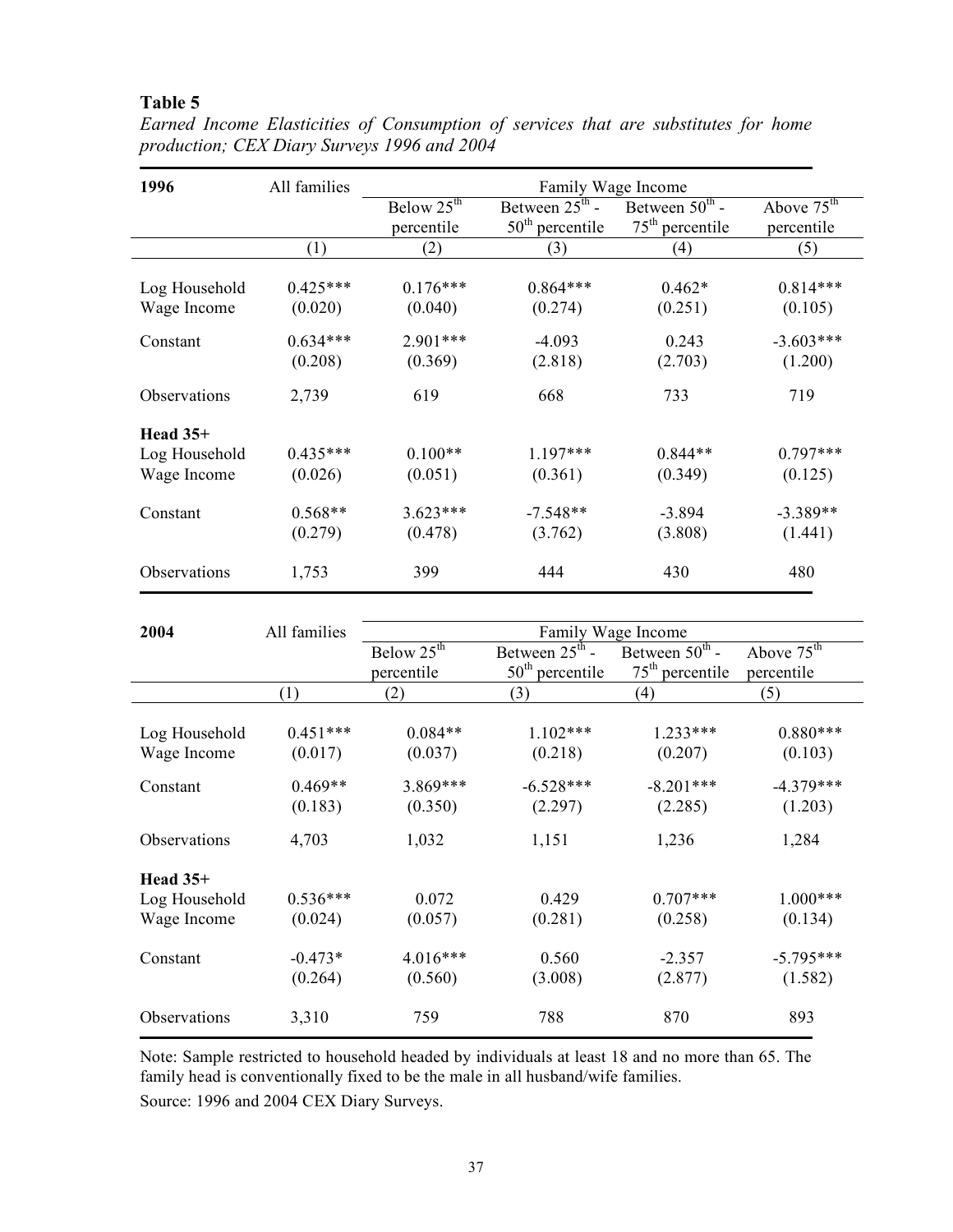**Table 5**

*Earned Income Elasticities of Consumption of services that are substitutes for home production; CEX Diary Surveys 1996 and 2004*

| 1996 | All families | Family Wage Income | | | |
|---|---|---|---|---|---|
| | | Below 25th percentile | Between 25th - 50th percentile | Between 50th - 75th percentile | Above 75th percentile |
| | (1) | (2) | (3) | (4) | (5) |
| Log Household Wage Income | 0.425*** | 0.176*** | 0.864*** | 0.462* | 0.814*** |
| | (0.020) | (0.040) | (0.274) | (0.251) | (0.105) |
| Constant | 0.634*** | 2.901*** | -4.093 | 0.243 | -3.603*** |
| | (0.208) | (0.369) | (2.818) | (2.703) | (1.200) |
| Observations | 2,739 | 619 | 668 | 733 | 719 |
| **Head 35+** | | | | | |
| Log Household Wage Income | 0.435*** | 0.100** | 1.197*** | 0.844** | 0.797*** |
| | (0.026) | (0.051) | (0.361) | (0.349) | (0.125) |
| Constant | 0.568** | 3.623*** | -7.548** | -3.894 | -3.389** |
| | (0.279) | (0.478) | (3.762) | (3.808) | (1.441) |
| Observations | 1,753 | 399 | 444 | 430 | 480 |

| 2004 | All families | Family Wage Income | | | |
|---|---|---|---|---|---|
| | | Below 25th percentile | Between 25th - 50th percentile | Between 50th - 75th percentile | Above 75th percentile |
| | (1) | (2) | (3) | (4) | (5) |
| Log Household Wage Income | 0.451*** | 0.084** | 1.102*** | 1.233*** | 0.880*** |
| | (0.017) | (0.037) | (0.218) | (0.207) | (0.103) |
| Constant | 0.469** | 3.869*** | -6.528*** | -8.201*** | -4.379*** |
| | (0.183) | (0.350) | (2.297) | (2.285) | (1.203) |
| Observations | 4,703 | 1,032 | 1,151 | 1,236 | 1,284 |
| **Head 35+** | | | | | |
| Log Household Wage Income | 0.536*** | 0.072 | 0.429 | 0.707*** | 1.000*** |
| | (0.024) | (0.057) | (0.281) | (0.258) | (0.134) |
| Constant | -0.473* | 4.016*** | 0.560 | -2.357 | -5.795*** |
| | (0.264) | (0.560) | (3.008) | (2.877) | (1.582) |
| Observations | 3,310 | 759 | 788 | 870 | 893 |

Note: Sample restricted to household headed by individuals at least 18 and no more than 65. The family head is conventionally fixed to be the male in all husband/wife families.

Source: 1996 and 2004 CEX Diary Surveys.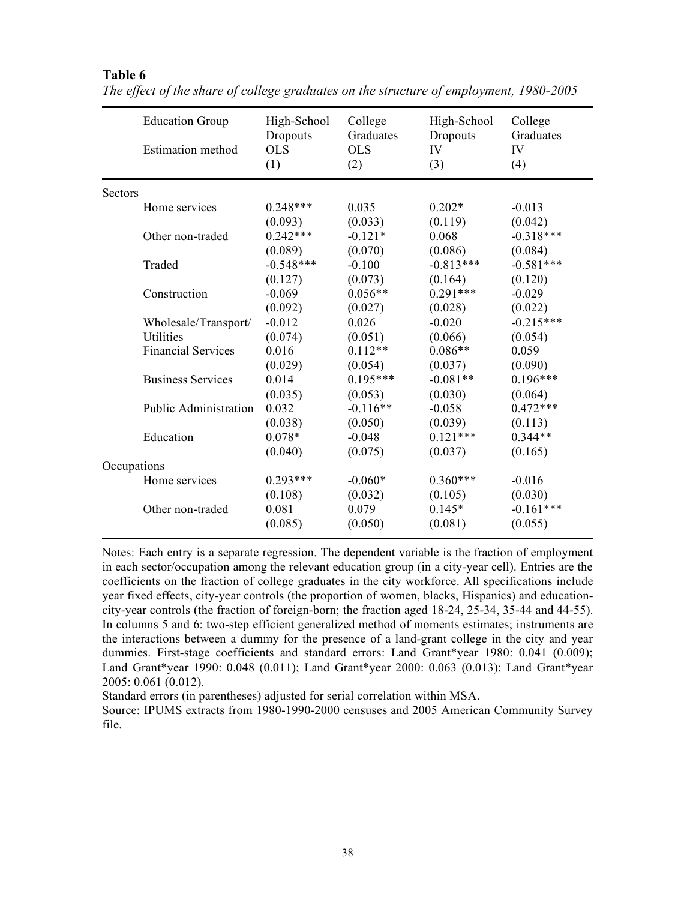**Table 6**

*The effect of the share of college graduates on the structure of employment, 1980-2005*

| Education Group | High-School Dropouts | College Graduates | High-School Dropouts | College Graduates |
|---|---|---|---|---|
| Estimation method | OLS | OLS | IV | IV |
| | (1) | (2) | (3) | (4) |
| **Sectors** | | | | |
| Home services | 0.248*** | 0.035 | 0.202* | -0.013 |
| | (0.093) | (0.033) | (0.119) | (0.042) |
| Other non-traded | 0.242*** | -0.121* | 0.068 | -0.318*** |
| | (0.089) | (0.070) | (0.086) | (0.084) |
| Traded | -0.548*** | -0.100 | -0.813*** | -0.581*** |
| | (0.127) | (0.073) | (0.164) | (0.120) |
| Construction | -0.069 | 0.056** | 0.291*** | -0.029 |
| | (0.092) | (0.027) | (0.028) | (0.022) |
| Wholesale/Transport/ Utilities | -0.012 | 0.026 | -0.020 | -0.215*** |
| | (0.074) | (0.051) | (0.066) | (0.054) |
| Financial Services | 0.016 | 0.112** | 0.086** | 0.059 |
| | (0.029) | (0.054) | (0.037) | (0.090) |
| Business Services | 0.014 | 0.195*** | -0.081** | 0.196*** |
| | (0.035) | (0.053) | (0.030) | (0.064) |
| Public Administration | 0.032 | -0.116** | -0.058 | 0.472*** |
| | (0.038) | (0.050) | (0.039) | (0.113) |
| Education | 0.078* | -0.048 | 0.121*** | 0.344** |
| | (0.040) | (0.075) | (0.037) | (0.165) |
| **Occupations** | | | | |
| Home services | 0.293*** | -0.060* | 0.360*** | -0.016 |
| | (0.108) | (0.032) | (0.105) | (0.030) |
| Other non-traded | 0.081 | 0.079 | 0.145* | -0.161*** |
| | (0.085) | (0.050) | (0.081) | (0.055) |

Notes: Each entry is a separate regression. The dependent variable is the fraction of employment in each sector/occupation among the relevant education group (in a city-year cell). Entries are the coefficients on the fraction of college graduates in the city workforce. All specifications include year fixed effects, city-year controls (the proportion of women, blacks, Hispanics) and education-city-year controls (the fraction of foreign-born; the fraction aged 18-24, 25-34, 35-44 and 44-55). In columns 5 and 6: two-step efficient generalized method of moments estimates; instruments are the interactions between a dummy for the presence of a land-grant college in the city and year dummies. First-stage coefficients and standard errors: Land Grant*year 1980: 0.041 (0.009); Land Grant*year 1990: 0.048 (0.011); Land Grant*year 2000: 0.063 (0.013); Land Grant*year 2005: 0.061 (0.012).

Standard errors (in parentheses) adjusted for serial correlation within MSA.

Source: IPUMS extracts from 1980-1990-2000 censuses and 2005 American Community Survey file.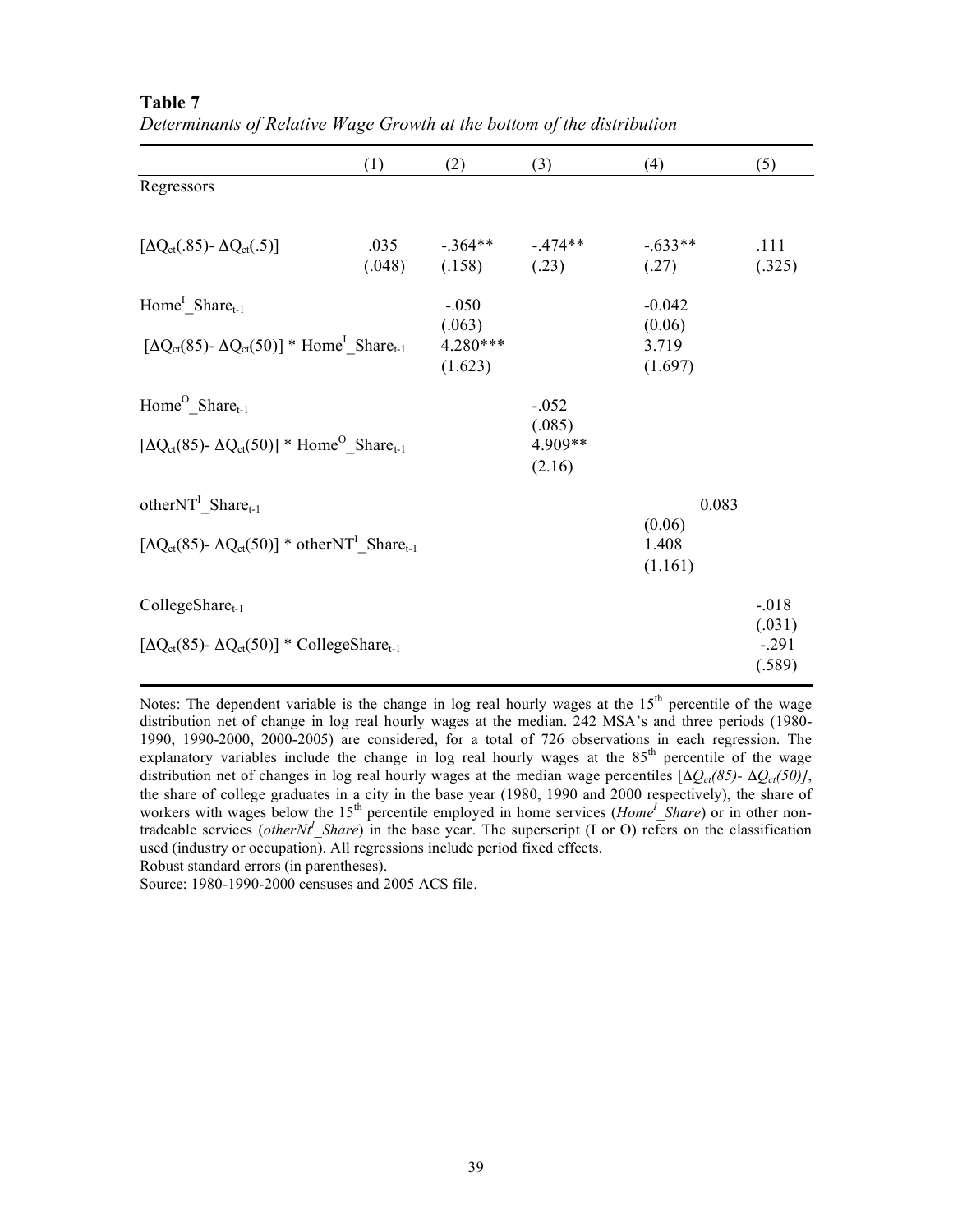**Table 7**

*Determinants of Relative Wage Growth at the bottom of the distribution*

| | (1) | (2) | (3) | (4) | (5) |
|---|---|---|---|---|---|
| Regressors | | | | | |
| $[\Delta Q_{ct}(.85)- \Delta Q_{ct}(.5)]$ | .035 | -.364** | -.474** | -.633** | .111 |
| | (.048) | (.158) | (.23) | (.27) | (.325) |
| $Home^{I}\_Share_{t-1}$ | | -.050 | | -0.042 | |
| | | (.063) | | (0.06) | |
| $[\Delta Q_{ct}(85)- \Delta Q_{ct}(50)] * Home^{I}\_Share_{t-1}$ | | 4.280*** | | 3.719 | |
| | | (1.623) | | (1.697) | |
| $Home^{O}\_Share_{t-1}$ | | | -.052 | | |
| | | | (.085) | | |
| $[\Delta Q_{ct}(85)- \Delta Q_{ct}(50)] * Home^{O}\_Share_{t-1}$ | | | 4.909** | | |
| | | | (2.16) | | |
| $otherNT^{I}\_Share_{t-1}$ | | | | 0.083 | |
| | | | | (0.06) | |
| $[\Delta Q_{ct}(85)- \Delta Q_{ct}(50)] * otherNT^{I}\_Share_{t-1}$ | | | | 1.408 | |
| | | | | (1.161) | |
| $CollegeShare_{t-1}$ | | | | | -.018 |
| | | | | | (.031) |
| $[\Delta Q_{ct}(85)- \Delta Q_{ct}(50)] * CollegeShare_{t-1}$ | | | | | -.291 |
| | | | | | (.589) |

Notes: The dependent variable is the change in log real hourly wages at the 15th percentile of the wage distribution net of change in log real hourly wages at the median. 242 MSA's and three periods (1980-1990, 1990-2000, 2000-2005) are considered, for a total of 726 observations in each regression. The explanatory variables include the change in log real hourly wages at the 85th percentile of the wage distribution net of changes in log real hourly wages at the median wage percentiles $[\Delta Q_{ct}(85)- \Delta Q_{ct}(50)]$, the share of college graduates in a city in the base year (1980, 1990 and 2000 respectively), the share of workers with wages below the 15th percentile employed in home services ($Home^{I}\_Share$) or in other non-tradeable services ($otherNt^{I}\_Share$) in the base year. The superscript (I or O) refers on the classification used (industry or occupation). All regressions include period fixed effects.

Robust standard errors (in parentheses).

Source: 1980-1990-2000 censuses and 2005 ACS file.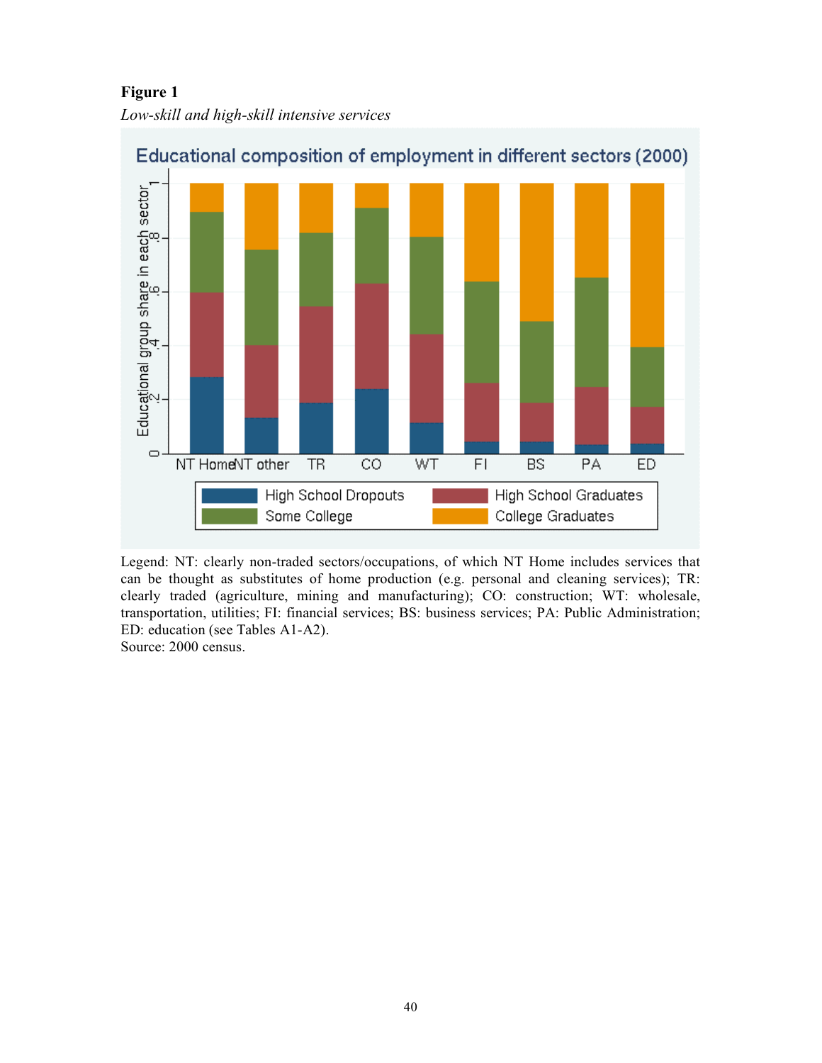**Figure 1**

*Low-skill and high-skill intensive services*

Legend: NT: clearly non-traded sectors/occupations, of which NT Home includes services that can be thought as substitutes of home production (e.g. personal and cleaning services); TR: clearly traded (agriculture, mining and manufacturing); CO: construction; WT: wholesale, transportation, utilities; FI: financial services; BS: business services; PA: Public Administration; ED: education (see Tables A1-A2).

Source: 2000 census.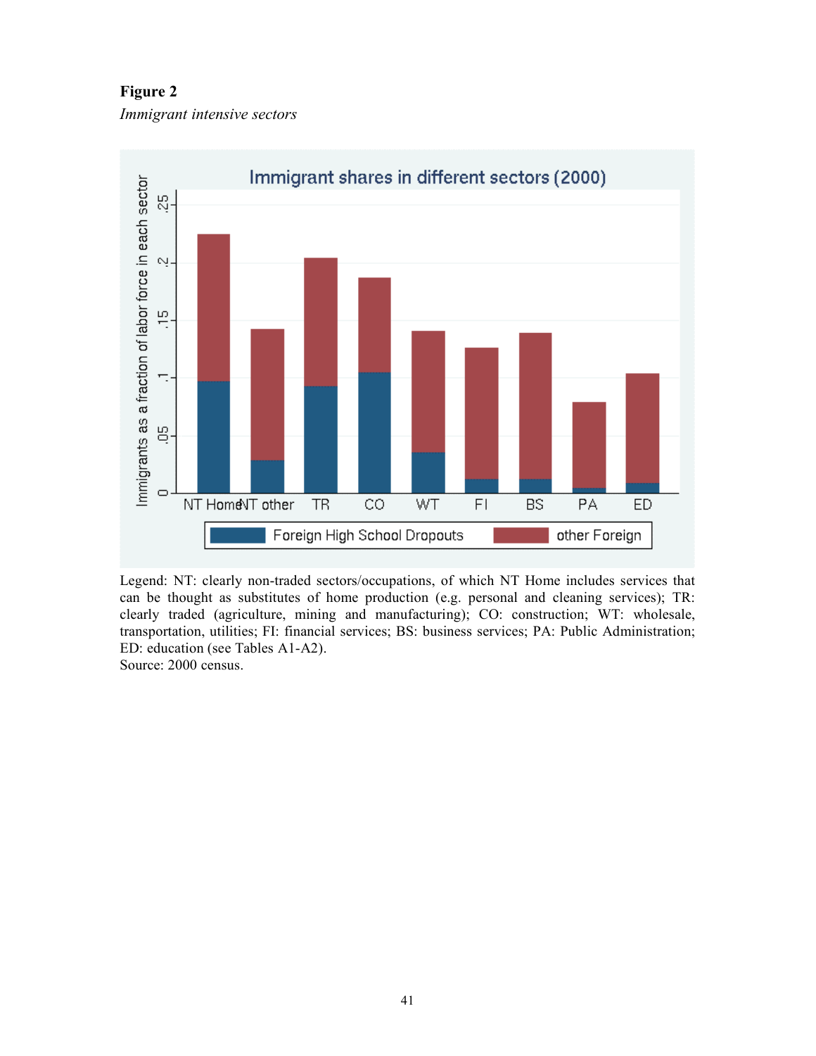**Figure 2**

*Immigrant intensive sectors*

Legend: NT: clearly non-traded sectors/occupations, of which NT Home includes services that can be thought as substitutes of home production (e.g. personal and cleaning services); TR: clearly traded (agriculture, mining and manufacturing); CO: construction; WT: wholesale, transportation, utilities; FI: financial services; BS: business services; PA: Public Administration; ED: education (see Tables A1-A2).

Source: 2000 census.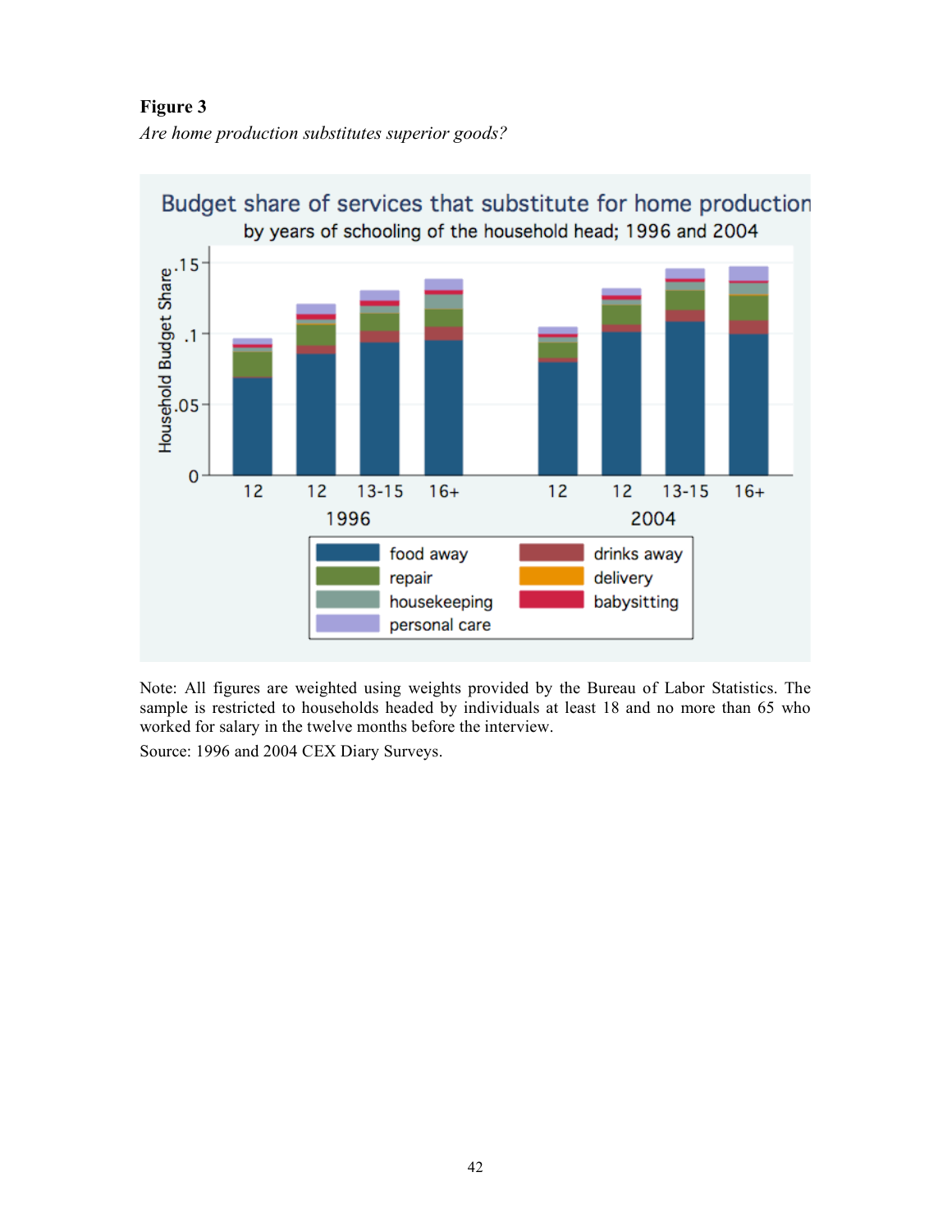**Figure 3**

*Are home production substitutes superior goods?*

Note: All figures are weighted using weights provided by the Bureau of Labor Statistics. The sample is restricted to households headed by individuals at least 18 and no more than 65 who worked for salary in the twelve months before the interview.

Source: 1996 and 2004 CEX Diary Surveys.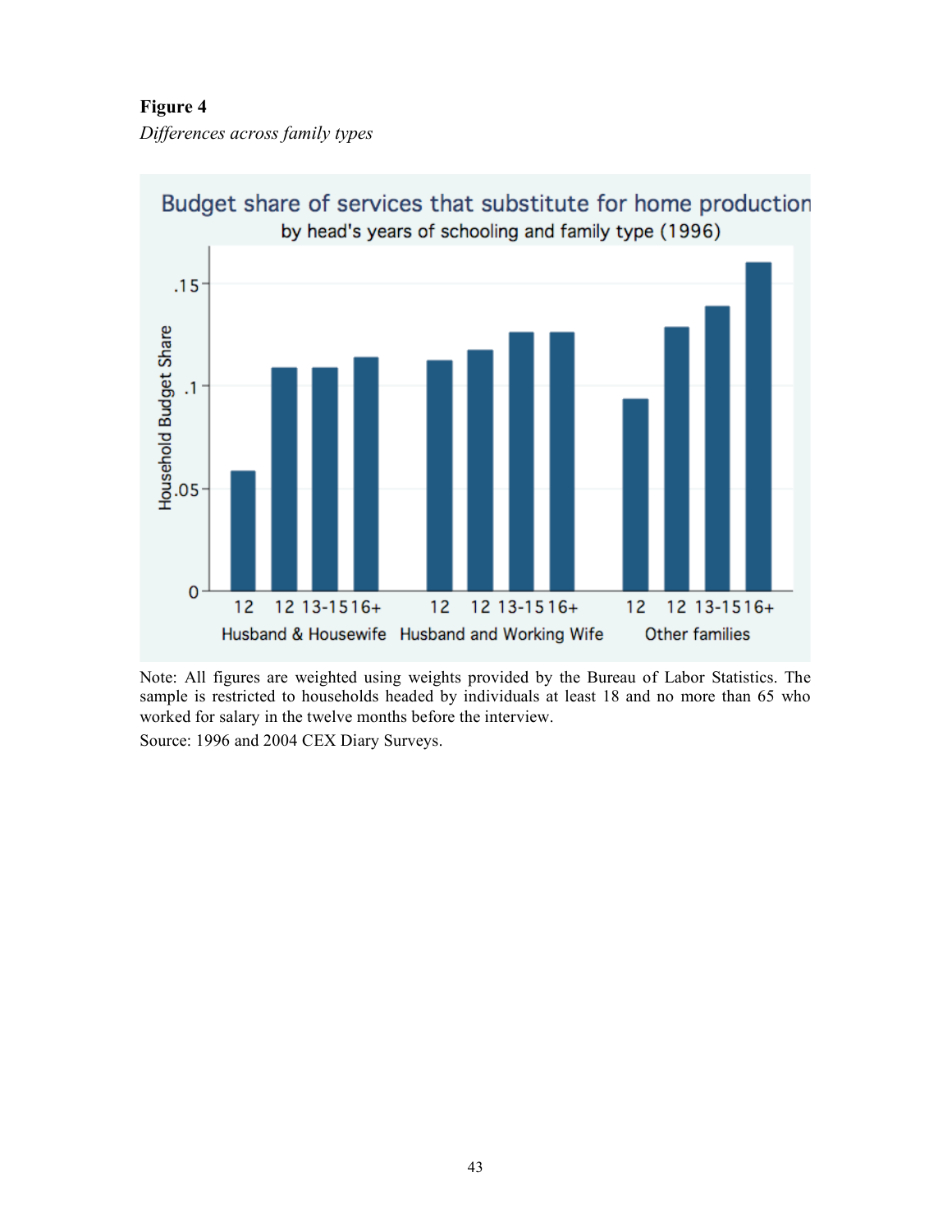**Figure 4**

*Differences across family types*

Budget share of services that substitute for home production
by head's years of schooling and family type (1996)

Note: All figures are weighted using weights provided by the Bureau of Labor Statistics. The sample is restricted to households headed by individuals at least 18 and no more than 65 who worked for salary in the twelve months before the interview.

Source: 1996 and 2004 CEX Diary Surveys.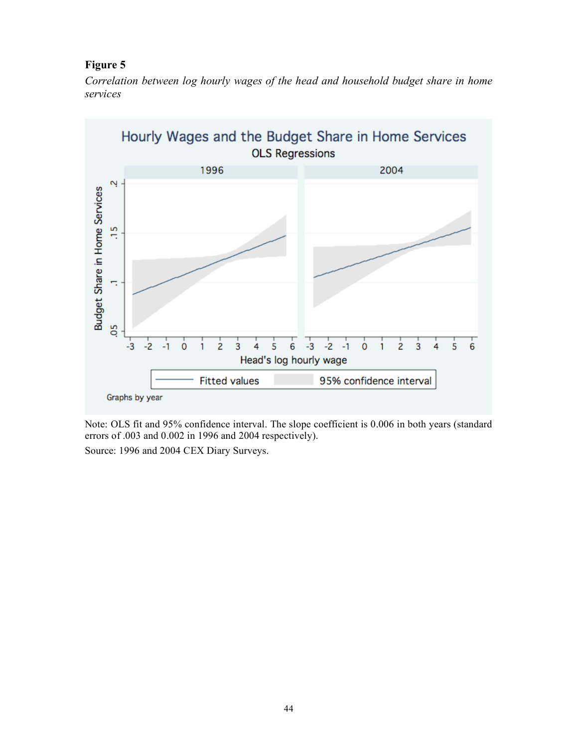**Figure 5**

*Correlation between log hourly wages of the head and household budget share in home services*

Note: OLS fit and 95% confidence interval. The slope coefficient is 0.006 in both years (standard errors of .003 and 0.002 in 1996 and 2004 respectively).

Source: 1996 and 2004 CEX Diary Surveys.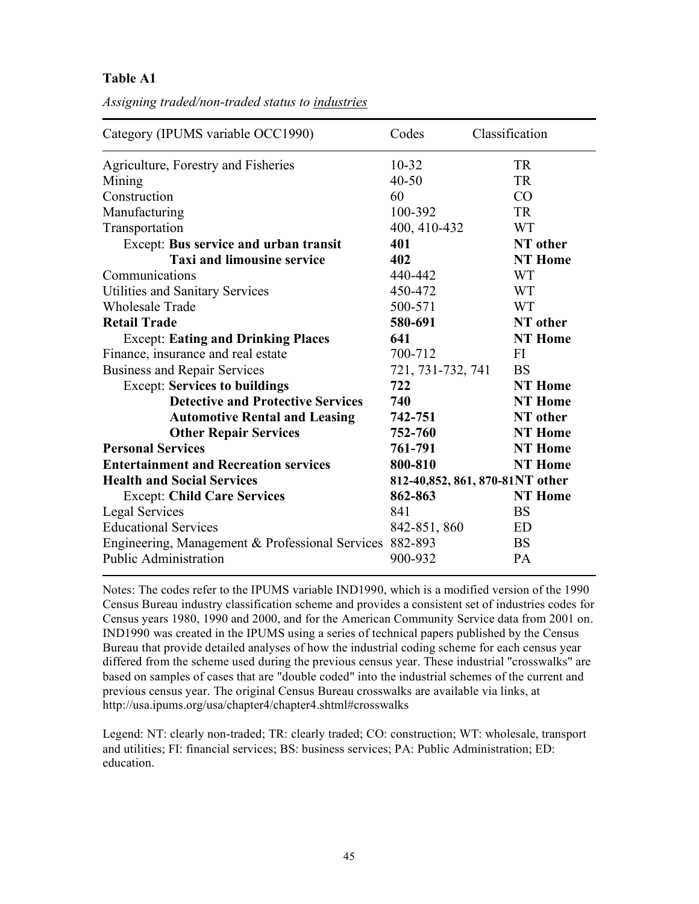**Table A1**

*Assigning traded/non-traded status to industries*

| Category (IPUMS variable OCC1990) | Codes | Classification |
|---|---|---|
| Agriculture, Forestry and Fisheries | 10-32 | TR |
| Mining | 40-50 | TR |
| Construction | 60 | CO |
| Manufacturing | 100-392 | TR |
| Transportation | 400, 410-432 | WT |
| Except: **Bus service and urban transit** | **401** | **NT other** |
| **Taxi and limousine service** | **402** | **NT Home** |
| Communications | 440-442 | WT |
| Utilities and Sanitary Services | 450-472 | WT |
| Wholesale Trade | 500-571 | WT |
| **Retail Trade** | **580-691** | **NT other** |
| Except: **Eating and Drinking Places** | **641** | **NT Home** |
| Finance, insurance and real estate | 700-712 | FI |
| Business and Repair Services | 721, 731-732, 741 | BS |
| Except: **Services to buildings** | **722** | **NT Home** |
| **Detective and Protective Services** | **740** | **NT Home** |
| **Automotive Rental and Leasing** | **742-751** | **NT other** |
| **Other Repair Services** | **752-760** | **NT Home** |
| **Personal Services** | **761-791** | **NT Home** |
| **Entertainment and Recreation services** | **800-810** | **NT Home** |
| **Health and Social Services** | **812-40,852, 861, 870-81** | **NT other** |
| Except: **Child Care Services** | **862-863** | **NT Home** |
| Legal Services | 841 | BS |
| Educational Services | 842-851, 860 | ED |
| Engineering, Management & Professional Services | 882-893 | BS |
| Public Administration | 900-932 | PA |

Notes: The codes refer to the IPUMS variable IND1990, which is a modified version of the 1990 Census Bureau industry classification scheme and provides a consistent set of industries codes for Census years 1980, 1990 and 2000, and for the American Community Service data from 2001 on. IND1990 was created in the IPUMS using a series of technical papers published by the Census Bureau that provide detailed analyses of how the industrial coding scheme for each census year differed from the scheme used during the previous census year. These industrial "crosswalks" are based on samples of cases that are "double coded" into the industrial schemes of the current and previous census year. The original Census Bureau crosswalks are available via links, at http://usa.ipums.org/usa/chapter4/chapter4.shtml#crosswalks

Legend: NT: clearly non-traded; TR: clearly traded; CO: construction; WT: wholesale, transport and utilities; FI: financial services; BS: business services; PA: Public Administration; ED: education.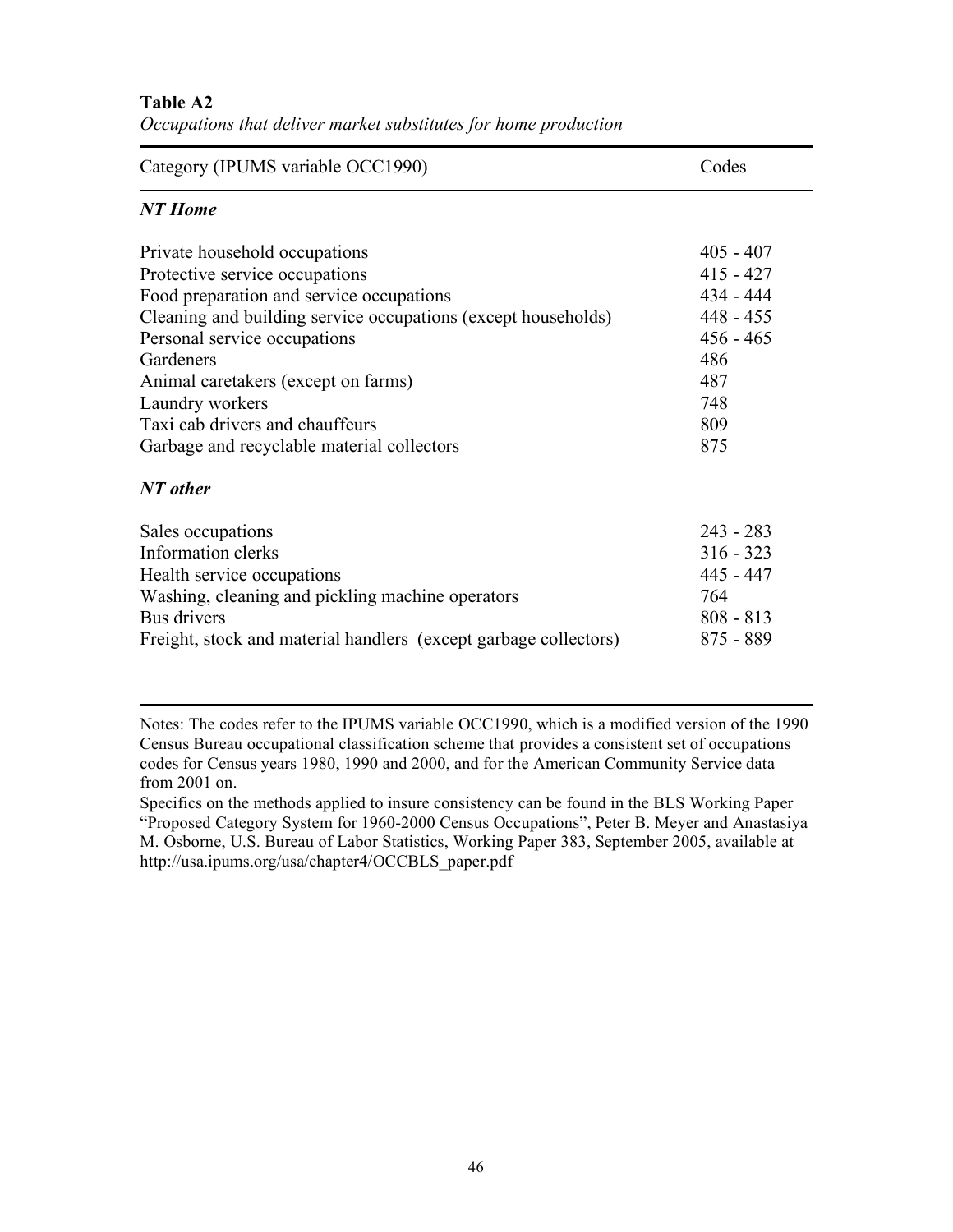**Table A2**

*Occupations that deliver market substitutes for home production*

| Category (IPUMS variable OCC1990) | Codes |
|---|---|
| ***NT Home*** | |
| Private household occupations | 405 - 407 |
| Protective service occupations | 415 - 427 |
| Food preparation and service occupations | 434 - 444 |
| Cleaning and building service occupations (except households) | 448 - 455 |
| Personal service occupations | 456 - 465 |
| Gardeners | 486 |
| Animal caretakers (except on farms) | 487 |
| Laundry workers | 748 |
| Taxi cab drivers and chauffeurs | 809 |
| Garbage and recyclable material collectors | 875 |
| ***NT other*** | |
| Sales occupations | 243 - 283 |
| Information clerks | 316 - 323 |
| Health service occupations | 445 - 447 |
| Washing, cleaning and pickling machine operators | 764 |
| Bus drivers | 808 - 813 |
| Freight, stock and material handlers (except garbage collectors) | 875 - 889 |

Notes: The codes refer to the IPUMS variable OCC1990, which is a modified version of the 1990 Census Bureau occupational classification scheme that provides a consistent set of occupations codes for Census years 1980, 1990 and 2000, and for the American Community Service data from 2001 on.

Specifics on the methods applied to insure consistency can be found in the BLS Working Paper "Proposed Category System for 1960-2000 Census Occupations", Peter B. Meyer and Anastasiya M. Osborne, U.S. Bureau of Labor Statistics, Working Paper 383, September 2005, available at http://usa.ipums.org/usa/chapter4/OCCBLS_paper.pdf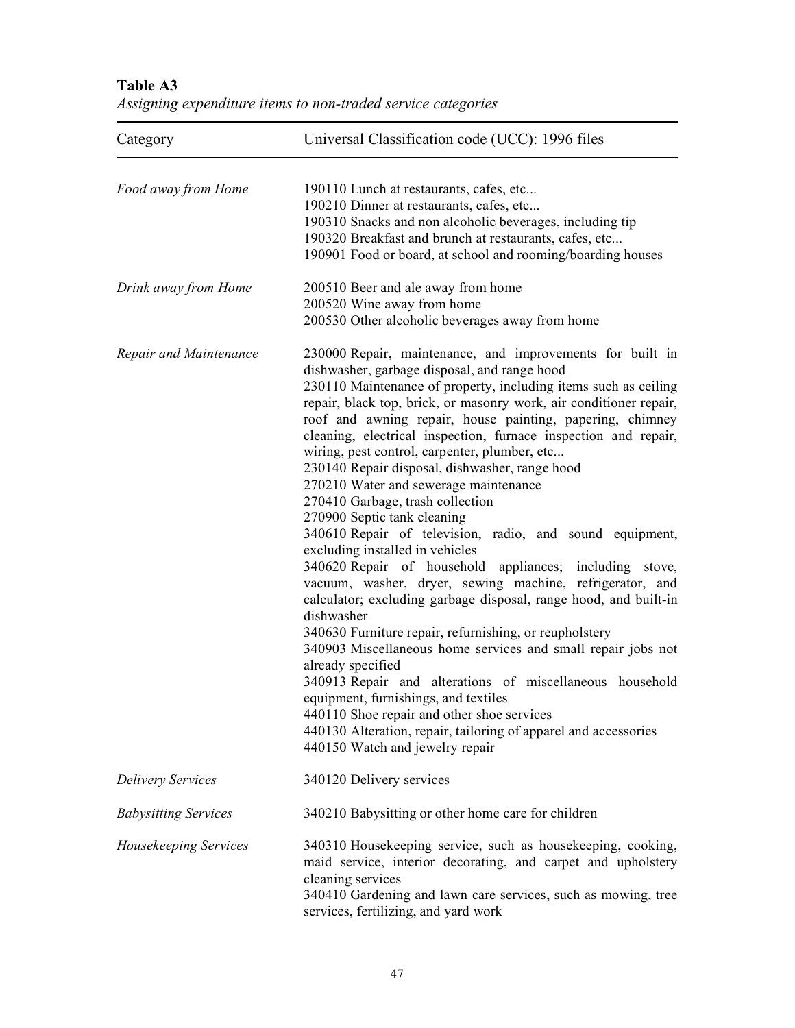**Table A3**

*Assigning expenditure items to non-traded service categories*

| Category | Universal Classification code (UCC): 1996 files |
|---|---|
| *Food away from Home* | 190110 Lunch at restaurants, cafes, etc...<br>190210 Dinner at restaurants, cafes, etc...<br>190310 Snacks and non alcoholic beverages, including tip<br>190320 Breakfast and brunch at restaurants, cafes, etc...<br>190901 Food or board, at school and rooming/boarding houses |
| *Drink away from Home* | 200510 Beer and ale away from home<br>200520 Wine away from home<br>200530 Other alcoholic beverages away from home |
| *Repair and Maintenance* | 230000 Repair, maintenance, and improvements for built in dishwasher, garbage disposal, and range hood<br>230110 Maintenance of property, including items such as ceiling repair, black top, brick, or masonry work, air conditioner repair, roof and awning repair, house painting, papering, chimney cleaning, electrical inspection, furnace inspection and repair, wiring, pest control, carpenter, plumber, etc...<br>230140 Repair disposal, dishwasher, range hood<br>270210 Water and sewerage maintenance<br>270410 Garbage, trash collection<br>270900 Septic tank cleaning<br>340610 Repair of television, radio, and sound equipment, excluding installed in vehicles<br>340620 Repair of household appliances; including stove, vacuum, washer, dryer, sewing machine, refrigerator, and calculator; excluding garbage disposal, range hood, and built-in dishwasher<br>340630 Furniture repair, refurnishing, or reupholstery<br>340903 Miscellaneous home services and small repair jobs not already specified<br>340913 Repair and alterations of miscellaneous household equipment, furnishings, and textiles<br>440110 Shoe repair and other shoe services<br>440130 Alteration, repair, tailoring of apparel and accessories<br>440150 Watch and jewelry repair |
| *Delivery Services* | 340120 Delivery services |
| *Babysitting Services* | 340210 Babysitting or other home care for children |
| *Housekeeping Services* | 340310 Housekeeping service, such as housekeeping, cooking, maid service, interior decorating, and carpet and upholstery cleaning services<br>340410 Gardening and lawn care services, such as mowing, tree services, fertilizing, and yard work |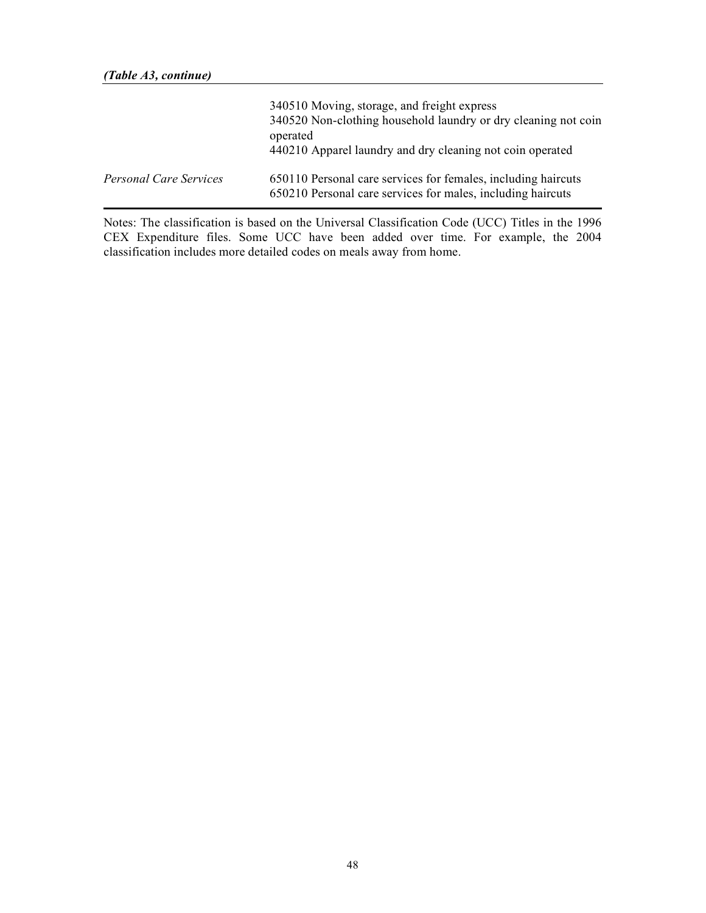*(Table A3, continue)*

| | |
|---|---|
| | 340510 Moving, storage, and freight express<br>340520 Non-clothing household laundry or dry cleaning not coin operated<br>440210 Apparel laundry and dry cleaning not coin operated |
| *Personal Care Services* | 650110 Personal care services for females, including haircuts<br>650210 Personal care services for males, including haircuts |

Notes: The classification is based on the Universal Classification Code (UCC) Titles in the 1996 CEX Expenditure files. Some UCC have been added over time. For example, the 2004 classification includes more detailed codes on meals away from home.